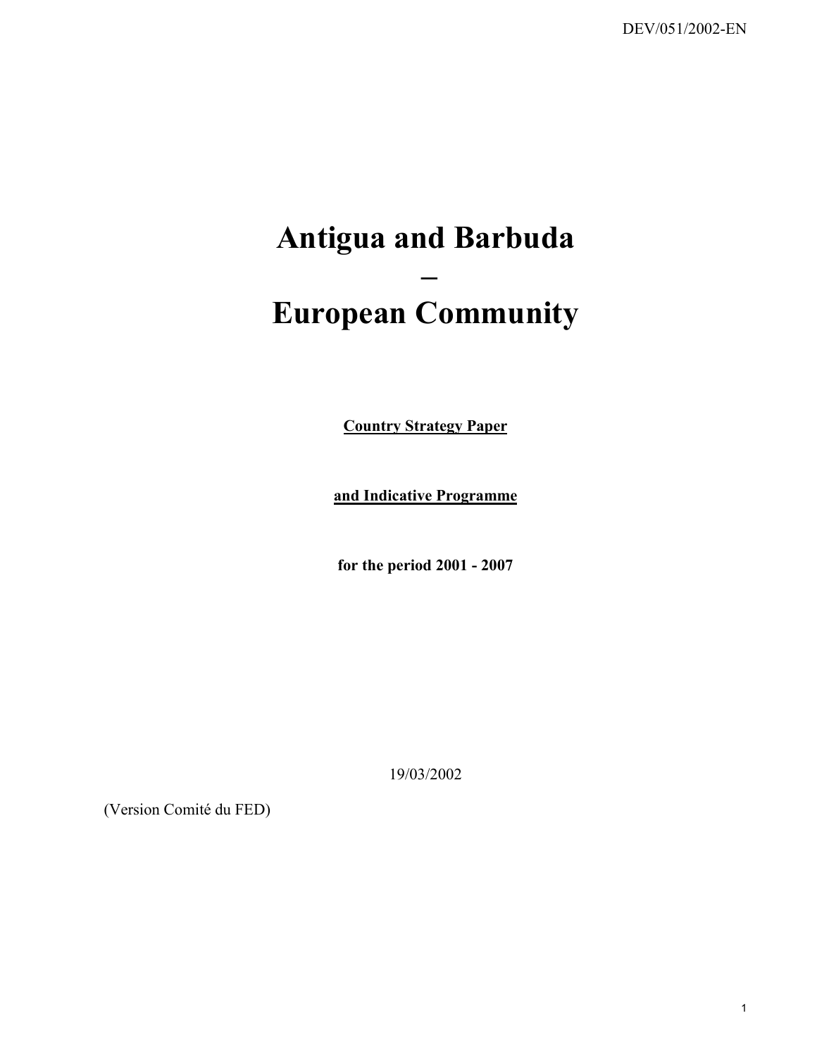DEV/051/2002-EN

# Antigua and Barbuda
# –
# European Community

**Country Strategy Paper**

**and Indicative Programme**

**for the period 2001 - 2007**

19/03/2002

(Version Comité du FED)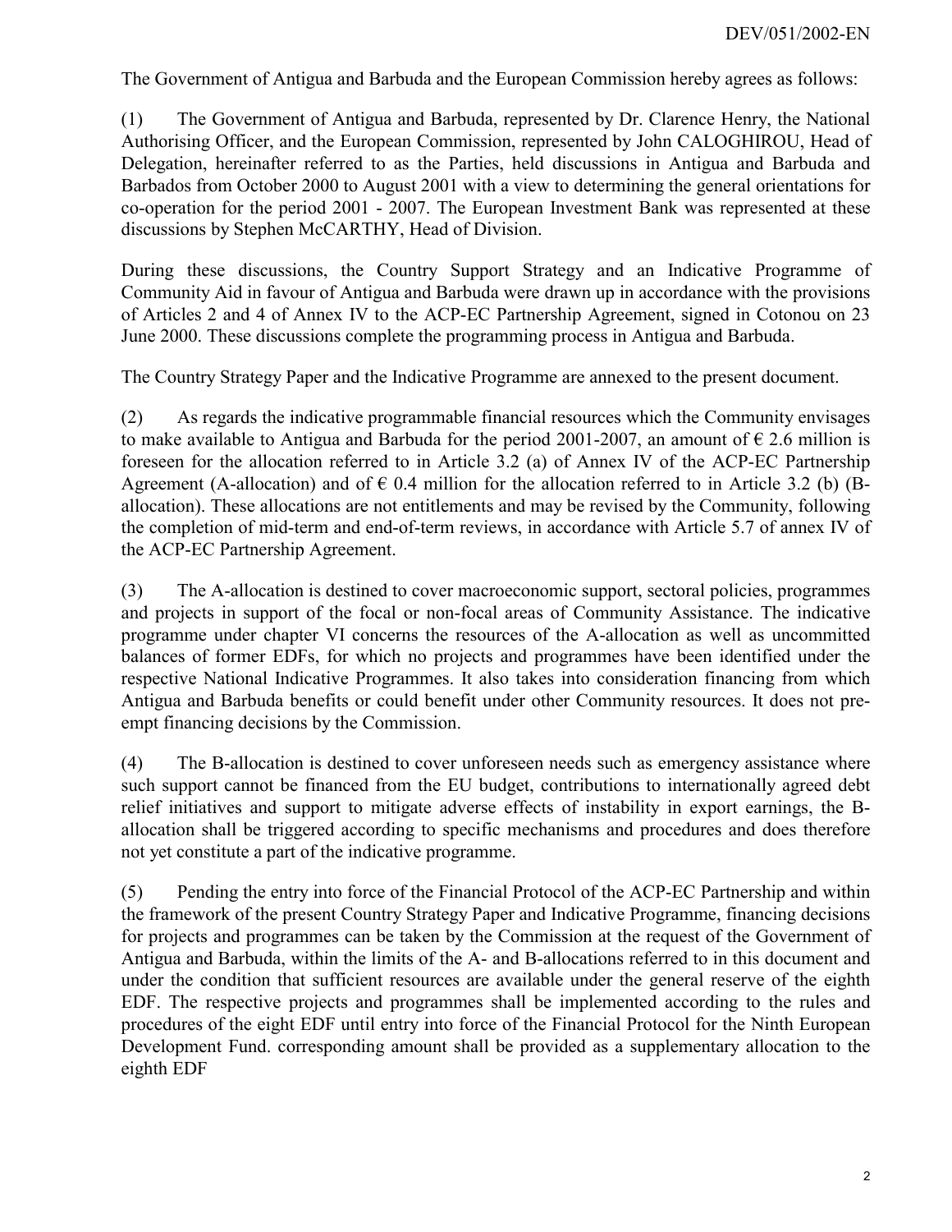The Government of Antigua and Barbuda and the European Commission hereby agrees as follows:

(1) The Government of Antigua and Barbuda, represented by Dr. Clarence Henry, the National Authorising Officer, and the European Commission, represented by John CALOGHIROU, Head of Delegation, hereinafter referred to as the Parties, held discussions in Antigua and Barbuda and Barbados from October 2000 to August 2001 with a view to determining the general orientations for co-operation for the period 2001 - 2007. The European Investment Bank was represented at these discussions by Stephen McCARTHY, Head of Division.

During these discussions, the Country Support Strategy and an Indicative Programme of Community Aid in favour of Antigua and Barbuda were drawn up in accordance with the provisions of Articles 2 and 4 of Annex IV to the ACP-EC Partnership Agreement, signed in Cotonou on 23 June 2000. These discussions complete the programming process in Antigua and Barbuda.

The Country Strategy Paper and the Indicative Programme are annexed to the present document.

(2) As regards the indicative programmable financial resources which the Community envisages to make available to Antigua and Barbuda for the period 2001-2007, an amount of € 2.6 million is foreseen for the allocation referred to in Article 3.2 (a) of Annex IV of the ACP-EC Partnership Agreement (A-allocation) and of € 0.4 million for the allocation referred to in Article 3.2 (b) (B-allocation). These allocations are not entitlements and may be revised by the Community, following the completion of mid-term and end-of-term reviews, in accordance with Article 5.7 of annex IV of the ACP-EC Partnership Agreement.

(3) The A-allocation is destined to cover macroeconomic support, sectoral policies, programmes and projects in support of the focal or non-focal areas of Community Assistance. The indicative programme under chapter VI concerns the resources of the A-allocation as well as uncommitted balances of former EDFs, for which no projects and programmes have been identified under the respective National Indicative Programmes. It also takes into consideration financing from which Antigua and Barbuda benefits or could benefit under other Community resources. It does not pre-empt financing decisions by the Commission.

(4) The B-allocation is destined to cover unforeseen needs such as emergency assistance where such support cannot be financed from the EU budget, contributions to internationally agreed debt relief initiatives and support to mitigate adverse effects of instability in export earnings, the B-allocation shall be triggered according to specific mechanisms and procedures and does therefore not yet constitute a part of the indicative programme.

(5) Pending the entry into force of the Financial Protocol of the ACP-EC Partnership and within the framework of the present Country Strategy Paper and Indicative Programme, financing decisions for projects and programmes can be taken by the Commission at the request of the Government of Antigua and Barbuda, within the limits of the A- and B-allocations referred to in this document and under the condition that sufficient resources are available under the general reserve of the eighth EDF. The respective projects and programmes shall be implemented according to the rules and procedures of the eight EDF until entry into force of the Financial Protocol for the Ninth European Development Fund. corresponding amount shall be provided as a supplementary allocation to the eighth EDF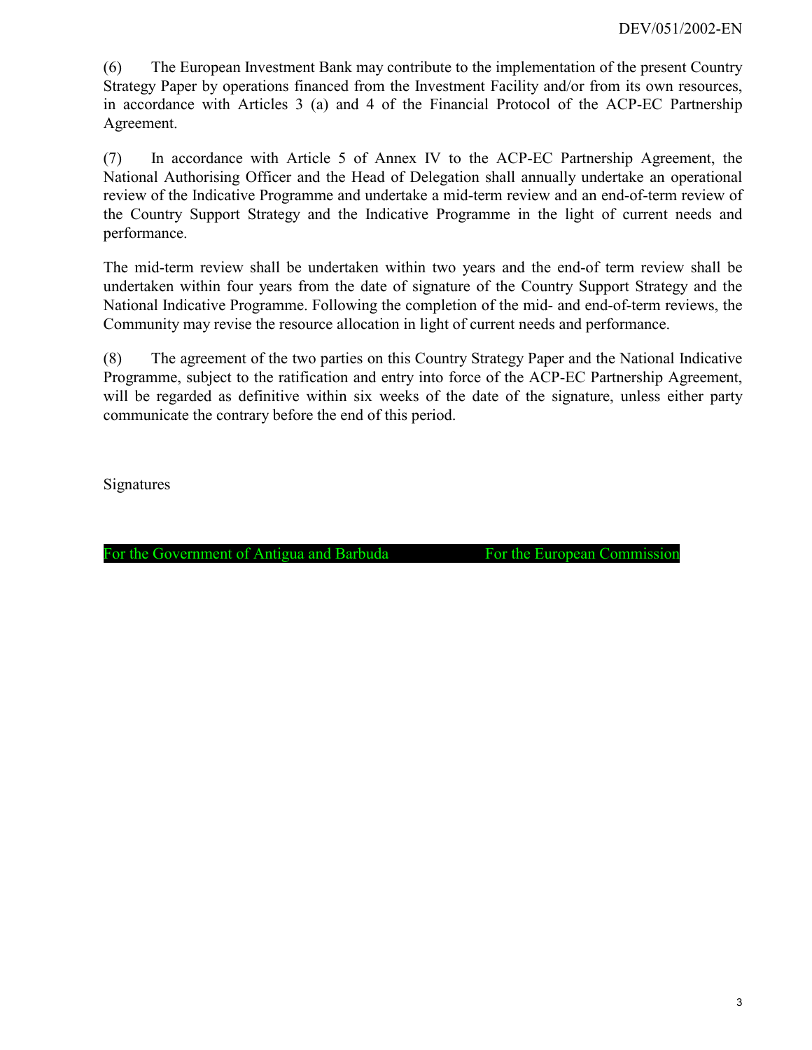(6) The European Investment Bank may contribute to the implementation of the present Country Strategy Paper by operations financed from the Investment Facility and/or from its own resources, in accordance with Articles 3 (a) and 4 of the Financial Protocol of the ACP-EC Partnership Agreement.

(7) In accordance with Article 5 of Annex IV to the ACP-EC Partnership Agreement, the National Authorising Officer and the Head of Delegation shall annually undertake an operational review of the Indicative Programme and undertake a mid-term review and an end-of-term review of the Country Support Strategy and the Indicative Programme in the light of current needs and performance.

The mid-term review shall be undertaken within two years and the end-of term review shall be undertaken within four years from the date of signature of the Country Support Strategy and the National Indicative Programme. Following the completion of the mid- and end-of-term reviews, the Community may revise the resource allocation in light of current needs and performance.

(8) The agreement of the two parties on this Country Strategy Paper and the National Indicative Programme, subject to the ratification and entry into force of the ACP-EC Partnership Agreement, will be regarded as definitive within six weeks of the date of the signature, unless either party communicate the contrary before the end of this period.

Signatures

For the Government of Antigua and Barbuda For the European Commission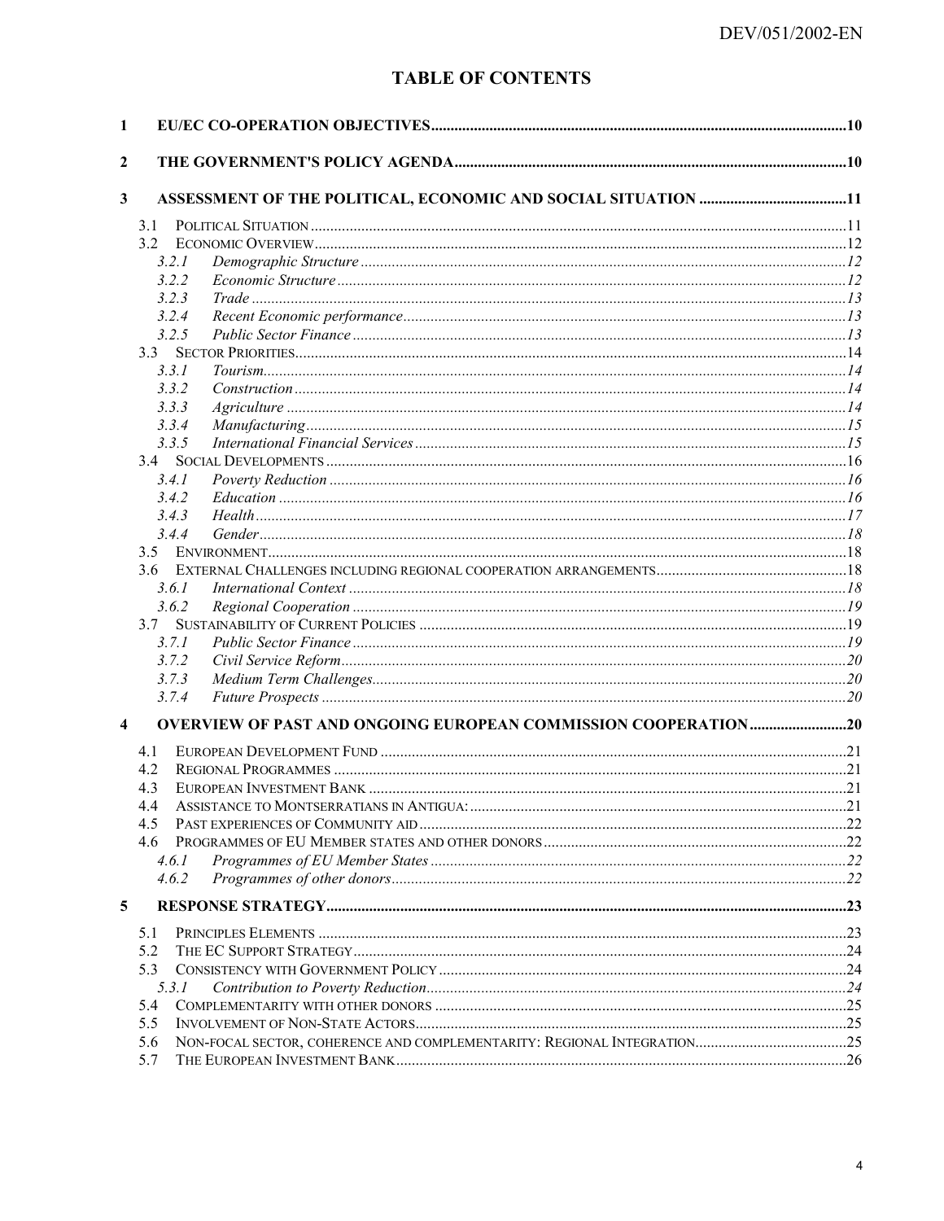# TABLE OF CONTENTS

1 EU/EC CO-OPERATION OBJECTIVES ..... 10

2 THE GOVERNMENT'S POLICY AGENDA ..... 10

3 ASSESSMENT OF THE POLITICAL, ECONOMIC AND SOCIAL SITUATION ..... 11

- 3.1 POLITICAL SITUATION ..... 11
- 3.2 ECONOMIC OVERVIEW ..... 12
  - 3.2.1 *Demographic Structure* ..... 12
  - 3.2.2 *Economic Structure* ..... 12
  - 3.2.3 *Trade* ..... 13
  - 3.2.4 *Recent Economic performance* ..... 13
  - 3.2.5 *Public Sector Finance* ..... 13
- 3.3 SECTOR PRIORITIES ..... 14
  - 3.3.1 *Tourism* ..... 14
  - 3.3.2 *Construction* ..... 14
  - 3.3.3 *Agriculture* ..... 14
  - 3.3.4 *Manufacturing* ..... 15
  - 3.3.5 *International Financial Services* ..... 15
- 3.4 SOCIAL DEVELOPMENTS ..... 16
  - 3.4.1 *Poverty Reduction* ..... 16
  - 3.4.2 *Education* ..... 16
  - 3.4.3 *Health* ..... 17
  - 3.4.4 *Gender* ..... 18
- 3.5 ENVIRONMENT ..... 18
- 3.6 EXTERNAL CHALLENGES INCLUDING REGIONAL COOPERATION ARRANGEMENTS ..... 18
  - 3.6.1 *International Context* ..... 18
  - 3.6.2 *Regional Cooperation* ..... 19
- 3.7 SUSTAINABILITY OF CURRENT POLICIES ..... 19
  - 3.7.1 *Public Sector Finance* ..... 19
  - 3.7.2 *Civil Service Reform* ..... 20
  - 3.7.3 *Medium Term Challenges* ..... 20
  - 3.7.4 *Future Prospects* ..... 20

4 OVERVIEW OF PAST AND ONGOING EUROPEAN COMMISSION COOPERATION ..... 20

- 4.1 EUROPEAN DEVELOPMENT FUND ..... 21
- 4.2 REGIONAL PROGRAMMES ..... 21
- 4.3 EUROPEAN INVESTMENT BANK ..... 21
- 4.4 ASSISTANCE TO MONTSERRATIANS IN ANTIGUA: ..... 21
- 4.5 PAST EXPERIENCES OF COMMUNITY AID ..... 22
- 4.6 PROGRAMMES OF EU MEMBER STATES AND OTHER DONORS ..... 22
  - 4.6.1 *Programmes of EU Member States* ..... 22
  - 4.6.2 *Programmes of other donors* ..... 22

5 RESPONSE STRATEGY ..... 23

- 5.1 PRINCIPLES ELEMENTS ..... 23
- 5.2 THE EC SUPPORT STRATEGY ..... 24
- 5.3 CONSISTENCY WITH GOVERNMENT POLICY ..... 24
  - 5.3.1 *Contribution to Poverty Reduction* ..... 24
- 5.4 COMPLEMENTARITY WITH OTHER DONORS ..... 25
- 5.5 INVOLVEMENT OF NON-STATE ACTORS ..... 25
- 5.6 NON-FOCAL SECTOR, COHERENCE AND COMPLEMENTARITY: REGIONAL INTEGRATION ..... 25
- 5.7 THE EUROPEAN INVESTMENT BANK ..... 26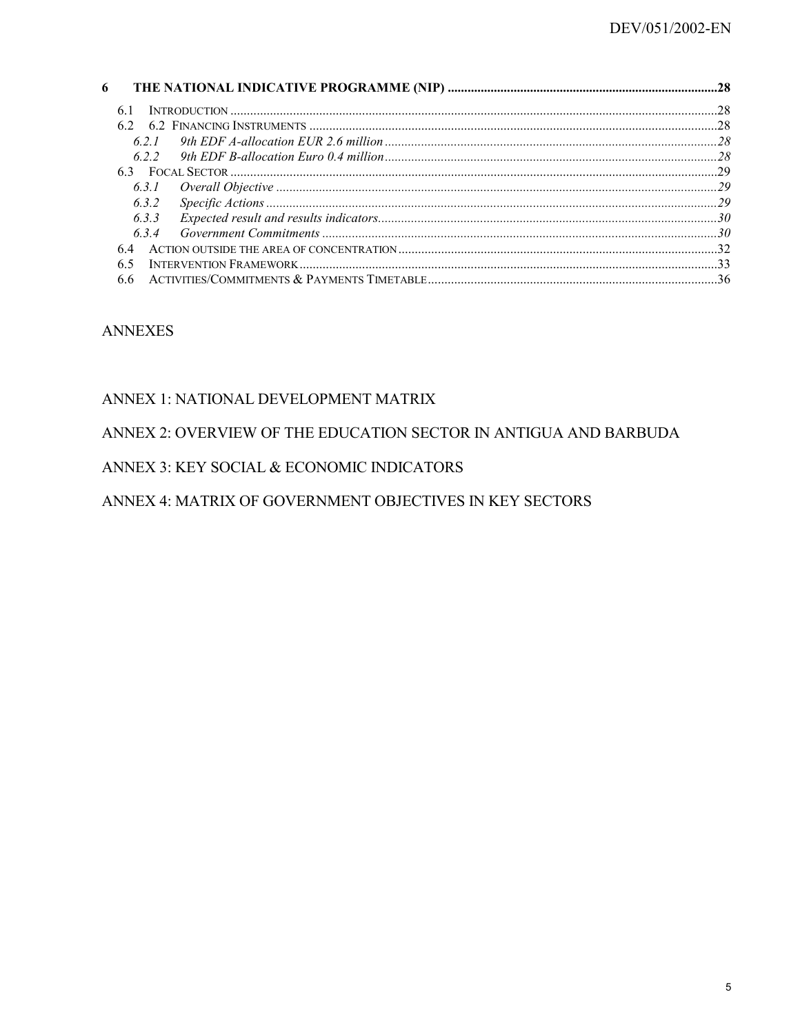**6 THE NATIONAL INDICATIVE PROGRAMME (NIP)** .....28

- 6.1 INTRODUCTION .....28
- 6.2 6.2 FINANCING INSTRUMENTS .....28
  - *6.2.1 9th EDF A-allocation EUR 2.6 million* .....28
  - *6.2.2 9th EDF B-allocation Euro 0.4 million* .....28
- 6.3 FOCAL SECTOR .....29
  - *6.3.1 Overall Objective* .....29
  - *6.3.2 Specific Actions* .....29
  - *6.3.3 Expected result and results indicators* .....30
  - *6.3.4 Government Commitments* .....30
- 6.4 ACTION OUTSIDE THE AREA OF CONCENTRATION .....32
- 6.5 INTERVENTION FRAMEWORK .....33
- 6.6 ACTIVITIES/COMMITMENTS & PAYMENTS TIMETABLE .....36

ANNEXES

ANNEX 1: NATIONAL DEVELOPMENT MATRIX

ANNEX 2: OVERVIEW OF THE EDUCATION SECTOR IN ANTIGUA AND BARBUDA

ANNEX 3: KEY SOCIAL & ECONOMIC INDICATORS

ANNEX 4: MATRIX OF GOVERNMENT OBJECTIVES IN KEY SECTORS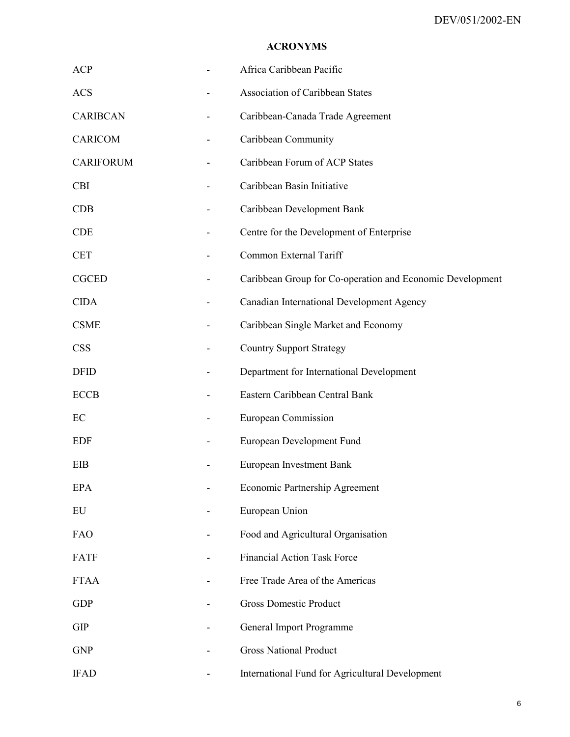**ACRONYMS**

| | | |
|---|---|---|
| ACP | - | Africa Caribbean Pacific |
| ACS | - | Association of Caribbean States |
| CARIBCAN | - | Caribbean-Canada Trade Agreement |
| CARICOM | - | Caribbean Community |
| CARIFORUM | - | Caribbean Forum of ACP States |
| CBI | - | Caribbean Basin Initiative |
| CDB | - | Caribbean Development Bank |
| CDE | - | Centre for the Development of Enterprise |
| CET | - | Common External Tariff |
| CGCED | - | Caribbean Group for Co-operation and Economic Development |
| CIDA | - | Canadian International Development Agency |
| CSME | - | Caribbean Single Market and Economy |
| CSS | - | Country Support Strategy |
| DFID | - | Department for International Development |
| ECCB | - | Eastern Caribbean Central Bank |
| EC | - | European Commission |
| EDF | - | European Development Fund |
| EIB | - | European Investment Bank |
| EPA | - | Economic Partnership Agreement |
| EU | - | European Union |
| FAO | - | Food and Agricultural Organisation |
| FATF | - | Financial Action Task Force |
| FTAA | - | Free Trade Area of the Americas |
| GDP | - | Gross Domestic Product |
| GIP | - | General Import Programme |
| GNP | - | Gross National Product |
| IFAD | - | International Fund for Agricultural Development |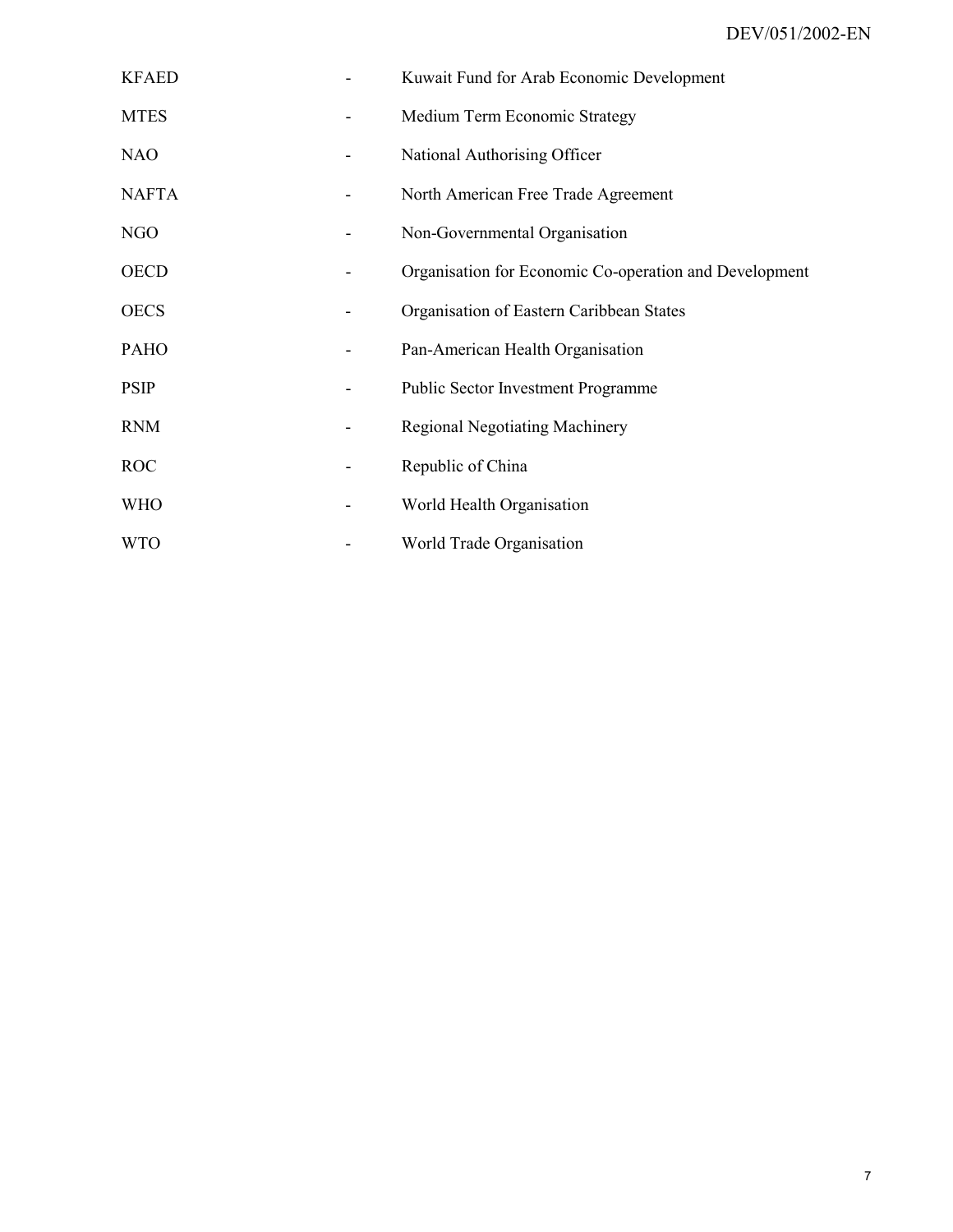| | | |
|---|---|---|
| KFAED | - | Kuwait Fund for Arab Economic Development |
| MTES | - | Medium Term Economic Strategy |
| NAO | - | National Authorising Officer |
| NAFTA | - | North American Free Trade Agreement |
| NGO | - | Non-Governmental Organisation |
| OECD | - | Organisation for Economic Co-operation and Development |
| OECS | - | Organisation of Eastern Caribbean States |
| PAHO | - | Pan-American Health Organisation |
| PSIP | - | Public Sector Investment Programme |
| RNM | - | Regional Negotiating Machinery |
| ROC | - | Republic of China |
| WHO | - | World Health Organisation |
| WTO | - | World Trade Organisation |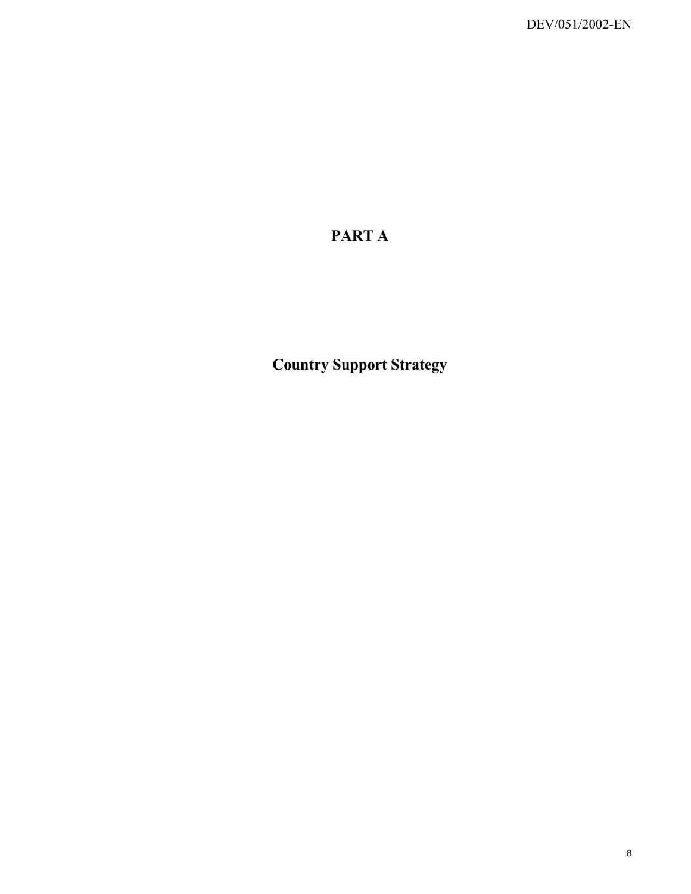# PART A

## Country Support Strategy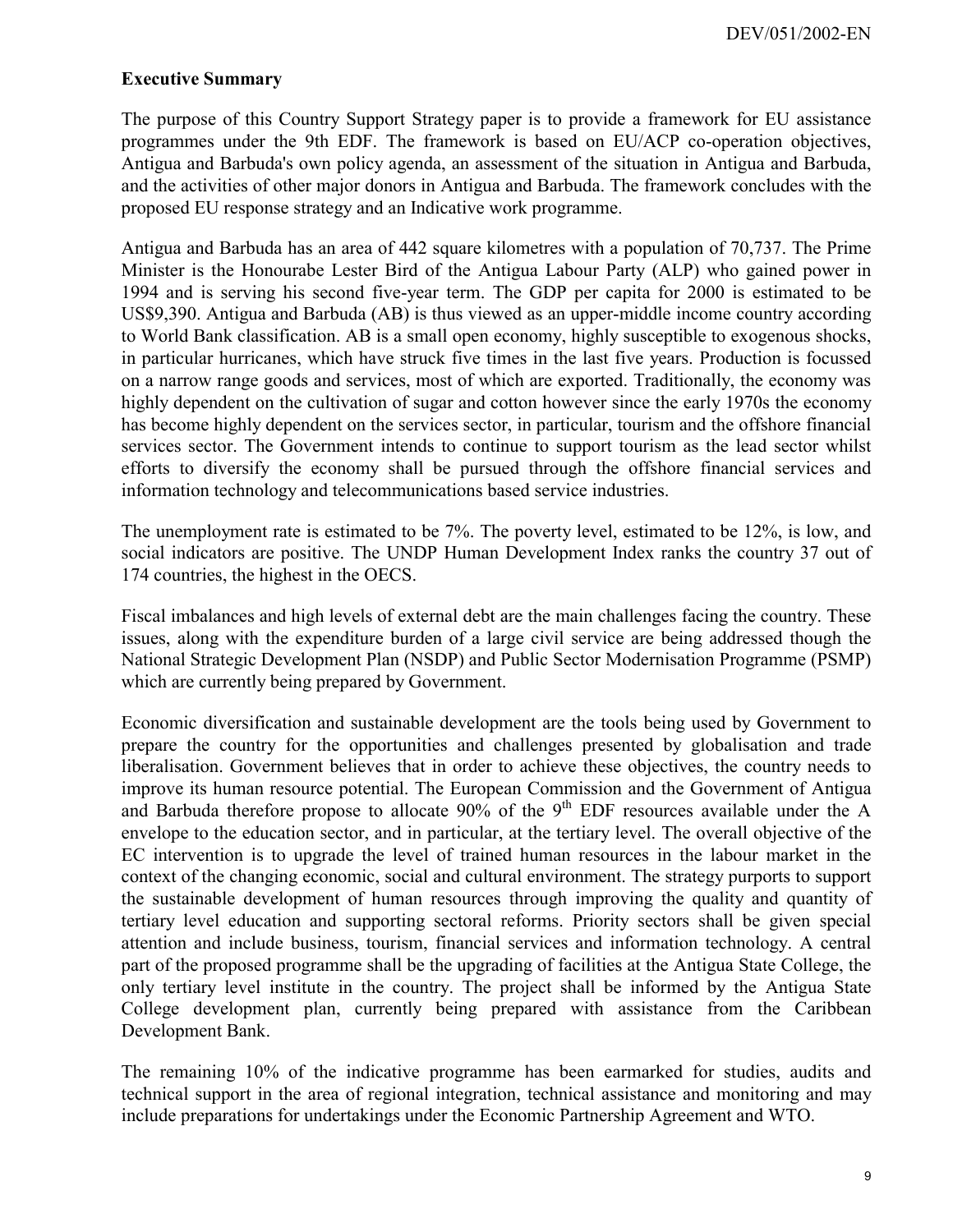## Executive Summary

The purpose of this Country Support Strategy paper is to provide a framework for EU assistance programmes under the 9th EDF. The framework is based on EU/ACP co-operation objectives, Antigua and Barbuda's own policy agenda, an assessment of the situation in Antigua and Barbuda, and the activities of other major donors in Antigua and Barbuda. The framework concludes with the proposed EU response strategy and an Indicative work programme.

Antigua and Barbuda has an area of 442 square kilometres with a population of 70,737. The Prime Minister is the Honourabe Lester Bird of the Antigua Labour Party (ALP) who gained power in 1994 and is serving his second five-year term. The GDP per capita for 2000 is estimated to be US$9,390. Antigua and Barbuda (AB) is thus viewed as an upper-middle income country according to World Bank classification. AB is a small open economy, highly susceptible to exogenous shocks, in particular hurricanes, which have struck five times in the last five years. Production is focussed on a narrow range goods and services, most of which are exported. Traditionally, the economy was highly dependent on the cultivation of sugar and cotton however since the early 1970s the economy has become highly dependent on the services sector, in particular, tourism and the offshore financial services sector. The Government intends to continue to support tourism as the lead sector whilst efforts to diversify the economy shall be pursued through the offshore financial services and information technology and telecommunications based service industries.

The unemployment rate is estimated to be 7%. The poverty level, estimated to be 12%, is low, and social indicators are positive. The UNDP Human Development Index ranks the country 37 out of 174 countries, the highest in the OECS.

Fiscal imbalances and high levels of external debt are the main challenges facing the country. These issues, along with the expenditure burden of a large civil service are being addressed though the National Strategic Development Plan (NSDP) and Public Sector Modernisation Programme (PSMP) which are currently being prepared by Government.

Economic diversification and sustainable development are the tools being used by Government to prepare the country for the opportunities and challenges presented by globalisation and trade liberalisation. Government believes that in order to achieve these objectives, the country needs to improve its human resource potential. The European Commission and the Government of Antigua and Barbuda therefore propose to allocate 90% of the 9th EDF resources available under the A envelope to the education sector, and in particular, at the tertiary level. The overall objective of the EC intervention is to upgrade the level of trained human resources in the labour market in the context of the changing economic, social and cultural environment. The strategy purports to support the sustainable development of human resources through improving the quality and quantity of tertiary level education and supporting sectoral reforms. Priority sectors shall be given special attention and include business, tourism, financial services and information technology. A central part of the proposed programme shall be the upgrading of facilities at the Antigua State College, the only tertiary level institute in the country. The project shall be informed by the Antigua State College development plan, currently being prepared with assistance from the Caribbean Development Bank.

The remaining 10% of the indicative programme has been earmarked for studies, audits and technical support in the area of regional integration, technical assistance and monitoring and may include preparations for undertakings under the Economic Partnership Agreement and WTO.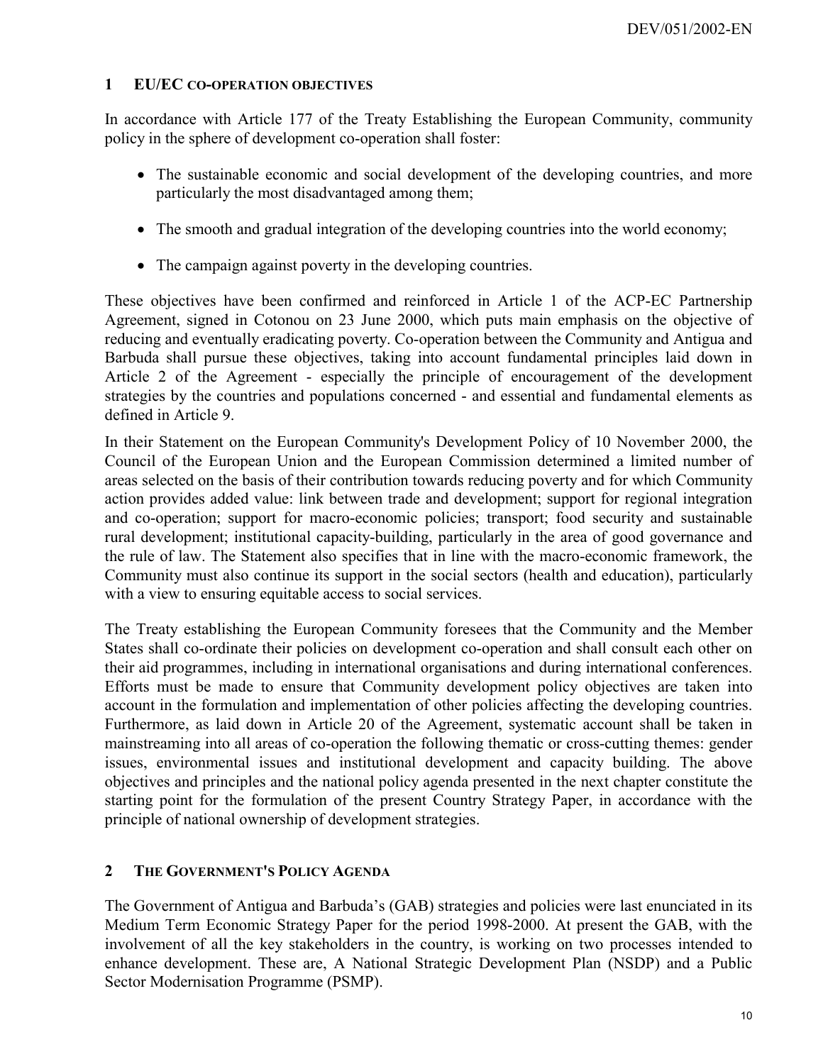## 1 EU/EC CO-OPERATION OBJECTIVES

In accordance with Article 177 of the Treaty Establishing the European Community, community policy in the sphere of development co-operation shall foster:

- The sustainable economic and social development of the developing countries, and more particularly the most disadvantaged among them;
- The smooth and gradual integration of the developing countries into the world economy;
- The campaign against poverty in the developing countries.

These objectives have been confirmed and reinforced in Article 1 of the ACP-EC Partnership Agreement, signed in Cotonou on 23 June 2000, which puts main emphasis on the objective of reducing and eventually eradicating poverty. Co-operation between the Community and Antigua and Barbuda shall pursue these objectives, taking into account fundamental principles laid down in Article 2 of the Agreement - especially the principle of encouragement of the development strategies by the countries and populations concerned - and essential and fundamental elements as defined in Article 9.

In their Statement on the European Community's Development Policy of 10 November 2000, the Council of the European Union and the European Commission determined a limited number of areas selected on the basis of their contribution towards reducing poverty and for which Community action provides added value: link between trade and development; support for regional integration and co-operation; support for macro-economic policies; transport; food security and sustainable rural development; institutional capacity-building, particularly in the area of good governance and the rule of law. The Statement also specifies that in line with the macro-economic framework, the Community must also continue its support in the social sectors (health and education), particularly with a view to ensuring equitable access to social services.

The Treaty establishing the European Community foresees that the Community and the Member States shall co-ordinate their policies on development co-operation and shall consult each other on their aid programmes, including in international organisations and during international conferences. Efforts must be made to ensure that Community development policy objectives are taken into account in the formulation and implementation of other policies affecting the developing countries. Furthermore, as laid down in Article 20 of the Agreement, systematic account shall be taken in mainstreaming into all areas of co-operation the following thematic or cross-cutting themes: gender issues, environmental issues and institutional development and capacity building. The above objectives and principles and the national policy agenda presented in the next chapter constitute the starting point for the formulation of the present Country Strategy Paper, in accordance with the principle of national ownership of development strategies.

## 2 THE GOVERNMENT'S POLICY AGENDA

The Government of Antigua and Barbuda's (GAB) strategies and policies were last enunciated in its Medium Term Economic Strategy Paper for the period 1998-2000. At present the GAB, with the involvement of all the key stakeholders in the country, is working on two processes intended to enhance development. These are, A National Strategic Development Plan (NSDP) and a Public Sector Modernisation Programme (PSMP).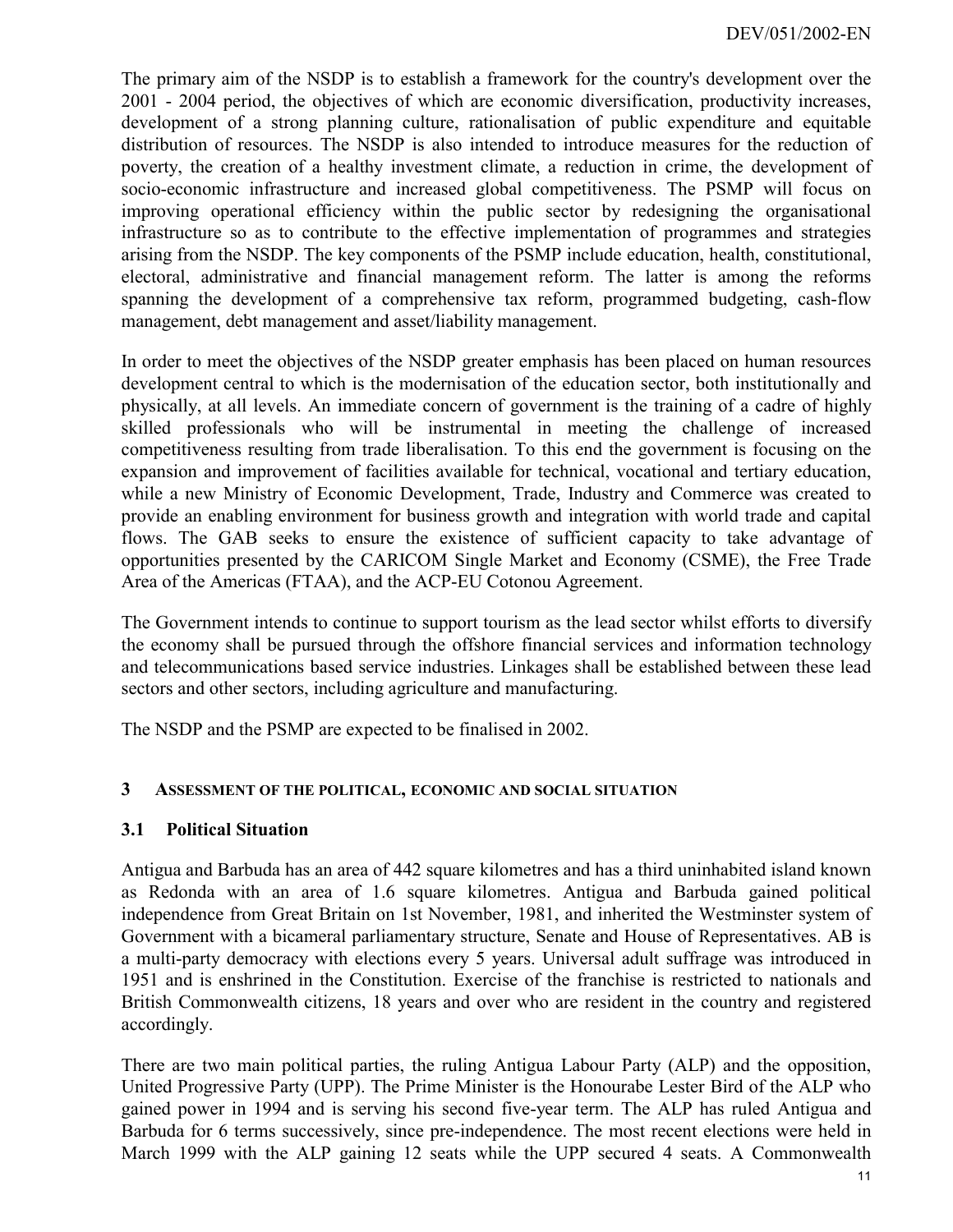The primary aim of the NSDP is to establish a framework for the country's development over the 2001 - 2004 period, the objectives of which are economic diversification, productivity increases, development of a strong planning culture, rationalisation of public expenditure and equitable distribution of resources. The NSDP is also intended to introduce measures for the reduction of poverty, the creation of a healthy investment climate, a reduction in crime, the development of socio-economic infrastructure and increased global competitiveness. The PSMP will focus on improving operational efficiency within the public sector by redesigning the organisational infrastructure so as to contribute to the effective implementation of programmes and strategies arising from the NSDP. The key components of the PSMP include education, health, constitutional, electoral, administrative and financial management reform. The latter is among the reforms spanning the development of a comprehensive tax reform, programmed budgeting, cash-flow management, debt management and asset/liability management.

In order to meet the objectives of the NSDP greater emphasis has been placed on human resources development central to which is the modernisation of the education sector, both institutionally and physically, at all levels. An immediate concern of government is the training of a cadre of highly skilled professionals who will be instrumental in meeting the challenge of increased competitiveness resulting from trade liberalisation. To this end the government is focusing on the expansion and improvement of facilities available for technical, vocational and tertiary education, while a new Ministry of Economic Development, Trade, Industry and Commerce was created to provide an enabling environment for business growth and integration with world trade and capital flows. The GAB seeks to ensure the existence of sufficient capacity to take advantage of opportunities presented by the CARICOM Single Market and Economy (CSME), the Free Trade Area of the Americas (FTAA), and the ACP-EU Cotonou Agreement.

The Government intends to continue to support tourism as the lead sector whilst efforts to diversify the economy shall be pursued through the offshore financial services and information technology and telecommunications based service industries. Linkages shall be established between these lead sectors and other sectors, including agriculture and manufacturing.

The NSDP and the PSMP are expected to be finalised in 2002.

## 3 Assessment of the political, economic and social situation

### 3.1 Political Situation

Antigua and Barbuda has an area of 442 square kilometres and has a third uninhabited island known as Redonda with an area of 1.6 square kilometres. Antigua and Barbuda gained political independence from Great Britain on 1st November, 1981, and inherited the Westminster system of Government with a bicameral parliamentary structure, Senate and House of Representatives. AB is a multi-party democracy with elections every 5 years. Universal adult suffrage was introduced in 1951 and is enshrined in the Constitution. Exercise of the franchise is restricted to nationals and British Commonwealth citizens, 18 years and over who are resident in the country and registered accordingly.

There are two main political parties, the ruling Antigua Labour Party (ALP) and the opposition, United Progressive Party (UPP). The Prime Minister is the Honourabe Lester Bird of the ALP who gained power in 1994 and is serving his second five-year term. The ALP has ruled Antigua and Barbuda for 6 terms successively, since pre-independence. The most recent elections were held in March 1999 with the ALP gaining 12 seats while the UPP secured 4 seats. A Commonwealth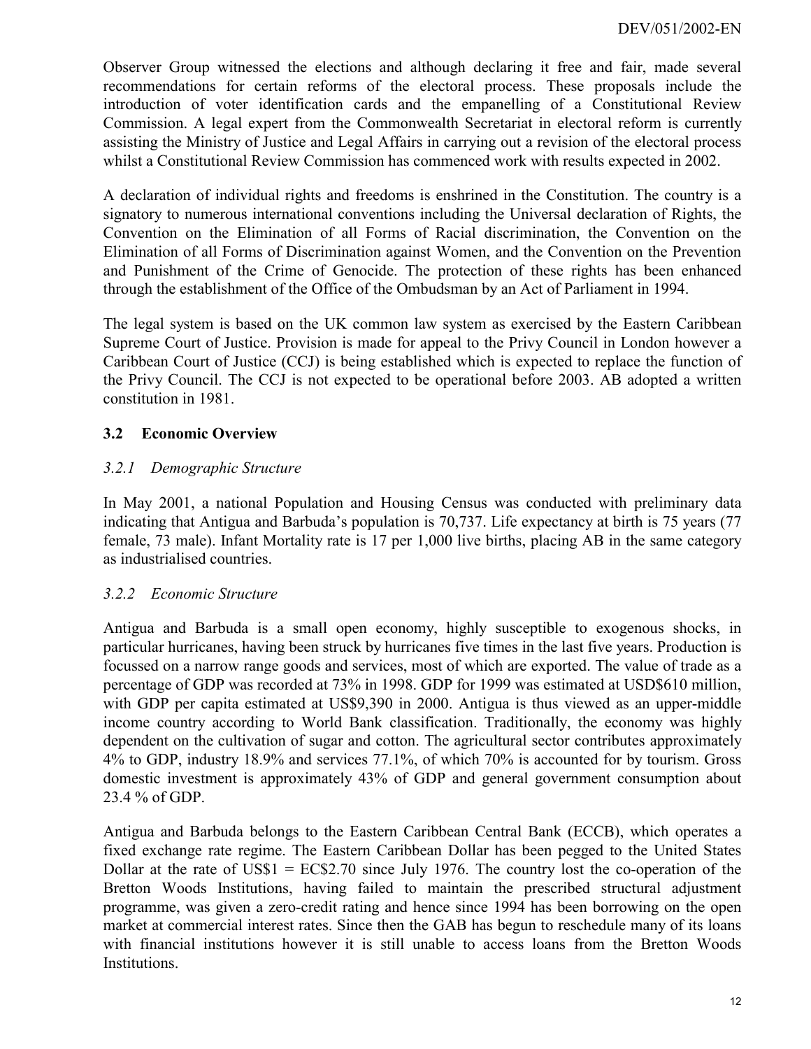Observer Group witnessed the elections and although declaring it free and fair, made several recommendations for certain reforms of the electoral process. These proposals include the introduction of voter identification cards and the empanelling of a Constitutional Review Commission. A legal expert from the Commonwealth Secretariat in electoral reform is currently assisting the Ministry of Justice and Legal Affairs in carrying out a revision of the electoral process whilst a Constitutional Review Commission has commenced work with results expected in 2002.

A declaration of individual rights and freedoms is enshrined in the Constitution. The country is a signatory to numerous international conventions including the Universal declaration of Rights, the Convention on the Elimination of all Forms of Racial discrimination, the Convention on the Elimination of all Forms of Discrimination against Women, and the Convention on the Prevention and Punishment of the Crime of Genocide. The protection of these rights has been enhanced through the establishment of the Office of the Ombudsman by an Act of Parliament in 1994.

The legal system is based on the UK common law system as exercised by the Eastern Caribbean Supreme Court of Justice. Provision is made for appeal to the Privy Council in London however a Caribbean Court of Justice (CCJ) is being established which is expected to replace the function of the Privy Council. The CCJ is not expected to be operational before 2003. AB adopted a written constitution in 1981.

### 3.2 Economic Overview

#### *3.2.1 Demographic Structure*

In May 2001, a national Population and Housing Census was conducted with preliminary data indicating that Antigua and Barbuda's population is 70,737. Life expectancy at birth is 75 years (77 female, 73 male). Infant Mortality rate is 17 per 1,000 live births, placing AB in the same category as industrialised countries.

#### *3.2.2 Economic Structure*

Antigua and Barbuda is a small open economy, highly susceptible to exogenous shocks, in particular hurricanes, having been struck by hurricanes five times in the last five years. Production is focussed on a narrow range goods and services, most of which are exported. The value of trade as a percentage of GDP was recorded at 73% in 1998. GDP for 1999 was estimated at USD$610 million, with GDP per capita estimated at US$9,390 in 2000. Antigua is thus viewed as an upper-middle income country according to World Bank classification. Traditionally, the economy was highly dependent on the cultivation of sugar and cotton. The agricultural sector contributes approximately 4% to GDP, industry 18.9% and services 77.1%, of which 70% is accounted for by tourism. Gross domestic investment is approximately 43% of GDP and general government consumption about 23.4 % of GDP.

Antigua and Barbuda belongs to the Eastern Caribbean Central Bank (ECCB), which operates a fixed exchange rate regime. The Eastern Caribbean Dollar has been pegged to the United States Dollar at the rate of US$1 = EC$2.70 since July 1976. The country lost the co-operation of the Bretton Woods Institutions, having failed to maintain the prescribed structural adjustment programme, was given a zero-credit rating and hence since 1994 has been borrowing on the open market at commercial interest rates. Since then the GAB has begun to reschedule many of its loans with financial institutions however it is still unable to access loans from the Bretton Woods Institutions.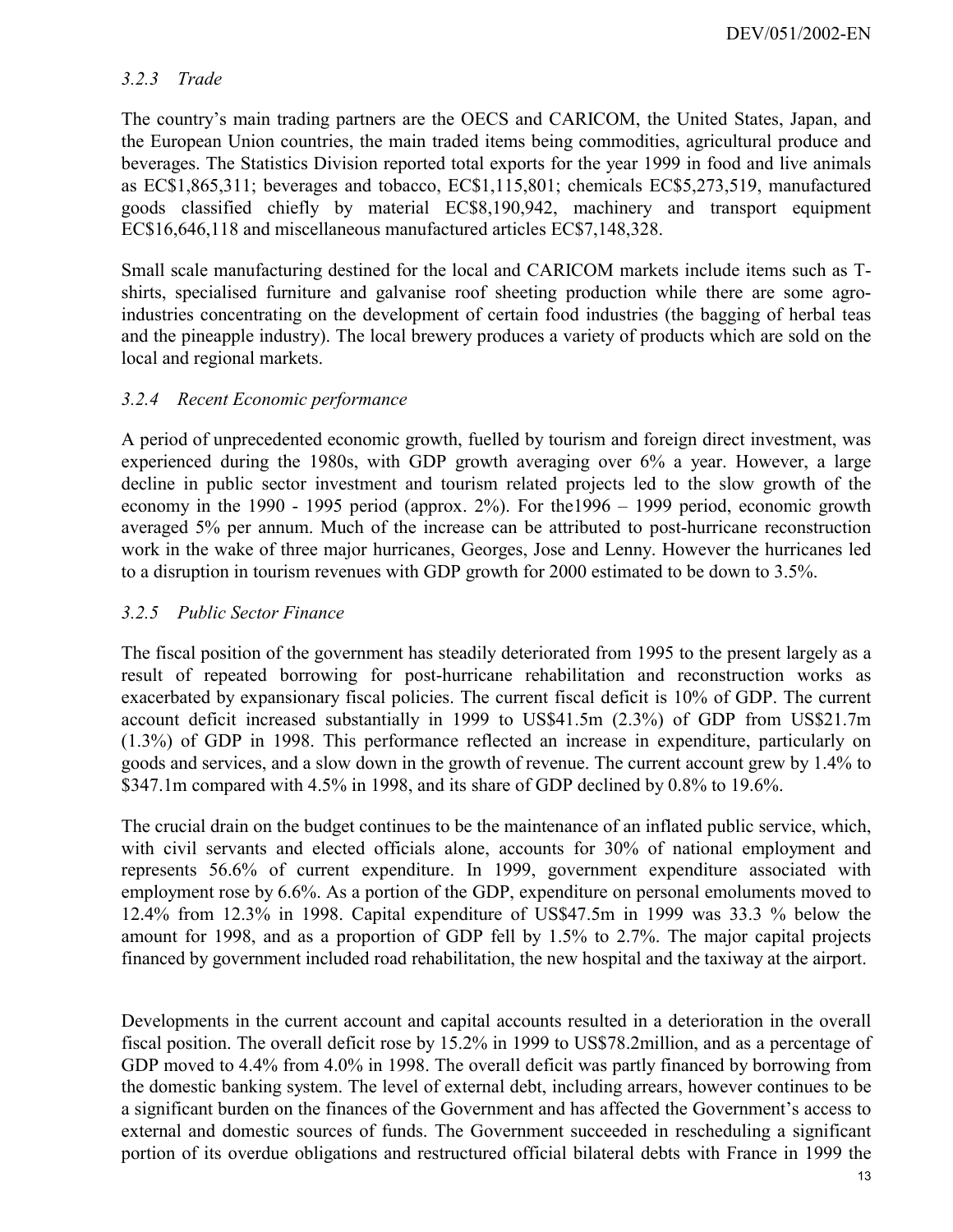### *3.2.3 Trade*

The country's main trading partners are the OECS and CARICOM, the United States, Japan, and the European Union countries, the main traded items being commodities, agricultural produce and beverages. The Statistics Division reported total exports for the year 1999 in food and live animals as EC$1,865,311; beverages and tobacco, EC$1,115,801; chemicals EC$5,273,519, manufactured goods classified chiefly by material EC$8,190,942, machinery and transport equipment EC$16,646,118 and miscellaneous manufactured articles EC$7,148,328.

Small scale manufacturing destined for the local and CARICOM markets include items such as T-shirts, specialised furniture and galvanise roof sheeting production while there are some agro-industries concentrating on the development of certain food industries (the bagging of herbal teas and the pineapple industry). The local brewery produces a variety of products which are sold on the local and regional markets.

### *3.2.4 Recent Economic performance*

A period of unprecedented economic growth, fuelled by tourism and foreign direct investment, was experienced during the 1980s, with GDP growth averaging over 6% a year. However, a large decline in public sector investment and tourism related projects led to the slow growth of the economy in the 1990 - 1995 period (approx. 2%). For the1996 – 1999 period, economic growth averaged 5% per annum. Much of the increase can be attributed to post-hurricane reconstruction work in the wake of three major hurricanes, Georges, Jose and Lenny. However the hurricanes led to a disruption in tourism revenues with GDP growth for 2000 estimated to be down to 3.5%.

### *3.2.5 Public Sector Finance*

The fiscal position of the government has steadily deteriorated from 1995 to the present largely as a result of repeated borrowing for post-hurricane rehabilitation and reconstruction works as exacerbated by expansionary fiscal policies. The current fiscal deficit is 10% of GDP. The current account deficit increased substantially in 1999 to US$41.5m (2.3%) of GDP from US$21.7m (1.3%) of GDP in 1998. This performance reflected an increase in expenditure, particularly on goods and services, and a slow down in the growth of revenue. The current account grew by 1.4% to $347.1m compared with 4.5% in 1998, and its share of GDP declined by 0.8% to 19.6%.

The crucial drain on the budget continues to be the maintenance of an inflated public service, which, with civil servants and elected officials alone, accounts for 30% of national employment and represents 56.6% of current expenditure. In 1999, government expenditure associated with employment rose by 6.6%. As a portion of the GDP, expenditure on personal emoluments moved to 12.4% from 12.3% in 1998. Capital expenditure of US$47.5m in 1999 was 33.3 % below the amount for 1998, and as a proportion of GDP fell by 1.5% to 2.7%. The major capital projects financed by government included road rehabilitation, the new hospital and the taxiway at the airport.

Developments in the current account and capital accounts resulted in a deterioration in the overall fiscal position. The overall deficit rose by 15.2% in 1999 to US$78.2million, and as a percentage of GDP moved to 4.4% from 4.0% in 1998. The overall deficit was partly financed by borrowing from the domestic banking system. The level of external debt, including arrears, however continues to be a significant burden on the finances of the Government and has affected the Government's access to external and domestic sources of funds. The Government succeeded in rescheduling a significant portion of its overdue obligations and restructured official bilateral debts with France in 1999 the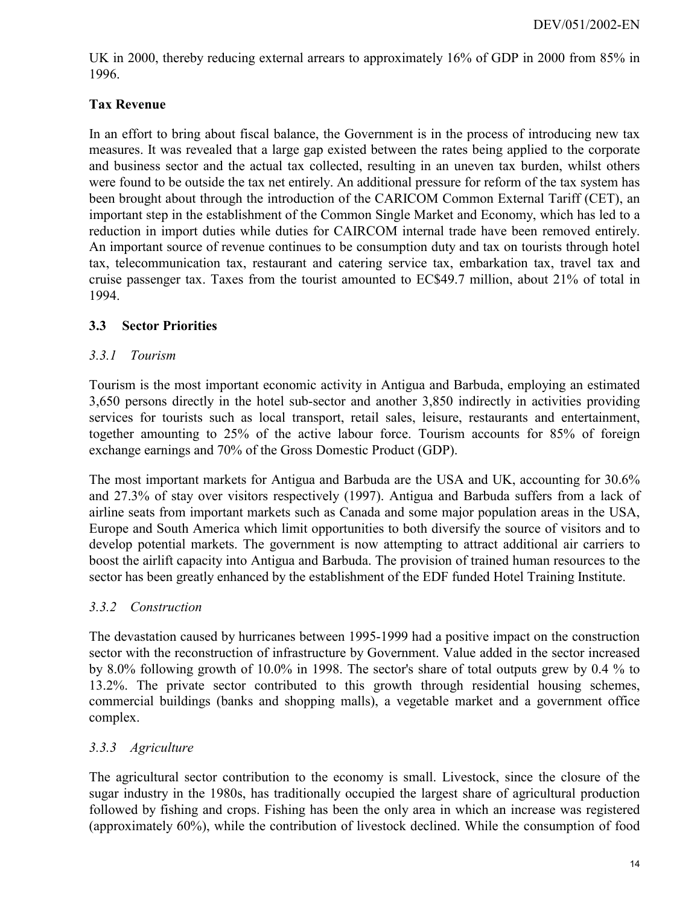UK in 2000, thereby reducing external arrears to approximately 16% of GDP in 2000 from 85% in 1996.

**Tax Revenue**

In an effort to bring about fiscal balance, the Government is in the process of introducing new tax measures. It was revealed that a large gap existed between the rates being applied to the corporate and business sector and the actual tax collected, resulting in an uneven tax burden, whilst others were found to be outside the tax net entirely. An additional pressure for reform of the tax system has been brought about through the introduction of the CARICOM Common External Tariff (CET), an important step in the establishment of the Common Single Market and Economy, which has led to a reduction in import duties while duties for CAIRCOM internal trade have been removed entirely. An important source of revenue continues to be consumption duty and tax on tourists through hotel tax, telecommunication tax, restaurant and catering service tax, embarkation tax, travel tax and cruise passenger tax. Taxes from the tourist amounted to EC$49.7 million, about 21% of total in 1994.

## 3.3 Sector Priorities

### *3.3.1 Tourism*

Tourism is the most important economic activity in Antigua and Barbuda, employing an estimated 3,650 persons directly in the hotel sub-sector and another 3,850 indirectly in activities providing services for tourists such as local transport, retail sales, leisure, restaurants and entertainment, together amounting to 25% of the active labour force. Tourism accounts for 85% of foreign exchange earnings and 70% of the Gross Domestic Product (GDP).

The most important markets for Antigua and Barbuda are the USA and UK, accounting for 30.6% and 27.3% of stay over visitors respectively (1997). Antigua and Barbuda suffers from a lack of airline seats from important markets such as Canada and some major population areas in the USA, Europe and South America which limit opportunities to both diversify the source of visitors and to develop potential markets. The government is now attempting to attract additional air carriers to boost the airlift capacity into Antigua and Barbuda. The provision of trained human resources to the sector has been greatly enhanced by the establishment of the EDF funded Hotel Training Institute.

### *3.3.2 Construction*

The devastation caused by hurricanes between 1995-1999 had a positive impact on the construction sector with the reconstruction of infrastructure by Government. Value added in the sector increased by 8.0% following growth of 10.0% in 1998. The sector's share of total outputs grew by 0.4 % to 13.2%. The private sector contributed to this growth through residential housing schemes, commercial buildings (banks and shopping malls), a vegetable market and a government office complex.

### *3.3.3 Agriculture*

The agricultural sector contribution to the economy is small. Livestock, since the closure of the sugar industry in the 1980s, has traditionally occupied the largest share of agricultural production followed by fishing and crops. Fishing has been the only area in which an increase was registered (approximately 60%), while the contribution of livestock declined. While the consumption of food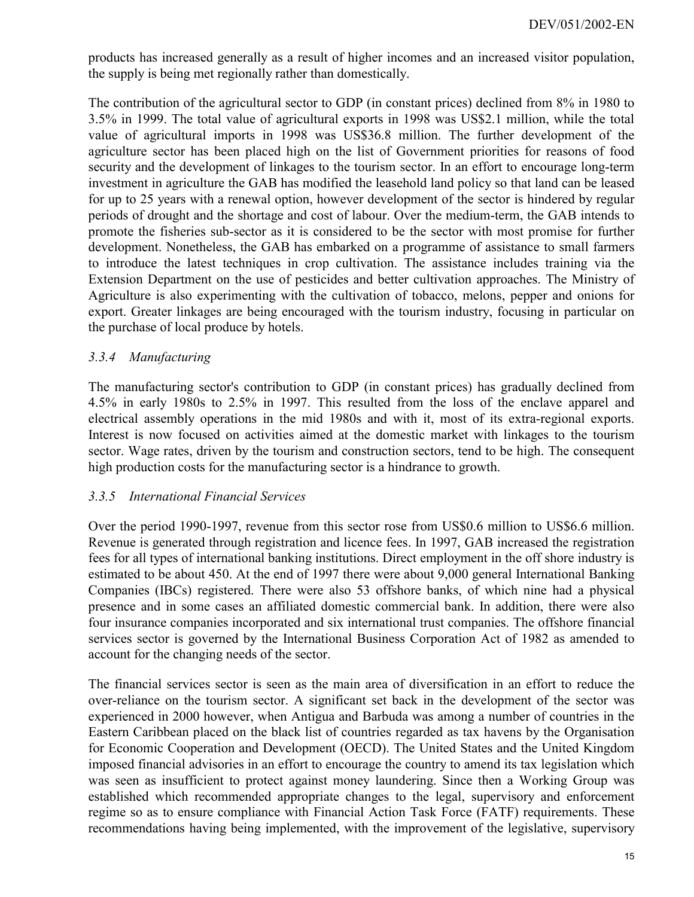products has increased generally as a result of higher incomes and an increased visitor population, the supply is being met regionally rather than domestically.

The contribution of the agricultural sector to GDP (in constant prices) declined from 8% in 1980 to 3.5% in 1999. The total value of agricultural exports in 1998 was US$2.1 million, while the total value of agricultural imports in 1998 was US$36.8 million. The further development of the agriculture sector has been placed high on the list of Government priorities for reasons of food security and the development of linkages to the tourism sector. In an effort to encourage long-term investment in agriculture the GAB has modified the leasehold land policy so that land can be leased for up to 25 years with a renewal option, however development of the sector is hindered by regular periods of drought and the shortage and cost of labour. Over the medium-term, the GAB intends to promote the fisheries sub-sector as it is considered to be the sector with most promise for further development. Nonetheless, the GAB has embarked on a programme of assistance to small farmers to introduce the latest techniques in crop cultivation. The assistance includes training via the Extension Department on the use of pesticides and better cultivation approaches. The Ministry of Agriculture is also experimenting with the cultivation of tobacco, melons, pepper and onions for export. Greater linkages are being encouraged with the tourism industry, focusing in particular on the purchase of local produce by hotels.

### *3.3.4 Manufacturing*

The manufacturing sector's contribution to GDP (in constant prices) has gradually declined from 4.5% in early 1980s to 2.5% in 1997. This resulted from the loss of the enclave apparel and electrical assembly operations in the mid 1980s and with it, most of its extra-regional exports. Interest is now focused on activities aimed at the domestic market with linkages to the tourism sector. Wage rates, driven by the tourism and construction sectors, tend to be high. The consequent high production costs for the manufacturing sector is a hindrance to growth.

### *3.3.5 International Financial Services*

Over the period 1990-1997, revenue from this sector rose from US$0.6 million to US$6.6 million. Revenue is generated through registration and licence fees. In 1997, GAB increased the registration fees for all types of international banking institutions. Direct employment in the off shore industry is estimated to be about 450. At the end of 1997 there were about 9,000 general International Banking Companies (IBCs) registered. There were also 53 offshore banks, of which nine had a physical presence and in some cases an affiliated domestic commercial bank. In addition, there were also four insurance companies incorporated and six international trust companies. The offshore financial services sector is governed by the International Business Corporation Act of 1982 as amended to account for the changing needs of the sector.

The financial services sector is seen as the main area of diversification in an effort to reduce the over-reliance on the tourism sector. A significant set back in the development of the sector was experienced in 2000 however, when Antigua and Barbuda was among a number of countries in the Eastern Caribbean placed on the black list of countries regarded as tax havens by the Organisation for Economic Cooperation and Development (OECD). The United States and the United Kingdom imposed financial advisories in an effort to encourage the country to amend its tax legislation which was seen as insufficient to protect against money laundering. Since then a Working Group was established which recommended appropriate changes to the legal, supervisory and enforcement regime so as to ensure compliance with Financial Action Task Force (FATF) requirements. These recommendations having being implemented, with the improvement of the legislative, supervisory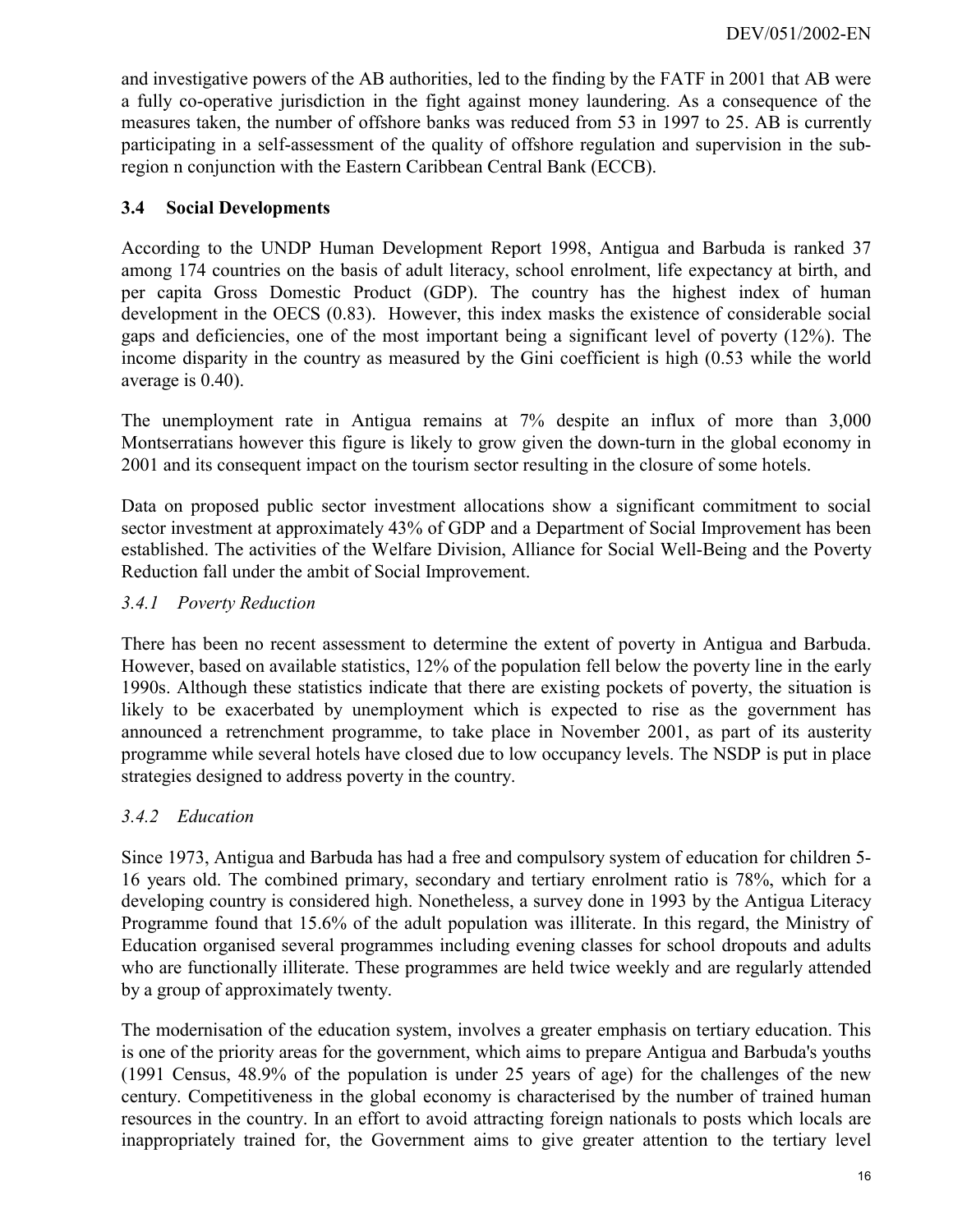and investigative powers of the AB authorities, led to the finding by the FATF in 2001 that AB were a fully co-operative jurisdiction in the fight against money laundering. As a consequence of the measures taken, the number of offshore banks was reduced from 53 in 1997 to 25. AB is currently participating in a self-assessment of the quality of offshore regulation and supervision in the sub-region n conjunction with the Eastern Caribbean Central Bank (ECCB).

### 3.4 Social Developments

According to the UNDP Human Development Report 1998, Antigua and Barbuda is ranked 37 among 174 countries on the basis of adult literacy, school enrolment, life expectancy at birth, and per capita Gross Domestic Product (GDP). The country has the highest index of human development in the OECS (0.83). However, this index masks the existence of considerable social gaps and deficiencies, one of the most important being a significant level of poverty (12%). The income disparity in the country as measured by the Gini coefficient is high (0.53 while the world average is 0.40).

The unemployment rate in Antigua remains at 7% despite an influx of more than 3,000 Montserratians however this figure is likely to grow given the down-turn in the global economy in 2001 and its consequent impact on the tourism sector resulting in the closure of some hotels.

Data on proposed public sector investment allocations show a significant commitment to social sector investment at approximately 43% of GDP and a Department of Social Improvement has been established. The activities of the Welfare Division, Alliance for Social Well-Being and the Poverty Reduction fall under the ambit of Social Improvement.

#### *3.4.1 Poverty Reduction*

There has been no recent assessment to determine the extent of poverty in Antigua and Barbuda. However, based on available statistics, 12% of the population fell below the poverty line in the early 1990s. Although these statistics indicate that there are existing pockets of poverty, the situation is likely to be exacerbated by unemployment which is expected to rise as the government has announced a retrenchment programme, to take place in November 2001, as part of its austerity programme while several hotels have closed due to low occupancy levels. The NSDP is put in place strategies designed to address poverty in the country.

#### *3.4.2 Education*

Since 1973, Antigua and Barbuda has had a free and compulsory system of education for children 5-16 years old. The combined primary, secondary and tertiary enrolment ratio is 78%, which for a developing country is considered high. Nonetheless, a survey done in 1993 by the Antigua Literacy Programme found that 15.6% of the adult population was illiterate. In this regard, the Ministry of Education organised several programmes including evening classes for school dropouts and adults who are functionally illiterate. These programmes are held twice weekly and are regularly attended by a group of approximately twenty.

The modernisation of the education system, involves a greater emphasis on tertiary education. This is one of the priority areas for the government, which aims to prepare Antigua and Barbuda's youths (1991 Census, 48.9% of the population is under 25 years of age) for the challenges of the new century. Competitiveness in the global economy is characterised by the number of trained human resources in the country. In an effort to avoid attracting foreign nationals to posts which locals are inappropriately trained for, the Government aims to give greater attention to the tertiary level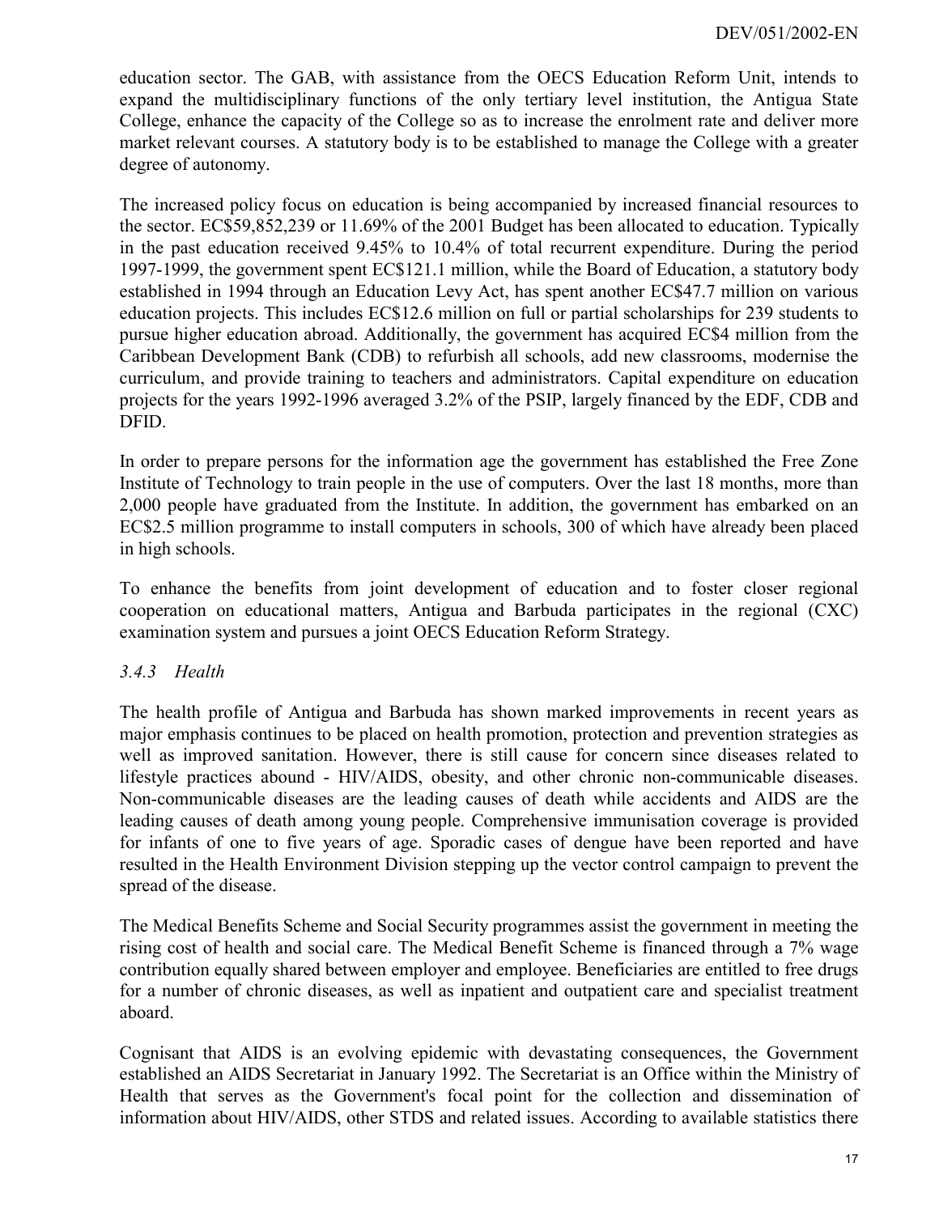education sector. The GAB, with assistance from the OECS Education Reform Unit, intends to expand the multidisciplinary functions of the only tertiary level institution, the Antigua State College, enhance the capacity of the College so as to increase the enrolment rate and deliver more market relevant courses. A statutory body is to be established to manage the College with a greater degree of autonomy.

The increased policy focus on education is being accompanied by increased financial resources to the sector. EC$59,852,239 or 11.69% of the 2001 Budget has been allocated to education. Typically in the past education received 9.45% to 10.4% of total recurrent expenditure. During the period 1997-1999, the government spent EC$121.1 million, while the Board of Education, a statutory body established in 1994 through an Education Levy Act, has spent another EC$47.7 million on various education projects. This includes EC$12.6 million on full or partial scholarships for 239 students to pursue higher education abroad. Additionally, the government has acquired EC$4 million from the Caribbean Development Bank (CDB) to refurbish all schools, add new classrooms, modernise the curriculum, and provide training to teachers and administrators. Capital expenditure on education projects for the years 1992-1996 averaged 3.2% of the PSIP, largely financed by the EDF, CDB and DFID.

In order to prepare persons for the information age the government has established the Free Zone Institute of Technology to train people in the use of computers. Over the last 18 months, more than 2,000 people have graduated from the Institute. In addition, the government has embarked on an EC$2.5 million programme to install computers in schools, 300 of which have already been placed in high schools.

To enhance the benefits from joint development of education and to foster closer regional cooperation on educational matters, Antigua and Barbuda participates in the regional (CXC) examination system and pursues a joint OECS Education Reform Strategy.

### *3.4.3 Health*

The health profile of Antigua and Barbuda has shown marked improvements in recent years as major emphasis continues to be placed on health promotion, protection and prevention strategies as well as improved sanitation. However, there is still cause for concern since diseases related to lifestyle practices abound - HIV/AIDS, obesity, and other chronic non-communicable diseases. Non-communicable diseases are the leading causes of death while accidents and AIDS are the leading causes of death among young people. Comprehensive immunisation coverage is provided for infants of one to five years of age. Sporadic cases of dengue have been reported and have resulted in the Health Environment Division stepping up the vector control campaign to prevent the spread of the disease.

The Medical Benefits Scheme and Social Security programmes assist the government in meeting the rising cost of health and social care. The Medical Benefit Scheme is financed through a 7% wage contribution equally shared between employer and employee. Beneficiaries are entitled to free drugs for a number of chronic diseases, as well as inpatient and outpatient care and specialist treatment aboard.

Cognisant that AIDS is an evolving epidemic with devastating consequences, the Government established an AIDS Secretariat in January 1992. The Secretariat is an Office within the Ministry of Health that serves as the Government's focal point for the collection and dissemination of information about HIV/AIDS, other STDS and related issues. According to available statistics there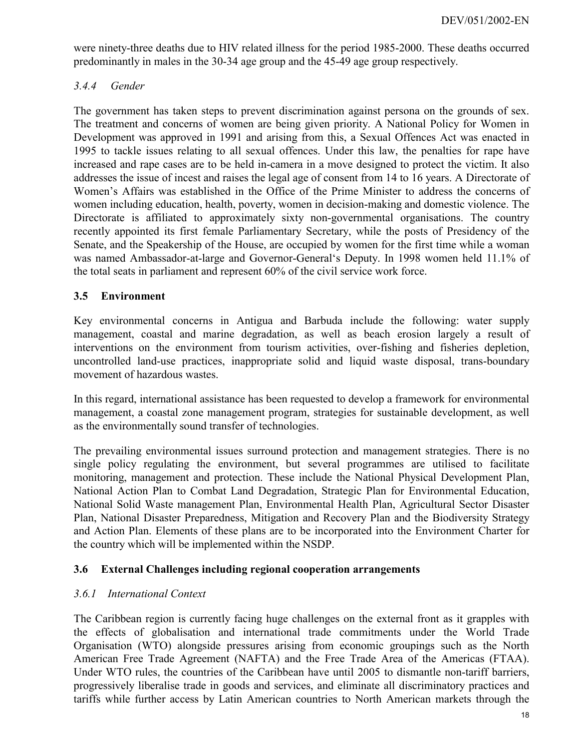were ninety-three deaths due to HIV related illness for the period 1985-2000. These deaths occurred predominantly in males in the 30-34 age group and the 45-49 age group respectively.

#### *3.4.4 Gender*

The government has taken steps to prevent discrimination against persona on the grounds of sex. The treatment and concerns of women are being given priority. A National Policy for Women in Development was approved in 1991 and arising from this, a Sexual Offences Act was enacted in 1995 to tackle issues relating to all sexual offences. Under this law, the penalties for rape have increased and rape cases are to be held in-camera in a move designed to protect the victim. It also addresses the issue of incest and raises the legal age of consent from 14 to 16 years. A Directorate of Women's Affairs was established in the Office of the Prime Minister to address the concerns of women including education, health, poverty, women in decision-making and domestic violence. The Directorate is affiliated to approximately sixty non-governmental organisations. The country recently appointed its first female Parliamentary Secretary, while the posts of Presidency of the Senate, and the Speakership of the House, are occupied by women for the first time while a woman was named Ambassador-at-large and Governor-General's Deputy. In 1998 women held 11.1% of the total seats in parliament and represent 60% of the civil service work force.

### 3.5 Environment

Key environmental concerns in Antigua and Barbuda include the following: water supply management, coastal and marine degradation, as well as beach erosion largely a result of interventions on the environment from tourism activities, over-fishing and fisheries depletion, uncontrolled land-use practices, inappropriate solid and liquid waste disposal, trans-boundary movement of hazardous wastes.

In this regard, international assistance has been requested to develop a framework for environmental management, a coastal zone management program, strategies for sustainable development, as well as the environmentally sound transfer of technologies.

The prevailing environmental issues surround protection and management strategies. There is no single policy regulating the environment, but several programmes are utilised to facilitate monitoring, management and protection. These include the National Physical Development Plan, National Action Plan to Combat Land Degradation, Strategic Plan for Environmental Education, National Solid Waste management Plan, Environmental Health Plan, Agricultural Sector Disaster Plan, National Disaster Preparedness, Mitigation and Recovery Plan and the Biodiversity Strategy and Action Plan. Elements of these plans are to be incorporated into the Environment Charter for the country which will be implemented within the NSDP.

### 3.6 External Challenges including regional cooperation arrangements

#### *3.6.1 International Context*

The Caribbean region is currently facing huge challenges on the external front as it grapples with the effects of globalisation and international trade commitments under the World Trade Organisation (WTO) alongside pressures arising from economic groupings such as the North American Free Trade Agreement (NAFTA) and the Free Trade Area of the Americas (FTAA). Under WTO rules, the countries of the Caribbean have until 2005 to dismantle non-tariff barriers, progressively liberalise trade in goods and services, and eliminate all discriminatory practices and tariffs while further access by Latin American countries to North American markets through the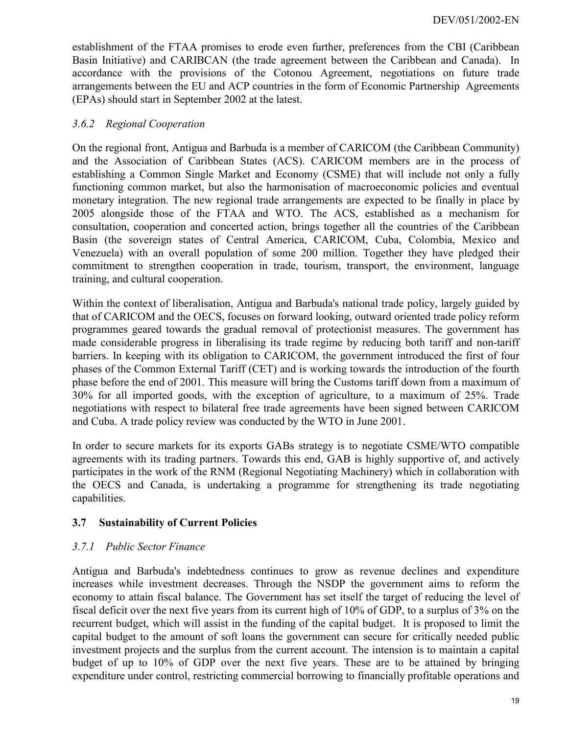establishment of the FTAA promises to erode even further, preferences from the CBI (Caribbean Basin Initiative) and CARIBCAN (the trade agreement between the Caribbean and Canada). In accordance with the provisions of the Cotonou Agreement, negotiations on future trade arrangements between the EU and ACP countries in the form of Economic Partnership Agreements (EPAs) should start in September 2002 at the latest.

### *3.6.2 Regional Cooperation*

On the regional front, Antigua and Barbuda is a member of CARICOM (the Caribbean Community) and the Association of Caribbean States (ACS). CARICOM members are in the process of establishing a Common Single Market and Economy (CSME) that will include not only a fully functioning common market, but also the harmonisation of macroeconomic policies and eventual monetary integration. The new regional trade arrangements are expected to be finally in place by 2005 alongside those of the FTAA and WTO. The ACS, established as a mechanism for consultation, cooperation and concerted action, brings together all the countries of the Caribbean Basin (the sovereign states of Central America, CARICOM, Cuba, Colombia, Mexico and Venezuela) with an overall population of some 200 million. Together they have pledged their commitment to strengthen cooperation in trade, tourism, transport, the environment, language training, and cultural cooperation.

Within the context of liberalisation, Antigua and Barbuda's national trade policy, largely guided by that of CARICOM and the OECS, focuses on forward looking, outward oriented trade policy reform programmes geared towards the gradual removal of protectionist measures. The government has made considerable progress in liberalising its trade regime by reducing both tariff and non-tariff barriers. In keeping with its obligation to CARICOM, the government introduced the first of four phases of the Common External Tariff (CET) and is working towards the introduction of the fourth phase before the end of 2001. This measure will bring the Customs tariff down from a maximum of 30% for all imported goods, with the exception of agriculture, to a maximum of 25%. Trade negotiations with respect to bilateral free trade agreements have been signed between CARICOM and Cuba. A trade policy review was conducted by the WTO in June 2001.

In order to secure markets for its exports GABs strategy is to negotiate CSME/WTO compatible agreements with its trading partners. Towards this end, GAB is highly supportive of, and actively participates in the work of the RNM (Regional Negotiating Machinery) which in collaboration with the OECS and Canada, is undertaking a programme for strengthening its trade negotiating capabilities.

## 3.7 Sustainability of Current Policies

### *3.7.1 Public Sector Finance*

Antigua and Barbuda's indebtedness continues to grow as revenue declines and expenditure increases while investment decreases. Through the NSDP the government aims to reform the economy to attain fiscal balance. The Government has set itself the target of reducing the level of fiscal deficit over the next five years from its current high of 10% of GDP, to a surplus of 3% on the recurrent budget, which will assist in the funding of the capital budget. It is proposed to limit the capital budget to the amount of soft loans the government can secure for critically needed public investment projects and the surplus from the current account. The intension is to maintain a capital budget of up to 10% of GDP over the next five years. These are to be attained by bringing expenditure under control, restricting commercial borrowing to financially profitable operations and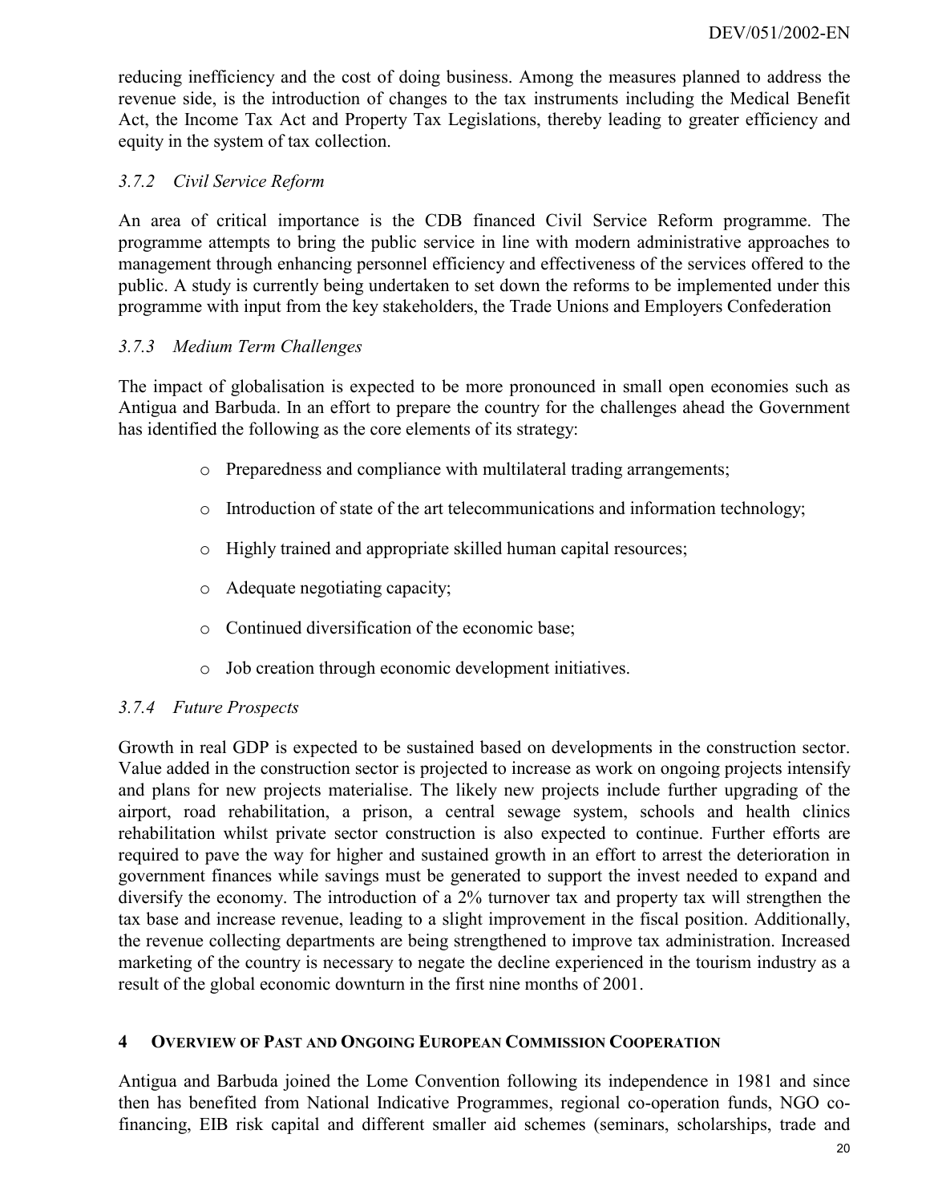reducing inefficiency and the cost of doing business. Among the measures planned to address the revenue side, is the introduction of changes to the tax instruments including the Medical Benefit Act, the Income Tax Act and Property Tax Legislations, thereby leading to greater efficiency and equity in the system of tax collection.

### *3.7.2 Civil Service Reform*

An area of critical importance is the CDB financed Civil Service Reform programme. The programme attempts to bring the public service in line with modern administrative approaches to management through enhancing personnel efficiency and effectiveness of the services offered to the public. A study is currently being undertaken to set down the reforms to be implemented under this programme with input from the key stakeholders, the Trade Unions and Employers Confederation

### *3.7.3 Medium Term Challenges*

The impact of globalisation is expected to be more pronounced in small open economies such as Antigua and Barbuda. In an effort to prepare the country for the challenges ahead the Government has identified the following as the core elements of its strategy:

- Preparedness and compliance with multilateral trading arrangements;
- Introduction of state of the art telecommunications and information technology;
- Highly trained and appropriate skilled human capital resources;
- Adequate negotiating capacity;
- Continued diversification of the economic base;
- Job creation through economic development initiatives.

### *3.7.4 Future Prospects*

Growth in real GDP is expected to be sustained based on developments in the construction sector. Value added in the construction sector is projected to increase as work on ongoing projects intensify and plans for new projects materialise. The likely new projects include further upgrading of the airport, road rehabilitation, a prison, a central sewage system, schools and health clinics rehabilitation whilst private sector construction is also expected to continue. Further efforts are required to pave the way for higher and sustained growth in an effort to arrest the deterioration in government finances while savings must be generated to support the invest needed to expand and diversify the economy. The introduction of a 2% turnover tax and property tax will strengthen the tax base and increase revenue, leading to a slight improvement in the fiscal position. Additionally, the revenue collecting departments are being strengthened to improve tax administration. Increased marketing of the country is necessary to negate the decline experienced in the tourism industry as a result of the global economic downturn in the first nine months of 2001.

## 4 OVERVIEW OF PAST AND ONGOING EUROPEAN COMMISSION COOPERATION

Antigua and Barbuda joined the Lome Convention following its independence in 1981 and since then has benefited from National Indicative Programmes, regional co-operation funds, NGO co-financing, EIB risk capital and different smaller aid schemes (seminars, scholarships, trade and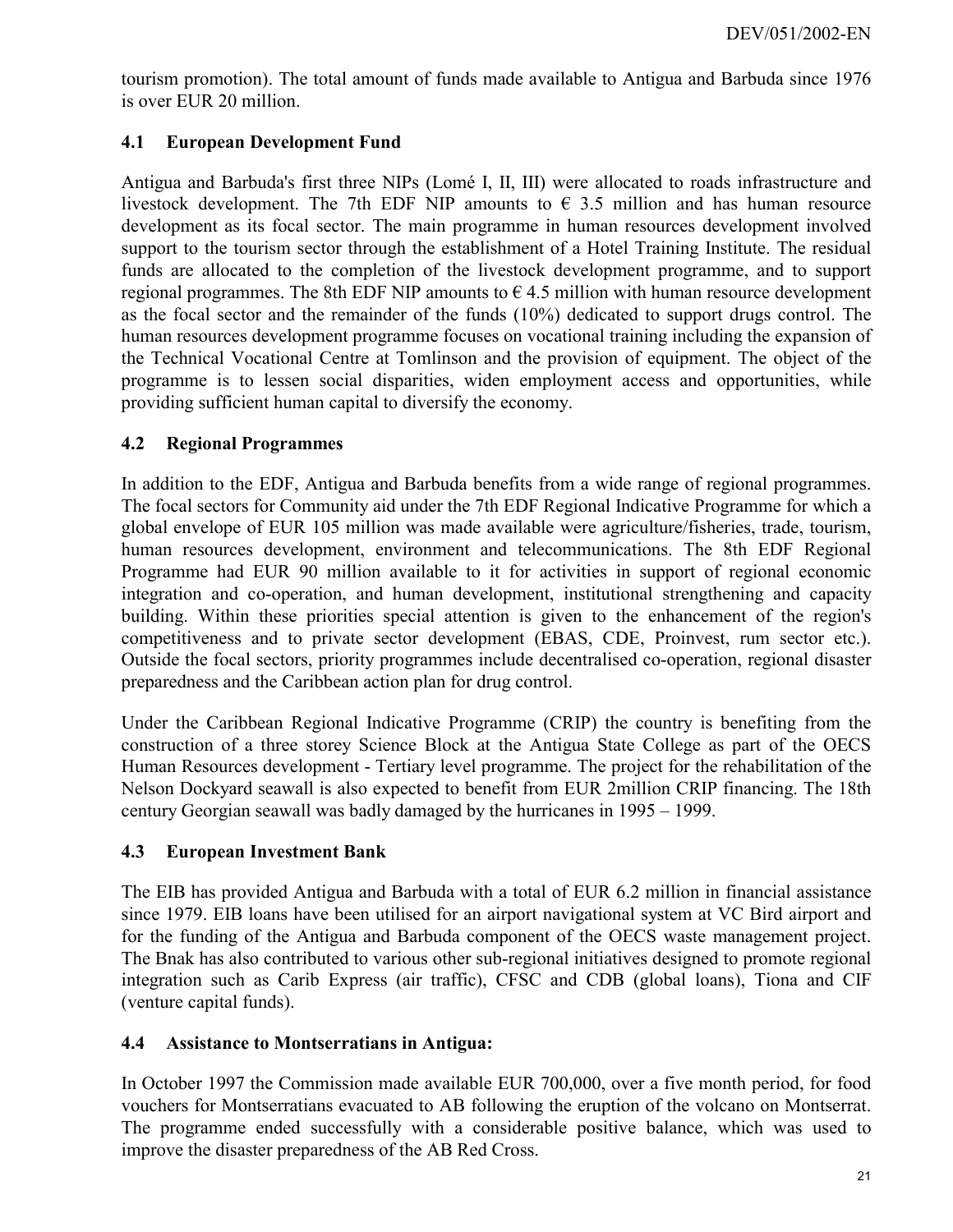tourism promotion). The total amount of funds made available to Antigua and Barbuda since 1976 is over EUR 20 million.

## 4.1 European Development Fund

Antigua and Barbuda's first three NIPs (Lomé I, II, III) were allocated to roads infrastructure and livestock development. The 7th EDF NIP amounts to € 3.5 million and has human resource development as its focal sector. The main programme in human resources development involved support to the tourism sector through the establishment of a Hotel Training Institute. The residual funds are allocated to the completion of the livestock development programme, and to support regional programmes. The 8th EDF NIP amounts to € 4.5 million with human resource development as the focal sector and the remainder of the funds (10%) dedicated to support drugs control. The human resources development programme focuses on vocational training including the expansion of the Technical Vocational Centre at Tomlinson and the provision of equipment. The object of the programme is to lessen social disparities, widen employment access and opportunities, while providing sufficient human capital to diversify the economy.

## 4.2 Regional Programmes

In addition to the EDF, Antigua and Barbuda benefits from a wide range of regional programmes. The focal sectors for Community aid under the 7th EDF Regional Indicative Programme for which a global envelope of EUR 105 million was made available were agriculture/fisheries, trade, tourism, human resources development, environment and telecommunications. The 8th EDF Regional Programme had EUR 90 million available to it for activities in support of regional economic integration and co-operation, and human development, institutional strengthening and capacity building. Within these priorities special attention is given to the enhancement of the region's competitiveness and to private sector development (EBAS, CDE, Proinvest, rum sector etc.). Outside the focal sectors, priority programmes include decentralised co-operation, regional disaster preparedness and the Caribbean action plan for drug control.

Under the Caribbean Regional Indicative Programme (CRIP) the country is benefiting from the construction of a three storey Science Block at the Antigua State College as part of the OECS Human Resources development - Tertiary level programme. The project for the rehabilitation of the Nelson Dockyard seawall is also expected to benefit from EUR 2million CRIP financing. The 18th century Georgian seawall was badly damaged by the hurricanes in 1995 – 1999.

## 4.3 European Investment Bank

The EIB has provided Antigua and Barbuda with a total of EUR 6.2 million in financial assistance since 1979. EIB loans have been utilised for an airport navigational system at VC Bird airport and for the funding of the Antigua and Barbuda component of the OECS waste management project. The Bnak has also contributed to various other sub-regional initiatives designed to promote regional integration such as Carib Express (air traffic), CFSC and CDB (global loans), Tiona and CIF (venture capital funds).

## 4.4 Assistance to Montserratians in Antigua:

In October 1997 the Commission made available EUR 700,000, over a five month period, for food vouchers for Montserratians evacuated to AB following the eruption of the volcano on Montserrat. The programme ended successfully with a considerable positive balance, which was used to improve the disaster preparedness of the AB Red Cross.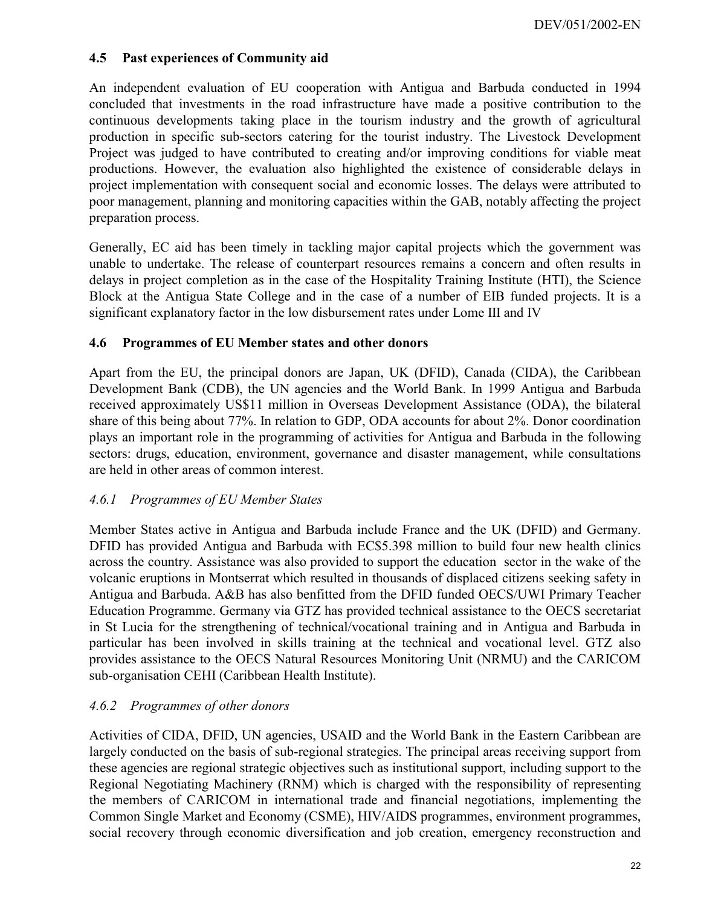### 4.5 Past experiences of Community aid

An independent evaluation of EU cooperation with Antigua and Barbuda conducted in 1994 concluded that investments in the road infrastructure have made a positive contribution to the continuous developments taking place in the tourism industry and the growth of agricultural production in specific sub-sectors catering for the tourist industry. The Livestock Development Project was judged to have contributed to creating and/or improving conditions for viable meat productions. However, the evaluation also highlighted the existence of considerable delays in project implementation with consequent social and economic losses. The delays were attributed to poor management, planning and monitoring capacities within the GAB, notably affecting the project preparation process.

Generally, EC aid has been timely in tackling major capital projects which the government was unable to undertake. The release of counterpart resources remains a concern and often results in delays in project completion as in the case of the Hospitality Training Institute (HTI), the Science Block at the Antigua State College and in the case of a number of EIB funded projects. It is a significant explanatory factor in the low disbursement rates under Lome III and IV

### 4.6 Programmes of EU Member states and other donors

Apart from the EU, the principal donors are Japan, UK (DFID), Canada (CIDA), the Caribbean Development Bank (CDB), the UN agencies and the World Bank. In 1999 Antigua and Barbuda received approximately US$11 million in Overseas Development Assistance (ODA), the bilateral share of this being about 77%. In relation to GDP, ODA accounts for about 2%. Donor coordination plays an important role in the programming of activities for Antigua and Barbuda in the following sectors: drugs, education, environment, governance and disaster management, while consultations are held in other areas of common interest.

#### *4.6.1 Programmes of EU Member States*

Member States active in Antigua and Barbuda include France and the UK (DFID) and Germany. DFID has provided Antigua and Barbuda with EC$5.398 million to build four new health clinics across the country. Assistance was also provided to support the education sector in the wake of the volcanic eruptions in Montserrat which resulted in thousands of displaced citizens seeking safety in Antigua and Barbuda. A&B has also benfitted from the DFID funded OECS/UWI Primary Teacher Education Programme. Germany via GTZ has provided technical assistance to the OECS secretariat in St Lucia for the strengthening of technical/vocational training and in Antigua and Barbuda in particular has been involved in skills training at the technical and vocational level. GTZ also provides assistance to the OECS Natural Resources Monitoring Unit (NRMU) and the CARICOM sub-organisation CEHI (Caribbean Health Institute).

#### *4.6.2 Programmes of other donors*

Activities of CIDA, DFID, UN agencies, USAID and the World Bank in the Eastern Caribbean are largely conducted on the basis of sub-regional strategies. The principal areas receiving support from these agencies are regional strategic objectives such as institutional support, including support to the Regional Negotiating Machinery (RNM) which is charged with the responsibility of representing the members of CARICOM in international trade and financial negotiations, implementing the Common Single Market and Economy (CSME), HIV/AIDS programmes, environment programmes, social recovery through economic diversification and job creation, emergency reconstruction and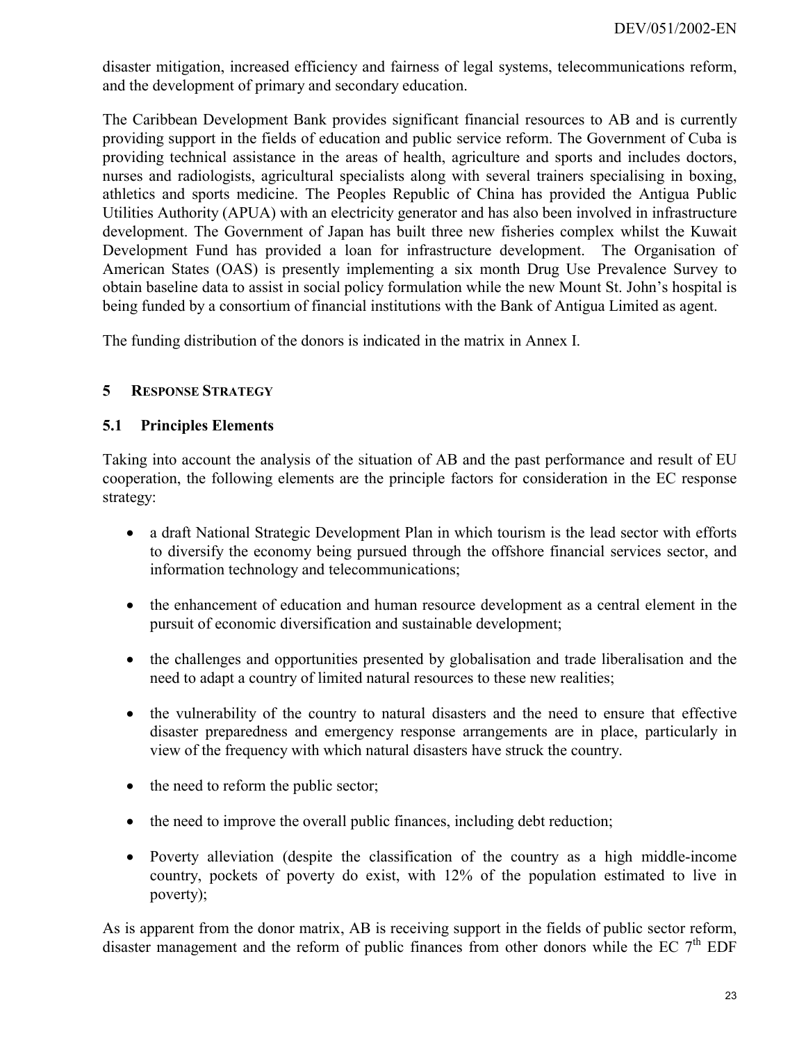disaster mitigation, increased efficiency and fairness of legal systems, telecommunications reform, and the development of primary and secondary education.

The Caribbean Development Bank provides significant financial resources to AB and is currently providing support in the fields of education and public service reform. The Government of Cuba is providing technical assistance in the areas of health, agriculture and sports and includes doctors, nurses and radiologists, agricultural specialists along with several trainers specialising in boxing, athletics and sports medicine. The Peoples Republic of China has provided the Antigua Public Utilities Authority (APUA) with an electricity generator and has also been involved in infrastructure development. The Government of Japan has built three new fisheries complex whilst the Kuwait Development Fund has provided a loan for infrastructure development. The Organisation of American States (OAS) is presently implementing a six month Drug Use Prevalence Survey to obtain baseline data to assist in social policy formulation while the new Mount St. John's hospital is being funded by a consortium of financial institutions with the Bank of Antigua Limited as agent.

The funding distribution of the donors is indicated in the matrix in Annex I.

## 5 RESPONSE STRATEGY

### 5.1 Principles Elements

Taking into account the analysis of the situation of AB and the past performance and result of EU cooperation, the following elements are the principle factors for consideration in the EC response strategy:

- a draft National Strategic Development Plan in which tourism is the lead sector with efforts to diversify the economy being pursued through the offshore financial services sector, and information technology and telecommunications;

- the enhancement of education and human resource development as a central element in the pursuit of economic diversification and sustainable development;

- the challenges and opportunities presented by globalisation and trade liberalisation and the need to adapt a country of limited natural resources to these new realities;

- the vulnerability of the country to natural disasters and the need to ensure that effective disaster preparedness and emergency response arrangements are in place, particularly in view of the frequency with which natural disasters have struck the country.

- the need to reform the public sector;

- the need to improve the overall public finances, including debt reduction;

- Poverty alleviation (despite the classification of the country as a high middle-income country, pockets of poverty do exist, with 12% of the population estimated to live in poverty);

As is apparent from the donor matrix, AB is receiving support in the fields of public sector reform, disaster management and the reform of public finances from other donors while the EC 7th EDF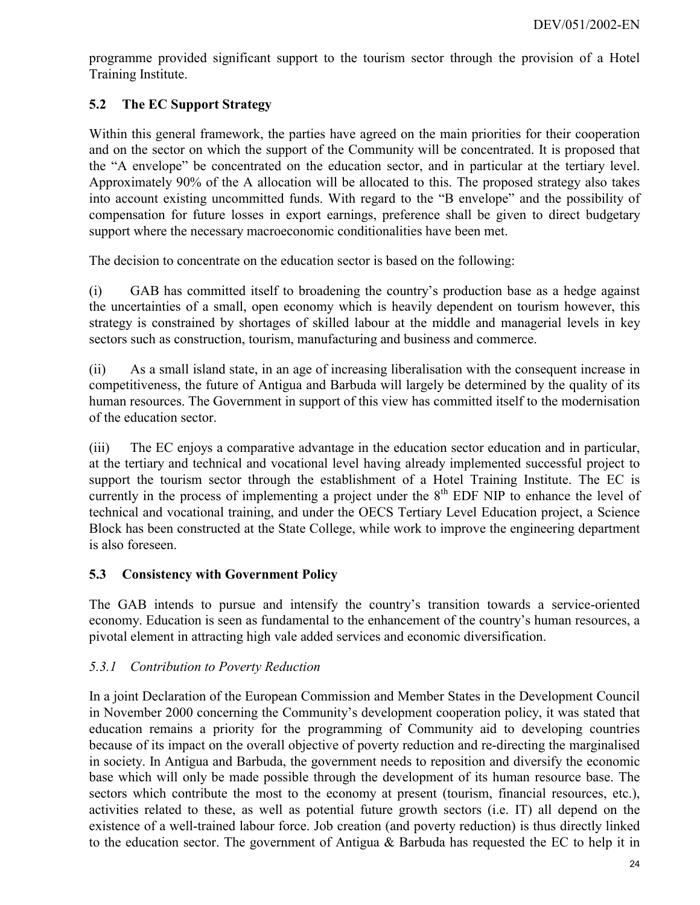programme provided significant support to the tourism sector through the provision of a Hotel Training Institute.

## 5.2 The EC Support Strategy

Within this general framework, the parties have agreed on the main priorities for their cooperation and on the sector on which the support of the Community will be concentrated. It is proposed that the "A envelope" be concentrated on the education sector, and in particular at the tertiary level. Approximately 90% of the A allocation will be allocated to this. The proposed strategy also takes into account existing uncommitted funds. With regard to the "B envelope" and the possibility of compensation for future losses in export earnings, preference shall be given to direct budgetary support where the necessary macroeconomic conditionalities have been met.

The decision to concentrate on the education sector is based on the following:

(i) GAB has committed itself to broadening the country's production base as a hedge against the uncertainties of a small, open economy which is heavily dependent on tourism however, this strategy is constrained by shortages of skilled labour at the middle and managerial levels in key sectors such as construction, tourism, manufacturing and business and commerce.

(ii) As a small island state, in an age of increasing liberalisation with the consequent increase in competitiveness, the future of Antigua and Barbuda will largely be determined by the quality of its human resources. The Government in support of this view has committed itself to the modernisation of the education sector.

(iii) The EC enjoys a comparative advantage in the education sector education and in particular, at the tertiary and technical and vocational level having already implemented successful project to support the tourism sector through the establishment of a Hotel Training Institute. The EC is currently in the process of implementing a project under the 8th EDF NIP to enhance the level of technical and vocational training, and under the OECS Tertiary Level Education project, a Science Block has been constructed at the State College, while work to improve the engineering department is also foreseen.

## 5.3 Consistency with Government Policy

The GAB intends to pursue and intensify the country's transition towards a service-oriented economy. Education is seen as fundamental to the enhancement of the country's human resources, a pivotal element in attracting high vale added services and economic diversification.

### *5.3.1 Contribution to Poverty Reduction*

In a joint Declaration of the European Commission and Member States in the Development Council in November 2000 concerning the Community's development cooperation policy, it was stated that education remains a priority for the programming of Community aid to developing countries because of its impact on the overall objective of poverty reduction and re-directing the marginalised in society. In Antigua and Barbuda, the government needs to reposition and diversify the economic base which will only be made possible through the development of its human resource base. The sectors which contribute the most to the economy at present (tourism, financial resources, etc.), activities related to these, as well as potential future growth sectors (i.e. IT) all depend on the existence of a well-trained labour force. Job creation (and poverty reduction) is thus directly linked to the education sector. The government of Antigua & Barbuda has requested the EC to help it in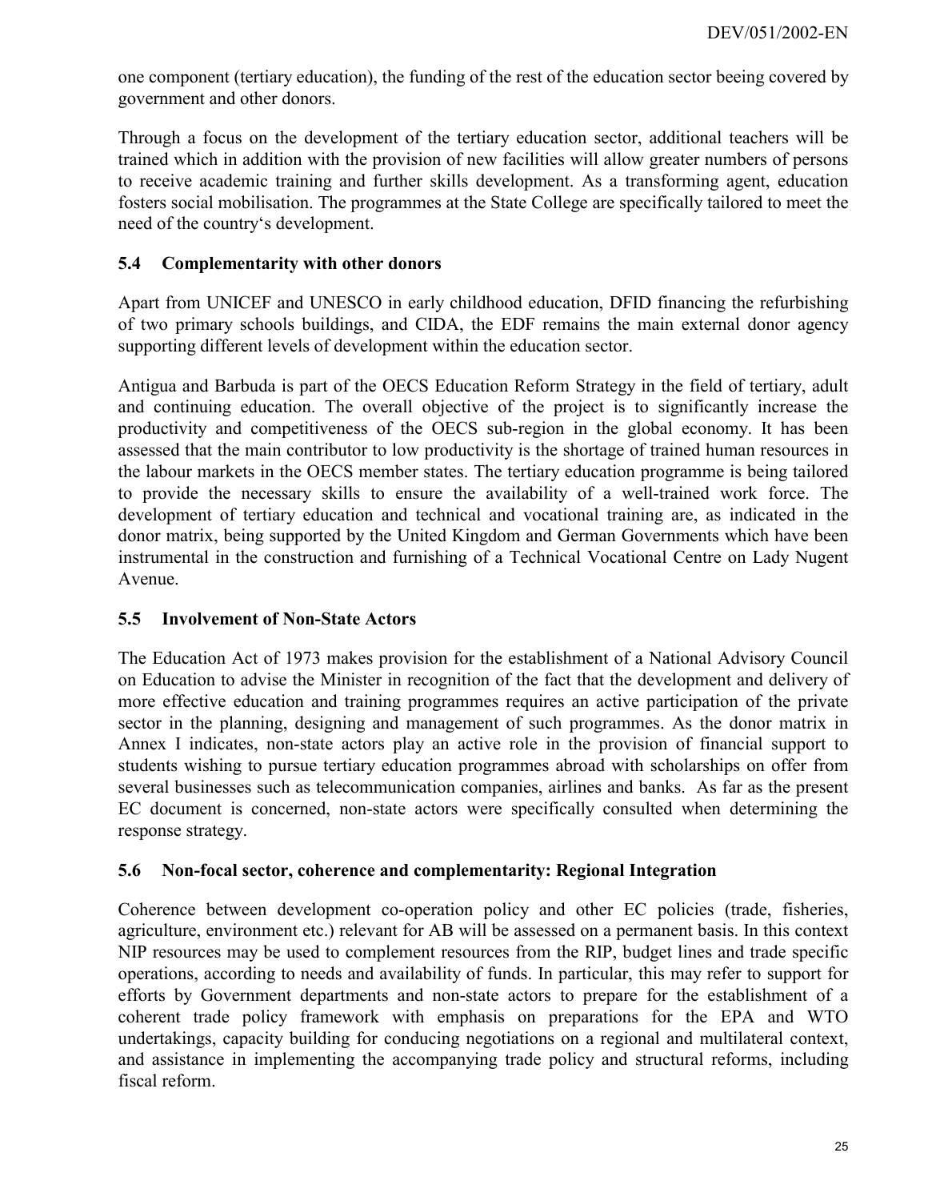one component (tertiary education), the funding of the rest of the education sector beeing covered by government and other donors.

Through a focus on the development of the tertiary education sector, additional teachers will be trained which in addition with the provision of new facilities will allow greater numbers of persons to receive academic training and further skills development. As a transforming agent, education fosters social mobilisation. The programmes at the State College are specifically tailored to meet the need of the country's development.

### 5.4 Complementarity with other donors

Apart from UNICEF and UNESCO in early childhood education, DFID financing the refurbishing of two primary schools buildings, and CIDA, the EDF remains the main external donor agency supporting different levels of development within the education sector.

Antigua and Barbuda is part of the OECS Education Reform Strategy in the field of tertiary, adult and continuing education. The overall objective of the project is to significantly increase the productivity and competitiveness of the OECS sub-region in the global economy. It has been assessed that the main contributor to low productivity is the shortage of trained human resources in the labour markets in the OECS member states. The tertiary education programme is being tailored to provide the necessary skills to ensure the availability of a well-trained work force. The development of tertiary education and technical and vocational training are, as indicated in the donor matrix, being supported by the United Kingdom and German Governments which have been instrumental in the construction and furnishing of a Technical Vocational Centre on Lady Nugent Avenue.

### 5.5 Involvement of Non-State Actors

The Education Act of 1973 makes provision for the establishment of a National Advisory Council on Education to advise the Minister in recognition of the fact that the development and delivery of more effective education and training programmes requires an active participation of the private sector in the planning, designing and management of such programmes. As the donor matrix in Annex I indicates, non-state actors play an active role in the provision of financial support to students wishing to pursue tertiary education programmes abroad with scholarships on offer from several businesses such as telecommunication companies, airlines and banks. As far as the present EC document is concerned, non-state actors were specifically consulted when determining the response strategy.

### 5.6 Non-focal sector, coherence and complementarity: Regional Integration

Coherence between development co-operation policy and other EC policies (trade, fisheries, agriculture, environment etc.) relevant for AB will be assessed on a permanent basis. In this context NIP resources may be used to complement resources from the RIP, budget lines and trade specific operations, according to needs and availability of funds. In particular, this may refer to support for efforts by Government departments and non-state actors to prepare for the establishment of a coherent trade policy framework with emphasis on preparations for the EPA and WTO undertakings, capacity building for conducing negotiations on a regional and multilateral context, and assistance in implementing the accompanying trade policy and structural reforms, including fiscal reform.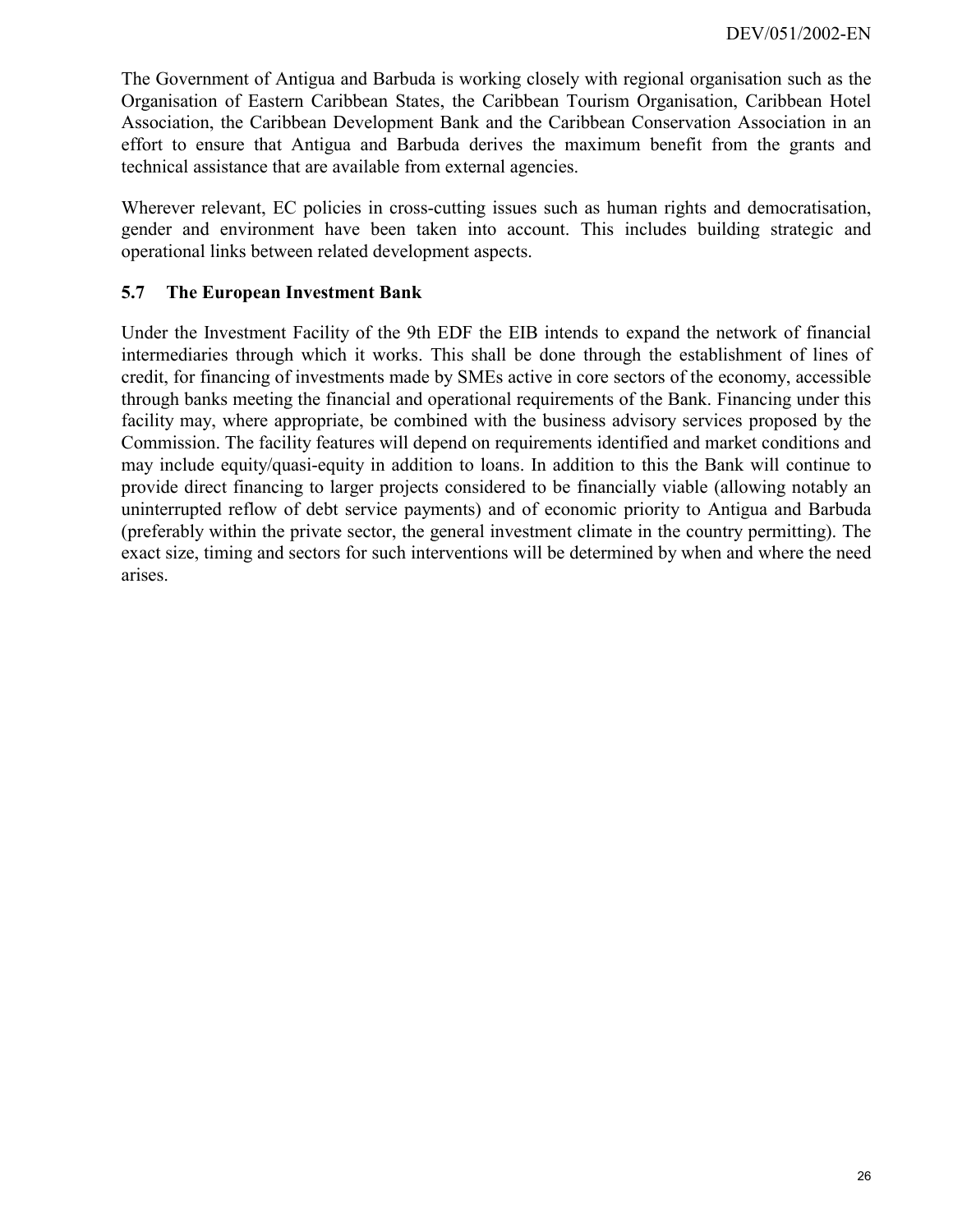The Government of Antigua and Barbuda is working closely with regional organisation such as the Organisation of Eastern Caribbean States, the Caribbean Tourism Organisation, Caribbean Hotel Association, the Caribbean Development Bank and the Caribbean Conservation Association in an effort to ensure that Antigua and Barbuda derives the maximum benefit from the grants and technical assistance that are available from external agencies.

Wherever relevant, EC policies in cross-cutting issues such as human rights and democratisation, gender and environment have been taken into account. This includes building strategic and operational links between related development aspects.

### 5.7 The European Investment Bank

Under the Investment Facility of the 9th EDF the EIB intends to expand the network of financial intermediaries through which it works. This shall be done through the establishment of lines of credit, for financing of investments made by SMEs active in core sectors of the economy, accessible through banks meeting the financial and operational requirements of the Bank. Financing under this facility may, where appropriate, be combined with the business advisory services proposed by the Commission. The facility features will depend on requirements identified and market conditions and may include equity/quasi-equity in addition to loans. In addition to this the Bank will continue to provide direct financing to larger projects considered to be financially viable (allowing notably an uninterrupted reflow of debt service payments) and of economic priority to Antigua and Barbuda (preferably within the private sector, the general investment climate in the country permitting). The exact size, timing and sectors for such interventions will be determined by when and where the need arises.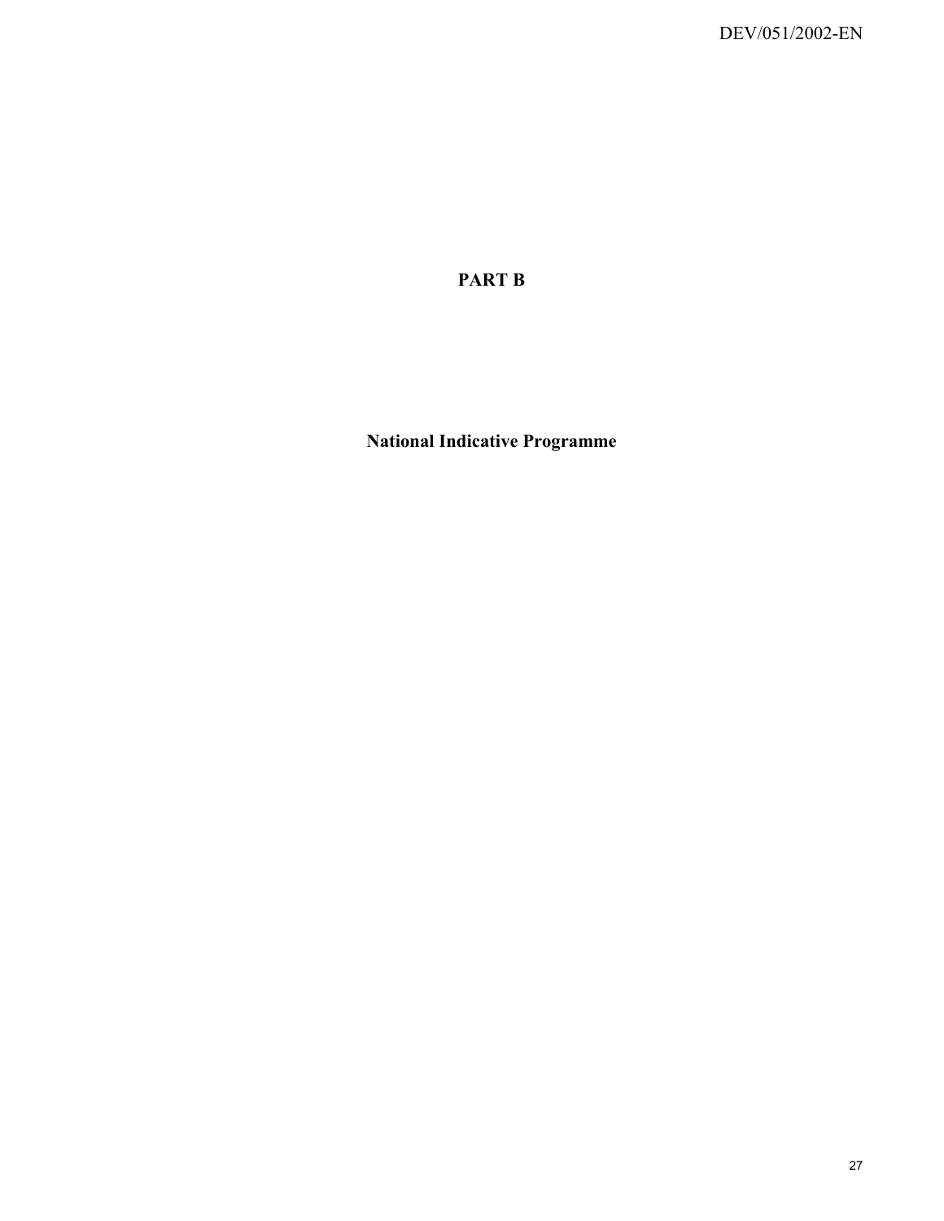# PART B

## National Indicative Programme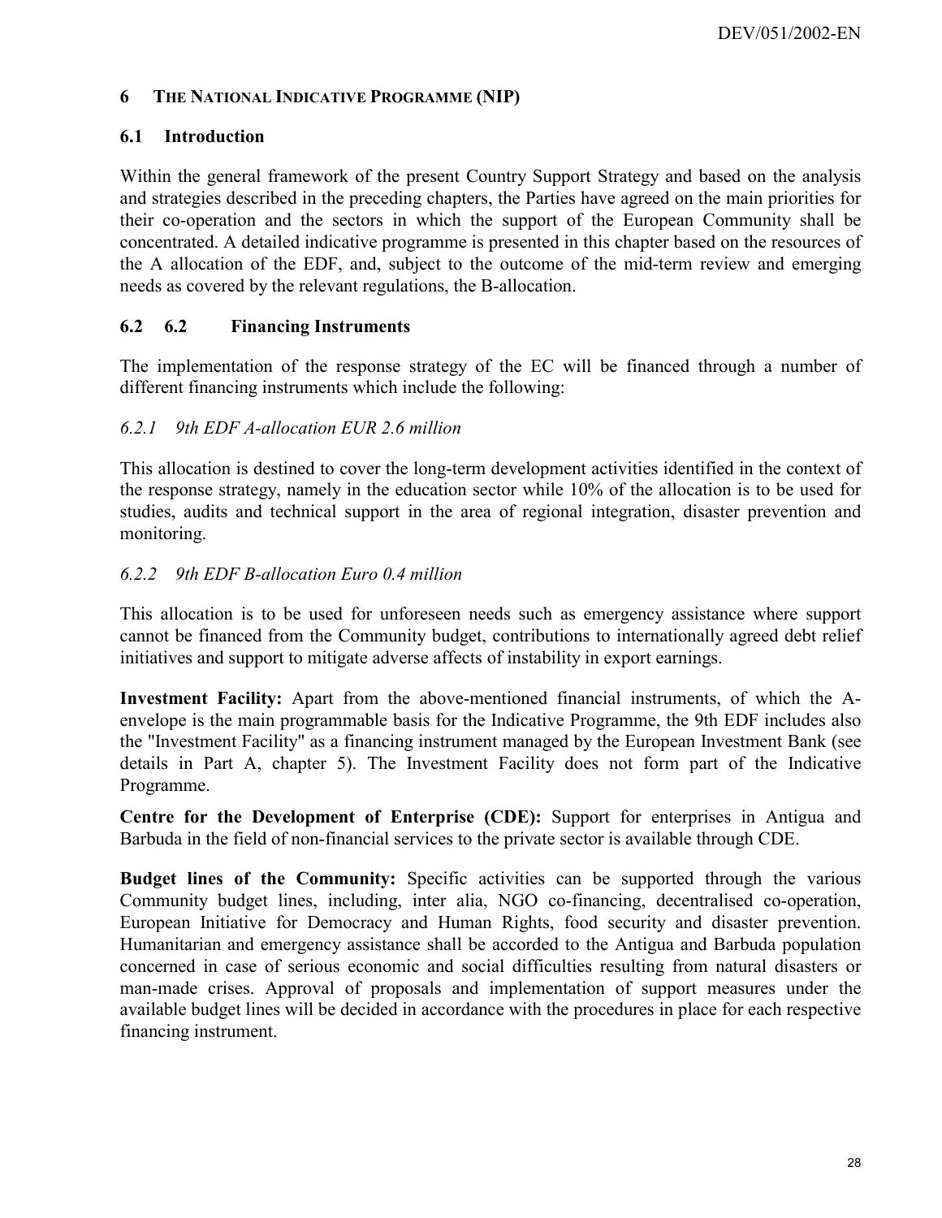## 6 THE NATIONAL INDICATIVE PROGRAMME (NIP)

### 6.1 Introduction

Within the general framework of the present Country Support Strategy and based on the analysis and strategies described in the preceding chapters, the Parties have agreed on the main priorities for their co-operation and the sectors in which the support of the European Community shall be concentrated. A detailed indicative programme is presented in this chapter based on the resources of the A allocation of the EDF, and, subject to the outcome of the mid-term review and emerging needs as covered by the relevant regulations, the B-allocation.

### 6.2 6.2 Financing Instruments

The implementation of the response strategy of the EC will be financed through a number of different financing instruments which include the following:

#### *6.2.1 9th EDF A-allocation EUR 2.6 million*

This allocation is destined to cover the long-term development activities identified in the context of the response strategy, namely in the education sector while 10% of the allocation is to be used for studies, audits and technical support in the area of regional integration, disaster prevention and monitoring.

#### *6.2.2 9th EDF B-allocation Euro 0.4 million*

This allocation is to be used for unforeseen needs such as emergency assistance where support cannot be financed from the Community budget, contributions to internationally agreed debt relief initiatives and support to mitigate adverse affects of instability in export earnings.

**Investment Facility:** Apart from the above-mentioned financial instruments, of which the A-envelope is the main programmable basis for the Indicative Programme, the 9th EDF includes also the "Investment Facility" as a financing instrument managed by the European Investment Bank (see details in Part A, chapter 5). The Investment Facility does not form part of the Indicative Programme.

**Centre for the Development of Enterprise (CDE):** Support for enterprises in Antigua and Barbuda in the field of non-financial services to the private sector is available through CDE.

**Budget lines of the Community:** Specific activities can be supported through the various Community budget lines, including, inter alia, NGO co-financing, decentralised co-operation, European Initiative for Democracy and Human Rights, food security and disaster prevention. Humanitarian and emergency assistance shall be accorded to the Antigua and Barbuda population concerned in case of serious economic and social difficulties resulting from natural disasters or man-made crises. Approval of proposals and implementation of support measures under the available budget lines will be decided in accordance with the procedures in place for each respective financing instrument.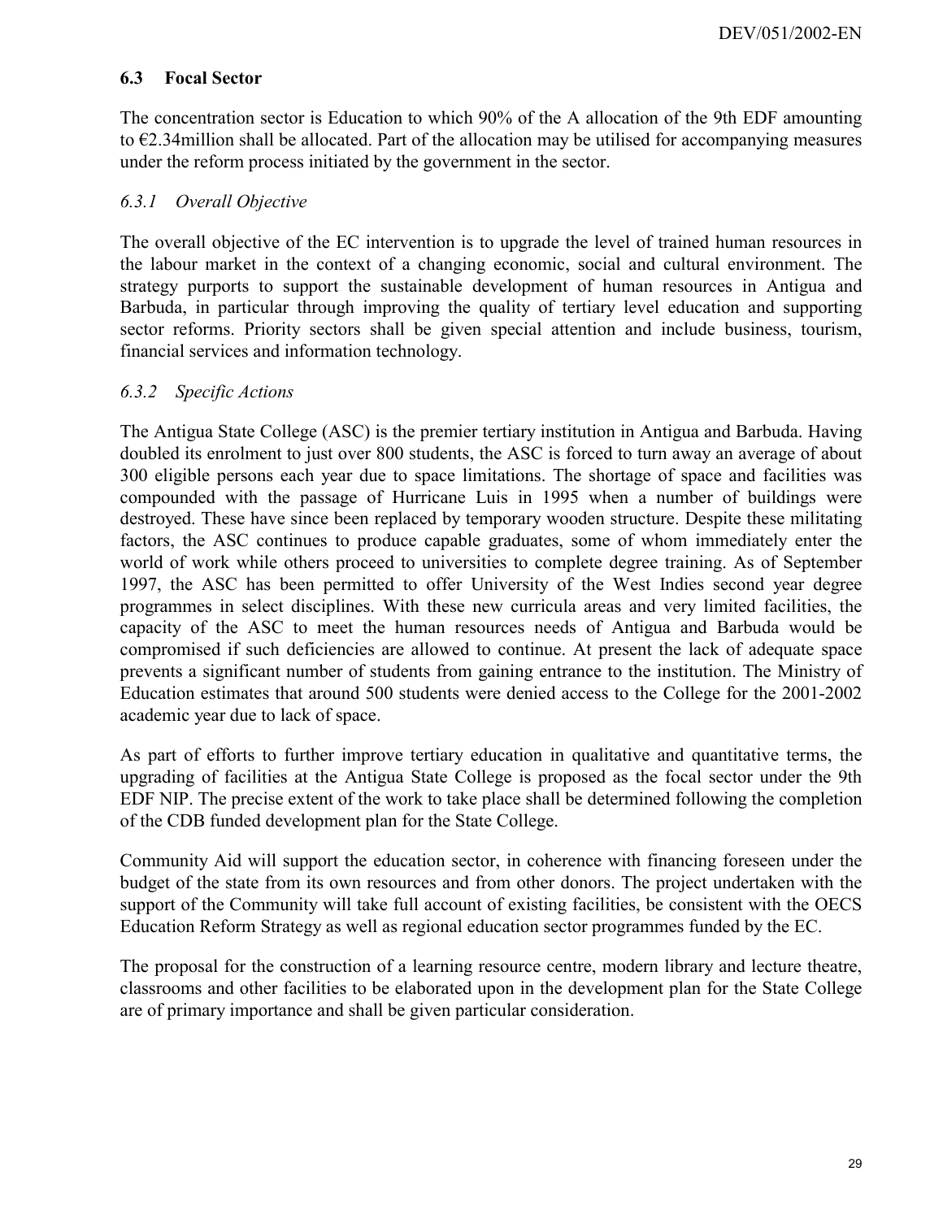### 6.3 Focal Sector

The concentration sector is Education to which 90% of the A allocation of the 9th EDF amounting to €2.34million shall be allocated. Part of the allocation may be utilised for accompanying measures under the reform process initiated by the government in the sector.

#### *6.3.1 Overall Objective*

The overall objective of the EC intervention is to upgrade the level of trained human resources in the labour market in the context of a changing economic, social and cultural environment. The strategy purports to support the sustainable development of human resources in Antigua and Barbuda, in particular through improving the quality of tertiary level education and supporting sector reforms. Priority sectors shall be given special attention and include business, tourism, financial services and information technology.

#### *6.3.2 Specific Actions*

The Antigua State College (ASC) is the premier tertiary institution in Antigua and Barbuda. Having doubled its enrolment to just over 800 students, the ASC is forced to turn away an average of about 300 eligible persons each year due to space limitations. The shortage of space and facilities was compounded with the passage of Hurricane Luis in 1995 when a number of buildings were destroyed. These have since been replaced by temporary wooden structure. Despite these militating factors, the ASC continues to produce capable graduates, some of whom immediately enter the world of work while others proceed to universities to complete degree training. As of September 1997, the ASC has been permitted to offer University of the West Indies second year degree programmes in select disciplines. With these new curricula areas and very limited facilities, the capacity of the ASC to meet the human resources needs of Antigua and Barbuda would be compromised if such deficiencies are allowed to continue. At present the lack of adequate space prevents a significant number of students from gaining entrance to the institution. The Ministry of Education estimates that around 500 students were denied access to the College for the 2001-2002 academic year due to lack of space.

As part of efforts to further improve tertiary education in qualitative and quantitative terms, the upgrading of facilities at the Antigua State College is proposed as the focal sector under the 9th EDF NIP. The precise extent of the work to take place shall be determined following the completion of the CDB funded development plan for the State College.

Community Aid will support the education sector, in coherence with financing foreseen under the budget of the state from its own resources and from other donors. The project undertaken with the support of the Community will take full account of existing facilities, be consistent with the OECS Education Reform Strategy as well as regional education sector programmes funded by the EC.

The proposal for the construction of a learning resource centre, modern library and lecture theatre, classrooms and other facilities to be elaborated upon in the development plan for the State College are of primary importance and shall be given particular consideration.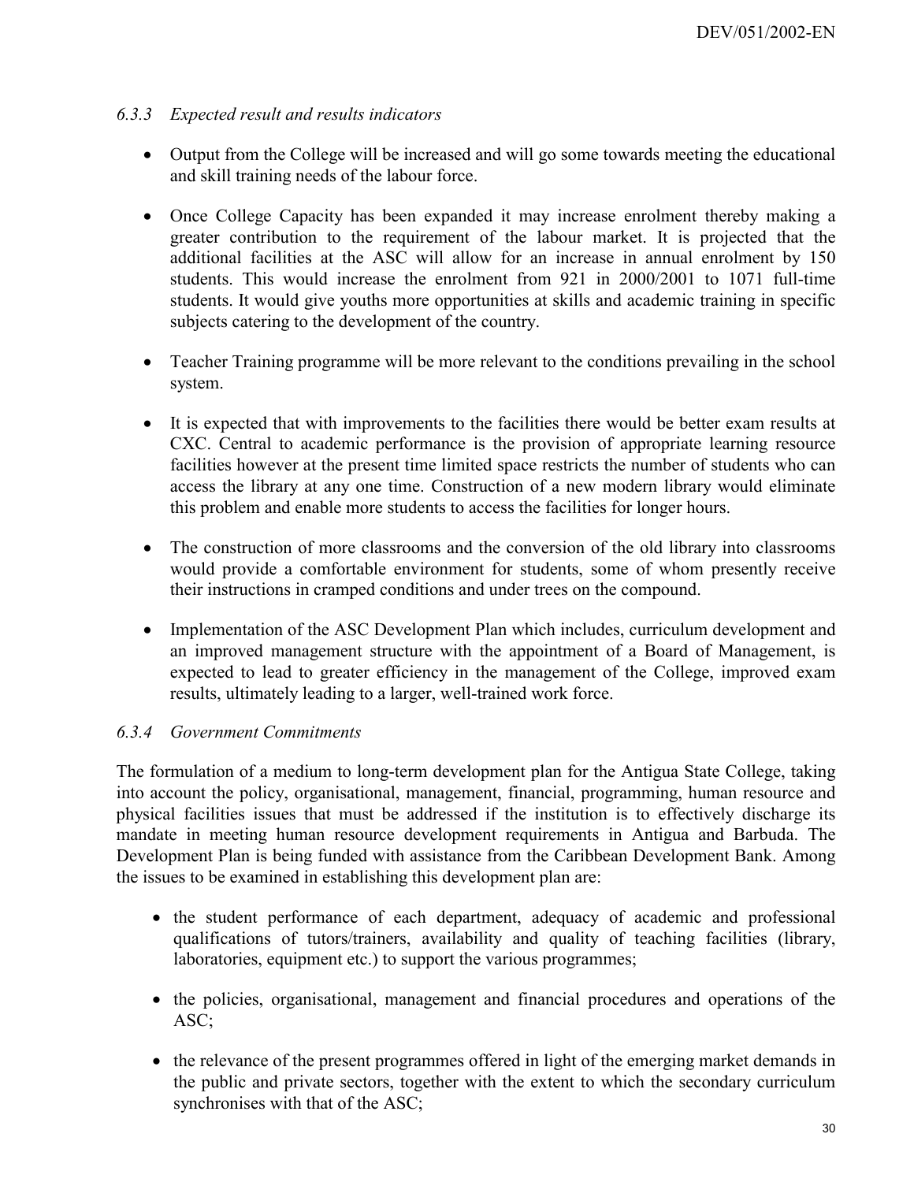### *6.3.3 Expected result and results indicators*

- Output from the College will be increased and will go some towards meeting the educational and skill training needs of the labour force.

- Once College Capacity has been expanded it may increase enrolment thereby making a greater contribution to the requirement of the labour market. It is projected that the additional facilities at the ASC will allow for an increase in annual enrolment by 150 students. This would increase the enrolment from 921 in 2000/2001 to 1071 full-time students. It would give youths more opportunities at skills and academic training in specific subjects catering to the development of the country.

- Teacher Training programme will be more relevant to the conditions prevailing in the school system.

- It is expected that with improvements to the facilities there would be better exam results at CXC. Central to academic performance is the provision of appropriate learning resource facilities however at the present time limited space restricts the number of students who can access the library at any one time. Construction of a new modern library would eliminate this problem and enable more students to access the facilities for longer hours.

- The construction of more classrooms and the conversion of the old library into classrooms would provide a comfortable environment for students, some of whom presently receive their instructions in cramped conditions and under trees on the compound.

- Implementation of the ASC Development Plan which includes, curriculum development and an improved management structure with the appointment of a Board of Management, is expected to lead to greater efficiency in the management of the College, improved exam results, ultimately leading to a larger, well-trained work force.

### *6.3.4 Government Commitments*

The formulation of a medium to long-term development plan for the Antigua State College, taking into account the policy, organisational, management, financial, programming, human resource and physical facilities issues that must be addressed if the institution is to effectively discharge its mandate in meeting human resource development requirements in Antigua and Barbuda. The Development Plan is being funded with assistance from the Caribbean Development Bank. Among the issues to be examined in establishing this development plan are:

- the student performance of each department, adequacy of academic and professional qualifications of tutors/trainers, availability and quality of teaching facilities (library, laboratories, equipment etc.) to support the various programmes;

- the policies, organisational, management and financial procedures and operations of the ASC;

- the relevance of the present programmes offered in light of the emerging market demands in the public and private sectors, together with the extent to which the secondary curriculum synchronises with that of the ASC;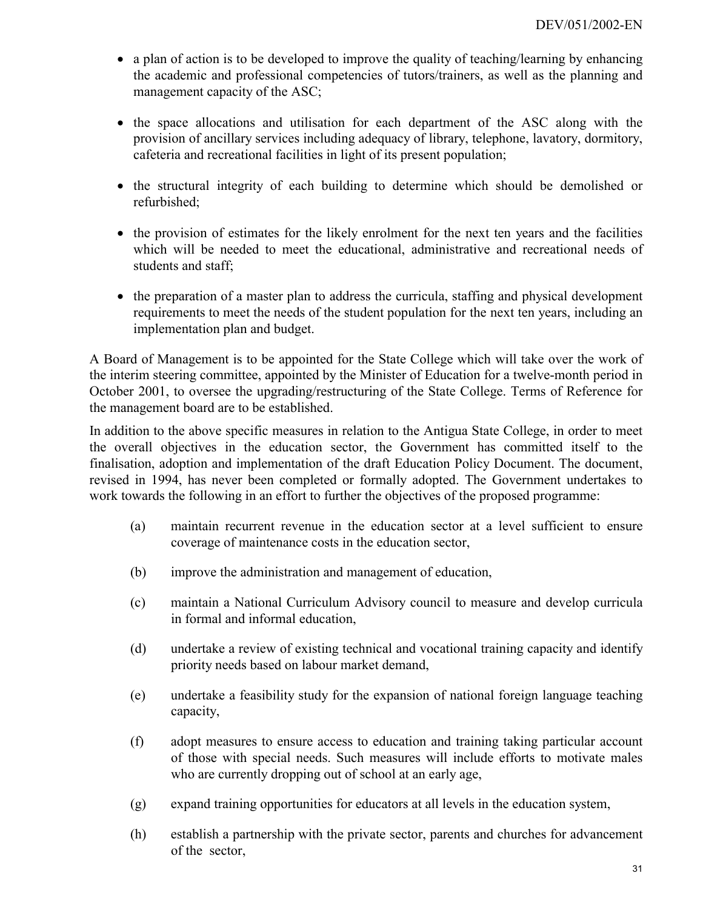- a plan of action is to be developed to improve the quality of teaching/learning by enhancing the academic and professional competencies of tutors/trainers, as well as the planning and management capacity of the ASC;

- the space allocations and utilisation for each department of the ASC along with the provision of ancillary services including adequacy of library, telephone, lavatory, dormitory, cafeteria and recreational facilities in light of its present population;

- the structural integrity of each building to determine which should be demolished or refurbished;

- the provision of estimates for the likely enrolment for the next ten years and the facilities which will be needed to meet the educational, administrative and recreational needs of students and staff;

- the preparation of a master plan to address the curricula, staffing and physical development requirements to meet the needs of the student population for the next ten years, including an implementation plan and budget.

A Board of Management is to be appointed for the State College which will take over the work of the interim steering committee, appointed by the Minister of Education for a twelve-month period in October 2001, to oversee the upgrading/restructuring of the State College. Terms of Reference for the management board are to be established.

In addition to the above specific measures in relation to the Antigua State College, in order to meet the overall objectives in the education sector, the Government has committed itself to the finalisation, adoption and implementation of the draft Education Policy Document. The document, revised in 1994, has never been completed or formally adopted. The Government undertakes to work towards the following in an effort to further the objectives of the proposed programme:

(a) maintain recurrent revenue in the education sector at a level sufficient to ensure coverage of maintenance costs in the education sector,

(b) improve the administration and management of education,

(c) maintain a National Curriculum Advisory council to measure and develop curricula in formal and informal education,

(d) undertake a review of existing technical and vocational training capacity and identify priority needs based on labour market demand,

(e) undertake a feasibility study for the expansion of national foreign language teaching capacity,

(f) adopt measures to ensure access to education and training taking particular account of those with special needs. Such measures will include efforts to motivate males who are currently dropping out of school at an early age,

(g) expand training opportunities for educators at all levels in the education system,

(h) establish a partnership with the private sector, parents and churches for advancement of the sector,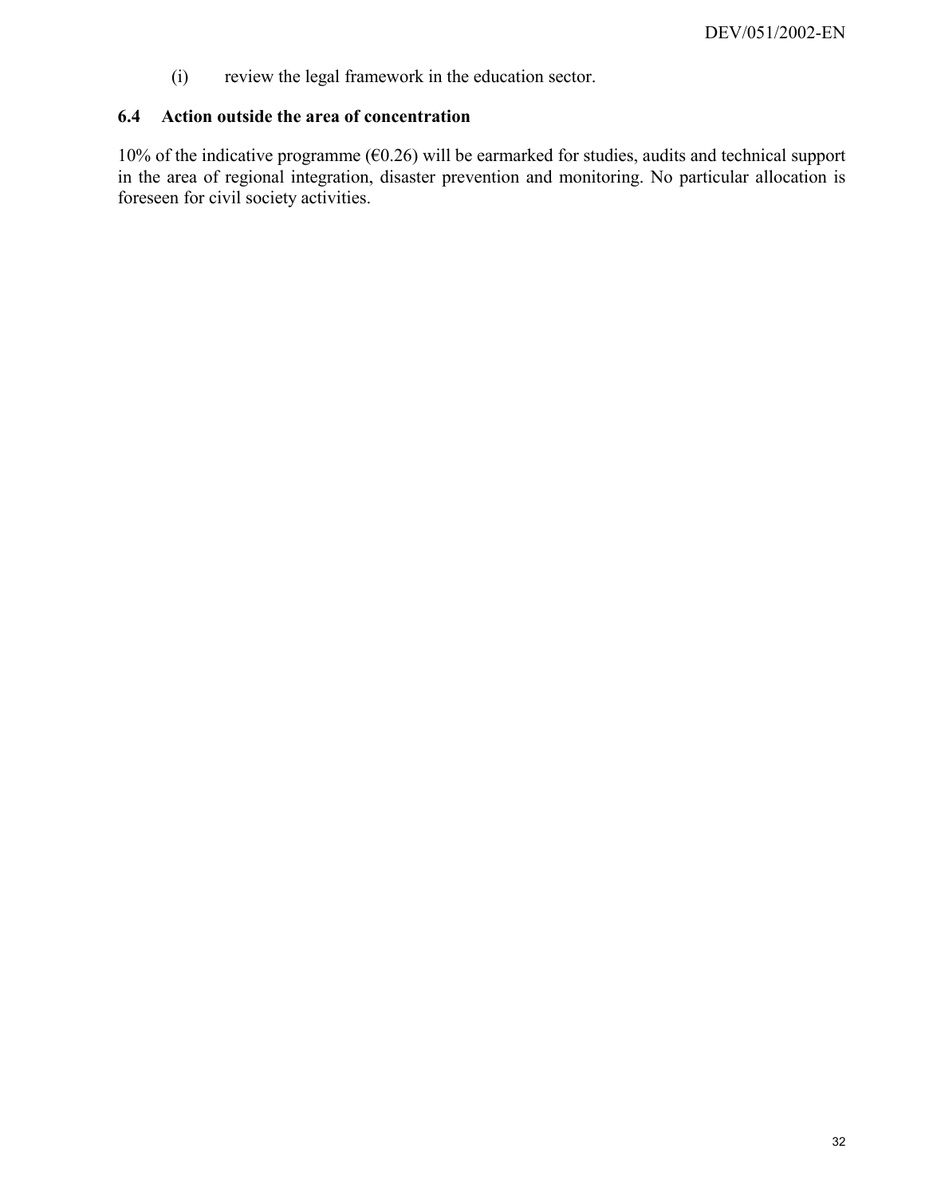(i) review the legal framework in the education sector.

### 6.4 Action outside the area of concentration

10% of the indicative programme (€0.26) will be earmarked for studies, audits and technical support in the area of regional integration, disaster prevention and monitoring. No particular allocation is foreseen for civil society activities.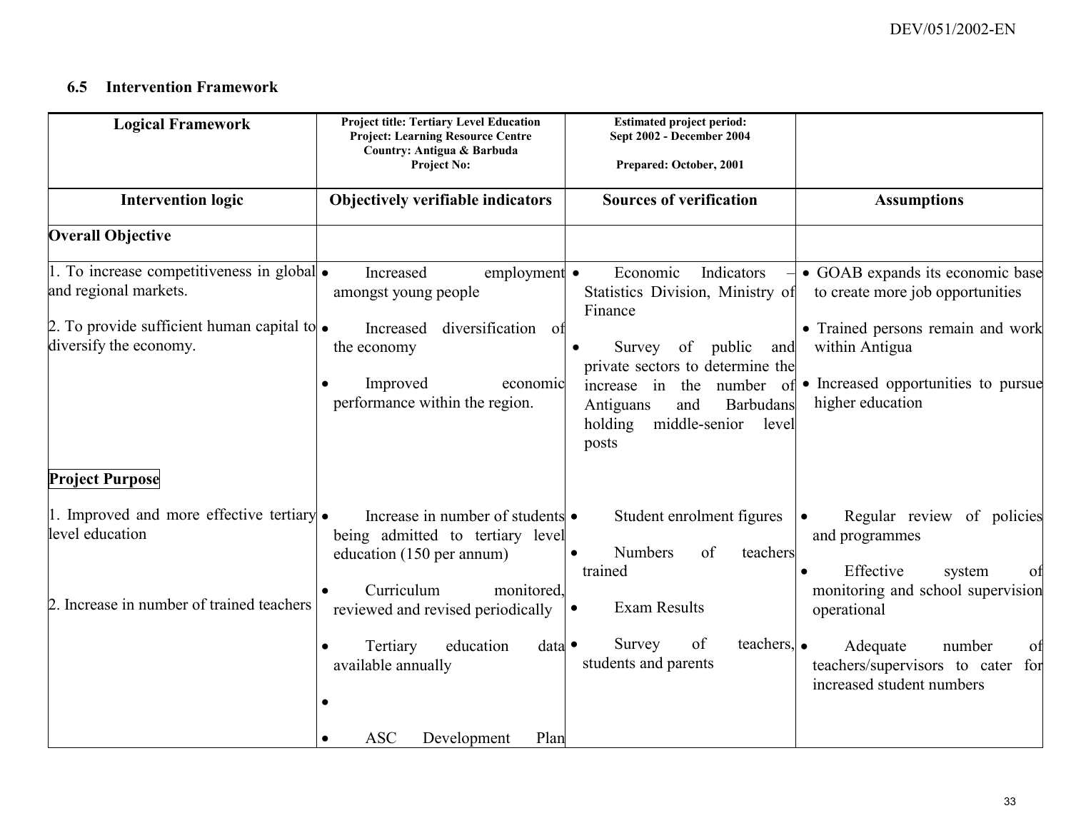### 6.5 Intervention Framework

| Logical Framework | Project title: Tertiary Level Education Project: Learning Resource Centre Country: Antigua & Barbuda Project No: | Estimated project period: Sept 2002 - December 2004<br><br>Prepared: October, 2001 | |
|---|---|---|---|
| **Intervention logic** | **Objectively verifiable indicators** | **Sources of verification** | **Assumptions** |
| **Overall Objective** | | | |
| 1. To increase competitiveness in global and regional markets.<br><br>2. To provide sufficient human capital to diversify the economy. | • Increased employment amongst young people<br><br>• Increased diversification of the economy<br><br>• Improved economic performance within the region. | • Economic Indicators – Statistics Division, Ministry of Finance<br><br>• Survey of public and private sectors to determine the increase in the number of Antiguans and Barbudans holding middle-senior level posts | • GOAB expands its economic base to create more job opportunities<br><br>• Trained persons remain and work within Antigua<br><br>• Increased opportunities to pursue higher education |
| **Project Purpose** | | | |
| 1. Improved and more effective tertiary level education<br><br>2. Increase in number of trained teachers | • Increase in number of students being admitted to tertiary level education (150 per annum)<br><br>• Curriculum monitored, reviewed and revised periodically<br><br>• Tertiary education data available annually<br><br>•<br><br>• ASC Development Plan | • Student enrolment figures<br><br>• Numbers of teachers trained<br><br>• Exam Results<br><br>• Survey of teachers, students and parents | • Regular review of policies and programmes<br><br>• Effective system of monitoring and school supervision operational<br><br>• Adequate number of teachers/supervisors to cater for increased student numbers |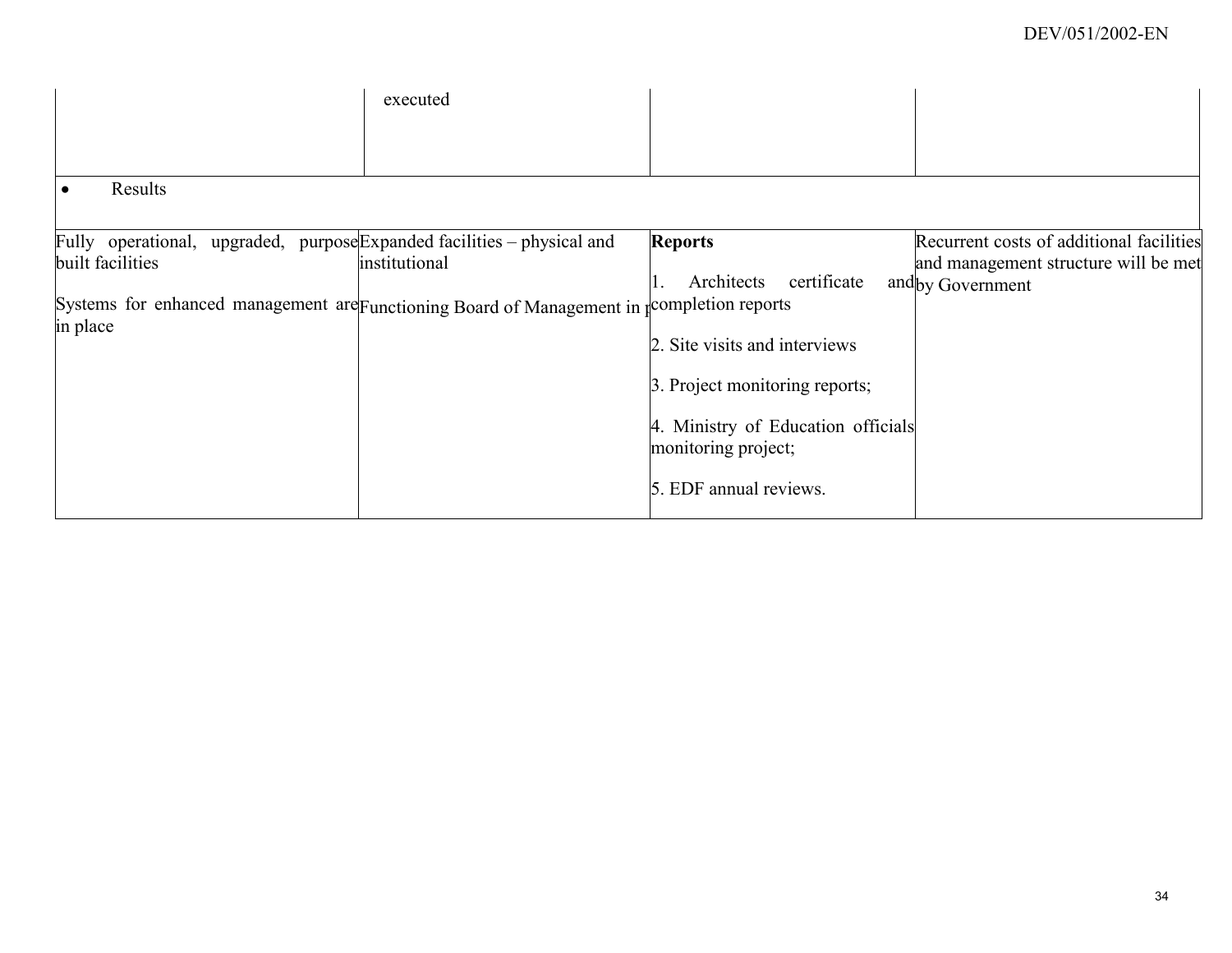| | executed | | |
|---|---|---|---|
| • Results | | | |
| Fully operational, upgraded, purpose built facilities<br><br>Systems for enhanced management are in place | Expanded facilities – physical and institutional<br><br>Functioning Board of Management in p | **Reports**<br><br>1. Architects certificate and completion reports<br><br>2. Site visits and interviews<br><br>3. Project monitoring reports;<br><br>4. Ministry of Education officials monitoring project;<br><br>5. EDF annual reviews. | Recurrent costs of additional facilities and management structure will be met by Government |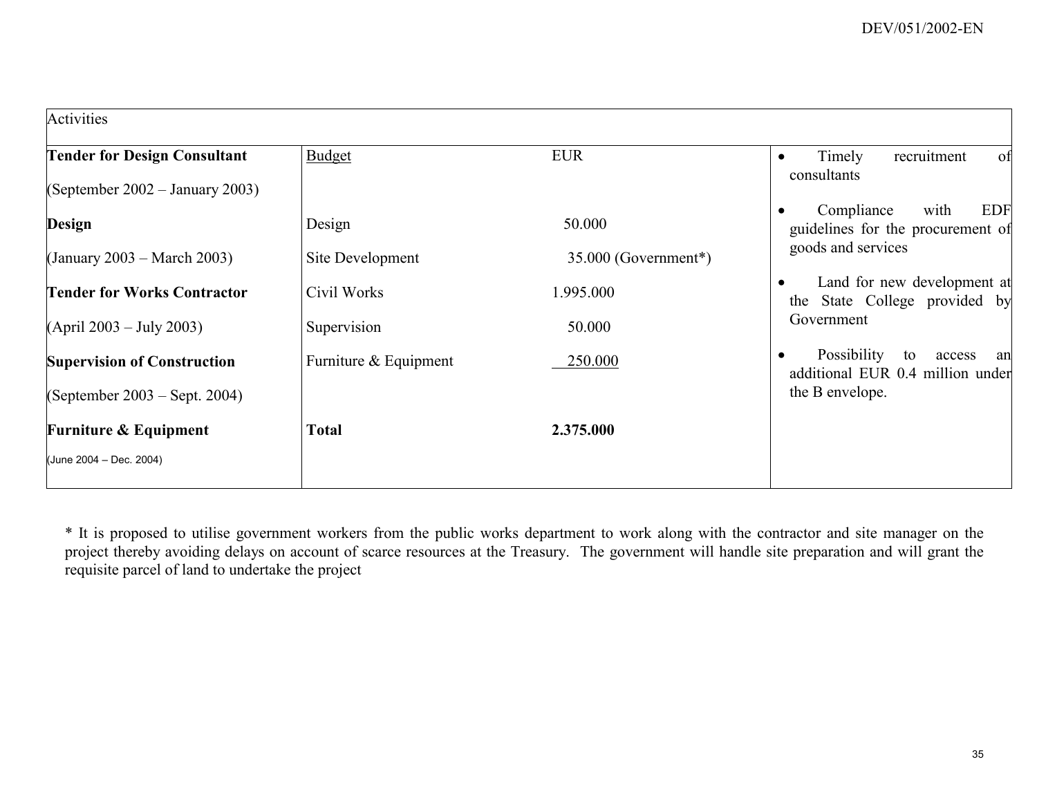| Activities | | | |
|---|---|---|---|
| **Tender for Design Consultant** (September 2002 – January 2003) | Budget | EUR | • Timely recruitment of consultants |
| **Design** (January 2003 – March 2003) | Design | 50.000 | • Compliance with EDF guidelines for the procurement of goods and services |
| | Site Development | 35.000 (Government*) | |
| **Tender for Works Contractor** (April 2003 – July 2003) | Civil Works | 1.995.000 | • Land for new development at the State College provided by Government |
| | Supervision | 50.000 | |
| **Supervision of Construction** (September 2003 – Sept. 2004) | Furniture & Equipment | 250.000 | • Possibility to access an additional EUR 0.4 million under the B envelope. |
| **Furniture & Equipment** (June 2004 – Dec. 2004) | **Total** | **2.375.000** | |

* It is proposed to utilise government workers from the public works department to work along with the contractor and site manager on the project thereby avoiding delays on account of scarce resources at the Treasury. The government will handle site preparation and will grant the requisite parcel of land to undertake the project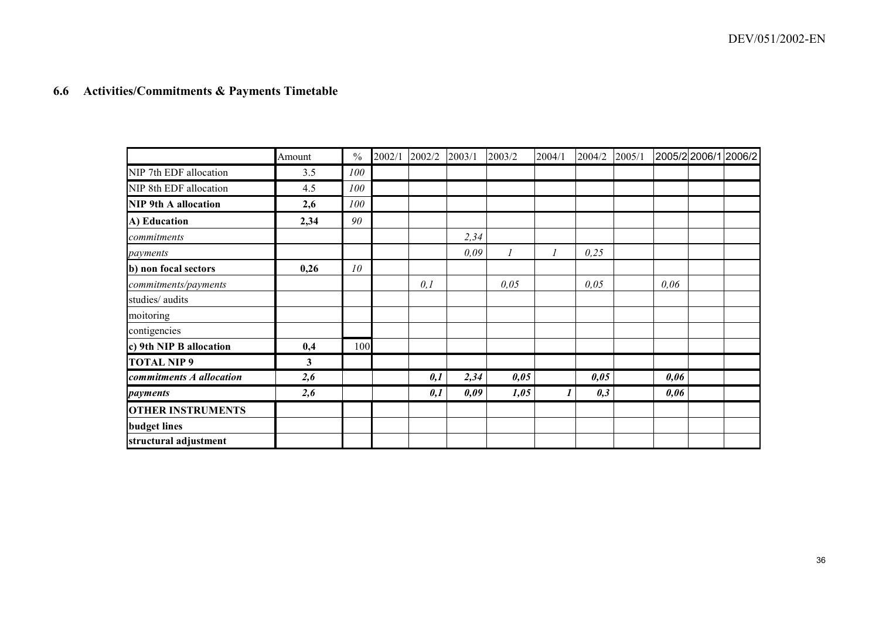### 6.6 Activities/Commitments & Payments Timetable

| | Amount | % | 2002/1 | 2002/2 | 2003/1 | 2003/2 | 2004/1 | 2004/2 | 2005/1 | 2005/2 | 2006/1 | 2006/2 |
|---|---|---|---|---|---|---|---|---|---|---|---|---|
| NIP 7th EDF allocation | 3.5 | *100* | | | | | | | | | | |
| NIP 8th EDF allocation | 4.5 | *100* | | | | | | | | | | |
| **NIP 9th A allocation** | **2,6** | *100* | | | | | | | | | | |
| **A) Education** | **2,34** | *90* | | | | | | | | | | |
| *commitments* | | | | | *2,34* | | | | | | | |
| *payments* | | | | | *0,09* | *1* | *1* | *0,25* | | | | |
| **b) non focal sectors** | **0,26** | *10* | | | | | | | | | | |
| *commitments/payments* | | | | *0,1* | | *0,05* | | *0,05* | | *0,06* | | |
| studies/ audits | | | | | | | | | | | | |
| moitoring | | | | | | | | | | | | |
| contigencies | | | | | | | | | | | | |
| **c) 9th NIP B allocation** | **0,4** | 100 | | | | | | | | | | |
| **TOTAL NIP 9** | **3** | | | | | | | | | | | |
| ***commitments A allocation*** | ***2,6*** | | | ***0,1*** | ***2,34*** | ***0,05*** | | ***0,05*** | | ***0,06*** | | |
| ***payments*** | ***2,6*** | | | ***0,1*** | ***0,09*** | ***1,05*** | ***1*** | ***0,3*** | | ***0,06*** | | |
| **OTHER INSTRUMENTS** | | | | | | | | | | | | |
| **budget lines** | | | | | | | | | | | | |
| **structural adjustment** | | | | | | | | | | | | |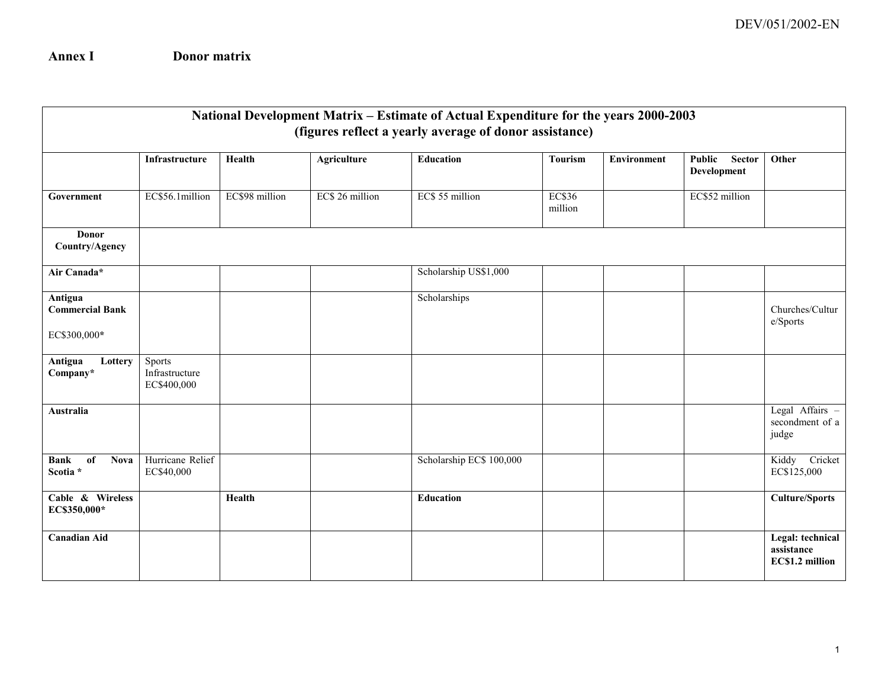## Annex I Donor matrix

| National Development Matrix – Estimate of Actual Expenditure for the years 2000-2003 (figures reflect a yearly average of donor assistance) | | | | | | | | |
|---|---|---|---|---|---|---|---|---|
| | **Infrastructure** | **Health** | **Agriculture** | **Education** | **Tourism** | **Environment** | **Public Sector Development** | **Other** |
| **Government** | EC$56.1million | EC$98 million | EC$ 26 million | EC$ 55 million | EC$36 million | | EC$52 million | |
| **Donor Country/Agency** | | | | | | | | |
| **Air Canada*** | | | | Scholarship US$1,000 | | | | |
| **Antigua Commercial Bank** EC$300,000* | | | | Scholarships | | | | Churches/Culture/Sports |
| **Antigua Lottery Company*** | Sports Infrastructure EC$400,000 | | | | | | | |
| **Australia** | | | | | | | | Legal Affairs – secondment of a judge |
| **Bank of Nova Scotia *** | Hurricane Relief EC$40,000 | | | Scholarship EC$ 100,000 | | | | Kiddy Cricket EC$125,000 |
| **Cable & Wireless EC$350,000*** | | **Health** | | **Education** | | | | **Culture/Sports** |
| **Canadian Aid** | | | | | | | | **Legal: technical assistance EC$1.2 million** |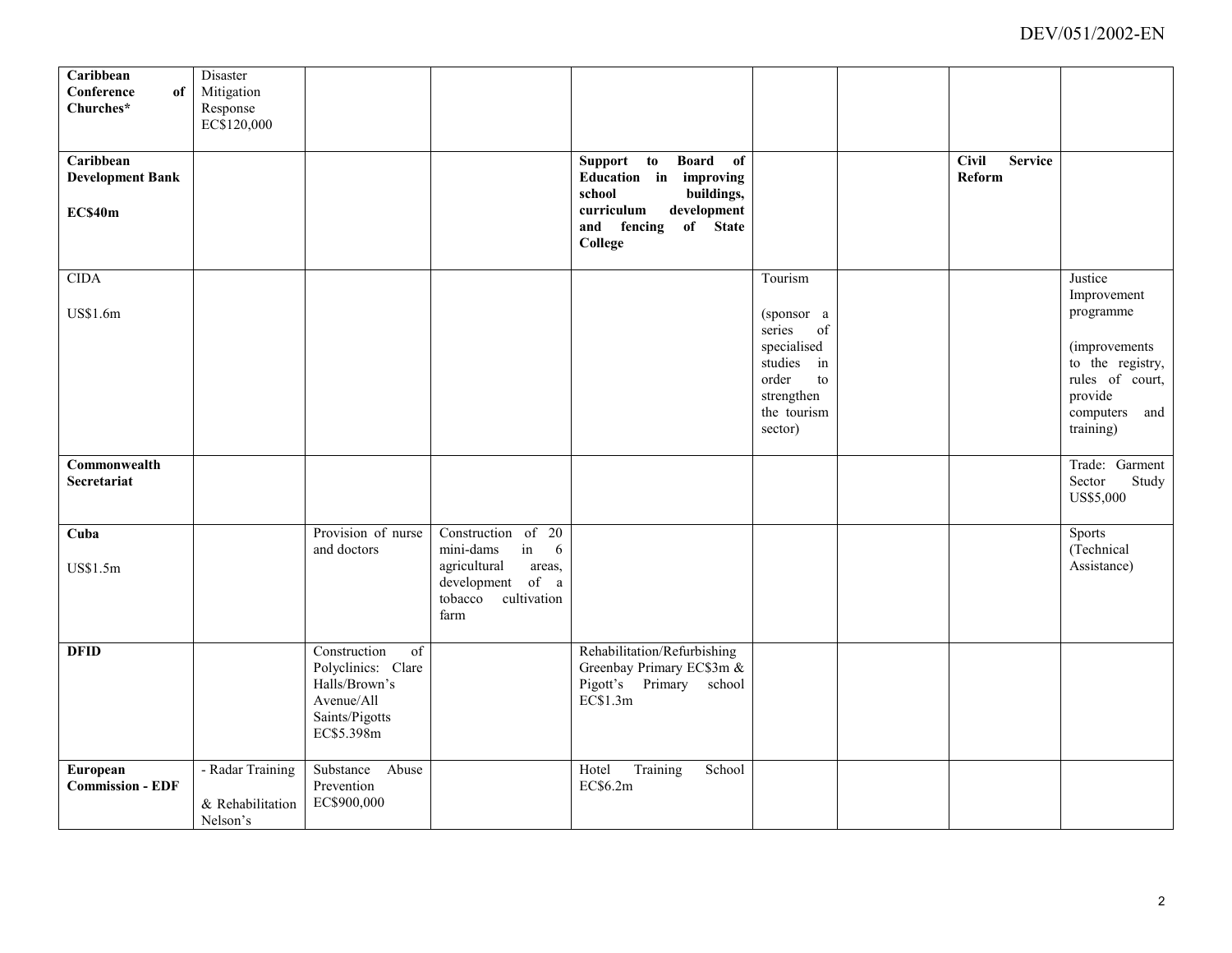| | | | | | | | | |
|---|---|---|---|---|---|---|---|---|
| **Caribbean Conference of Churches*** | Disaster Mitigation Response EC$120,000 | | | | | | | |
| **Caribbean Development Bank**<br><br>**EC$40m** | | | | **Support to Board of Education in improving school buildings, curriculum development and fencing of State College** | | | **Civil Service Reform** | |
| CIDA<br><br>US$1.6m | | | | | Tourism<br><br>(sponsor a series of specialised studies in order to strengthen the tourism sector) | | | Justice Improvement programme<br><br>(improvements to the registry, rules of court, provide computers and training) |
| **Commonwealth Secretariat** | | | | | | | | Trade: Garment Sector Study US$5,000 |
| **Cuba**<br><br>US$1.5m | | Provision of nurse and doctors | Construction of 20 mini-dams in 6 agricultural areas, development of a tobacco cultivation farm | | | | | Sports (Technical Assistance) |
| **DFID** | | Construction of Polyclinics: Clare Halls/Brown's Avenue/All Saints/Pigotts EC$5.398m | | Rehabilitation/Refurbishing Greenbay Primary EC$3m & Pigott's Primary school EC$1.3m | | | | |
| **European Commission - EDF** | - Radar Training<br><br>& Rehabilitation Nelson's | Substance Abuse Prevention EC$900,000 | | Hotel Training School EC$6.2m | | | | |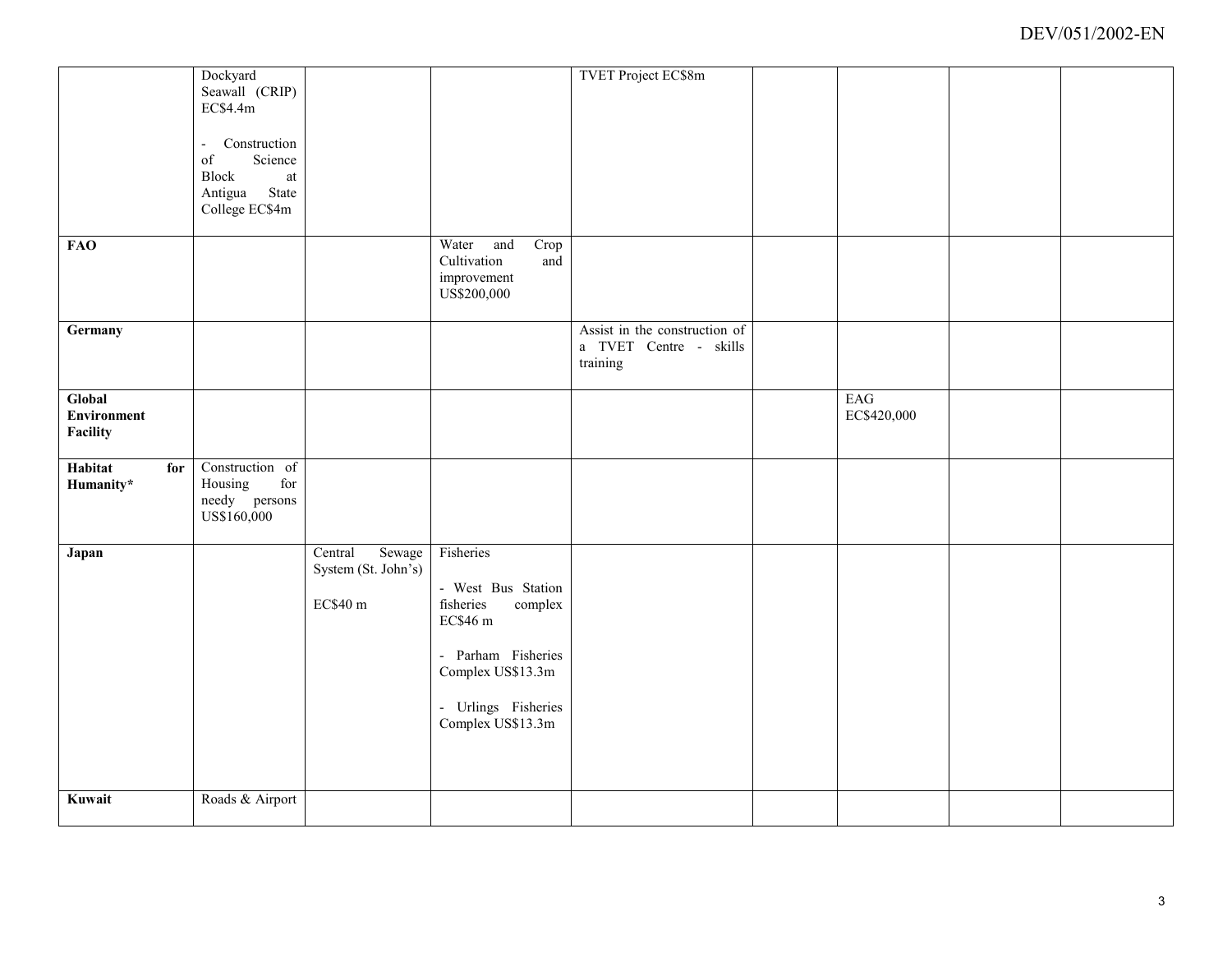| | | | | | | | | |
|---|---|---|---|---|---|---|---|---|
| | Dockyard Seawall (CRIP) EC$4.4m<br><br>- Construction of Science Block at Antigua State College EC$4m | | | TVET Project EC$8m | | | | |
| **FAO** | | | Water and Crop Cultivation and improvement US$200,000 | | | | | |
| **Germany** | | | | Assist in the construction of a TVET Centre - skills training | | | | |
| **Global Environment Facility** | | | | | | EAG EC$420,000 | | |
| **Habitat for Humanity*** | Construction of Housing for needy persons US$160,000 | | | | | | | |
| **Japan** | | Central Sewage System (St. John's)<br><br>EC$40 m | Fisheries<br><br>- West Bus Station fisheries complex EC$46 m<br><br>- Parham Fisheries Complex US$13.3m<br><br>- Urlings Fisheries Complex US$13.3m | | | | | |
| **Kuwait** | Roads & Airport | | | | | | | |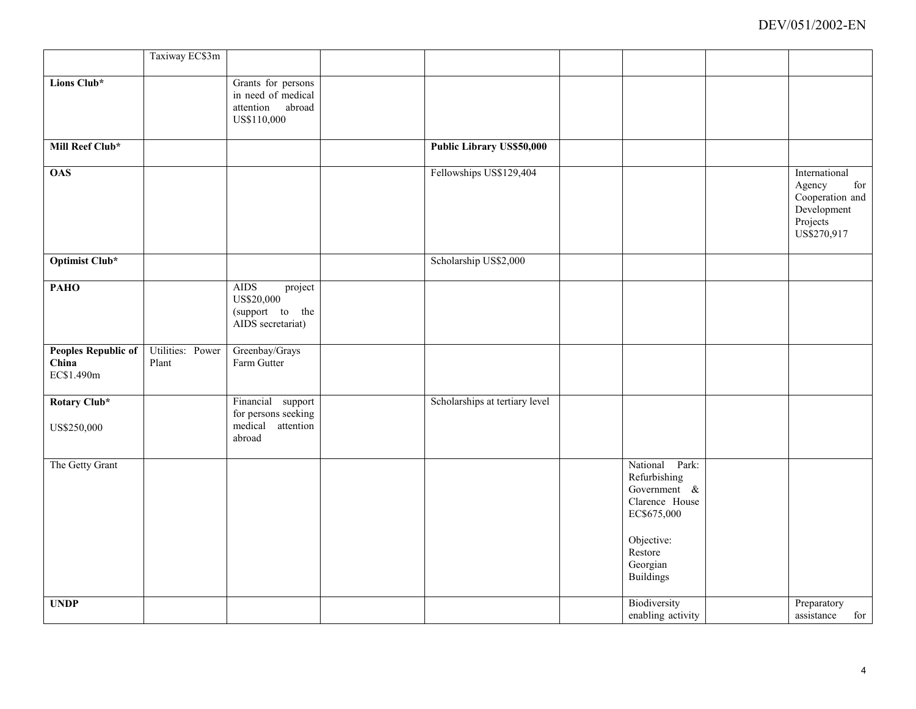| | | | | | | | | |
|---|---|---|---|---|---|---|---|---|
| | Taxiway EC$3m | | | | | | | |
| **Lions Club*** | | Grants for persons in need of medical attention abroad US$110,000 | | | | | | |
| **Mill Reef Club*** | | | | **Public Library US$50,000** | | | | |
| **OAS** | | | | Fellowships US$129,404 | | | | International Agency for Cooperation and Development Projects US$270,917 |
| **Optimist Club*** | | | | Scholarship US$2,000 | | | | |
| **PAHO** | | AIDS project US$20,000 (support to the AIDS secretariat) | | | | | | |
| **Peoples Republic of China** EC$1.490m | Utilities: Power Plant | Greenbay/Grays Farm Gutter | | | | | | |
| **Rotary Club*** US$250,000 | | Financial support for persons seeking medical attention abroad | | Scholarships at tertiary level | | | | |
| The Getty Grant | | | | | | National Park: Refurbishing Government & Clarence House EC$675,000 Objective: Restore Georgian Buildings | | |
| **UNDP** | | | | | | Biodiversity enabling activity | | Preparatory assistance for |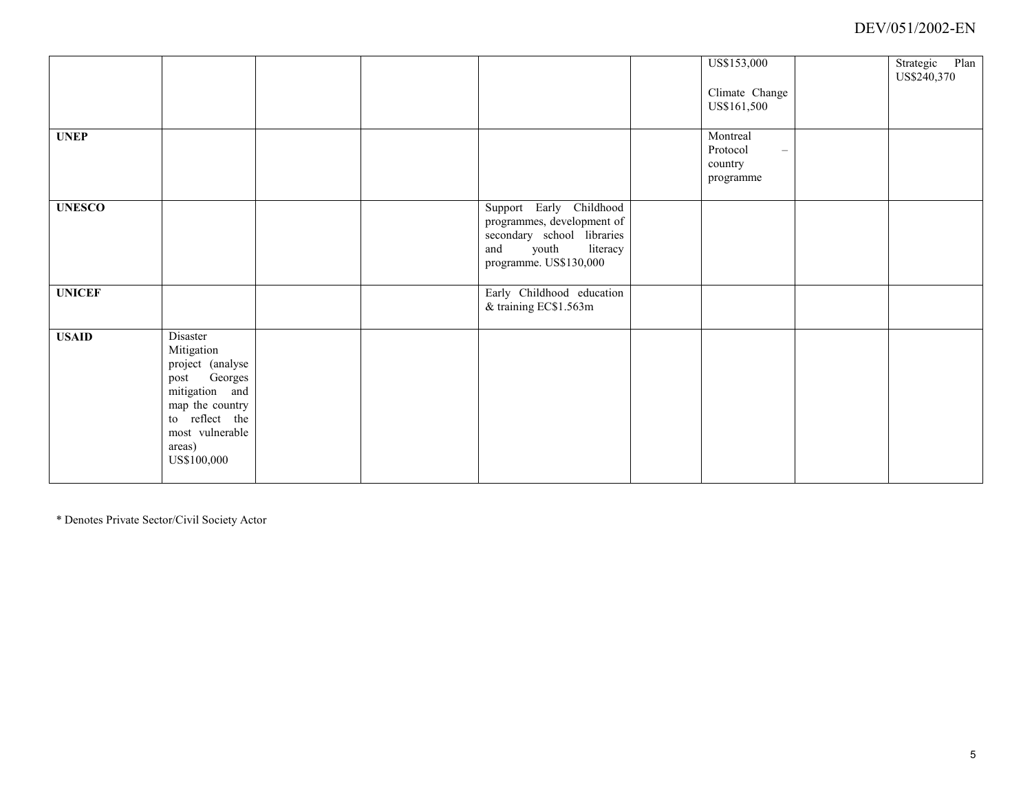| | | | | | | | | |
|---|---|---|---|---|---|---|---|---|
| | | | | | | US$153,000<br><br>Climate Change US$161,500 | | Strategic Plan US$240,370 |
| **UNEP** | | | | | | Montreal Protocol – country programme | | |
| **UNESCO** | | | | Support Early Childhood programmes, development of secondary school libraries and youth literacy programme. US$130,000 | | | | |
| **UNICEF** | | | | Early Childhood education & training EC$1.563m | | | | |
| **USAID** | Disaster Mitigation project (analyse post Georges mitigation and map the country to reflect the most vulnerable areas) US$100,000 | | | | | | | |

* Denotes Private Sector/Civil Society Actor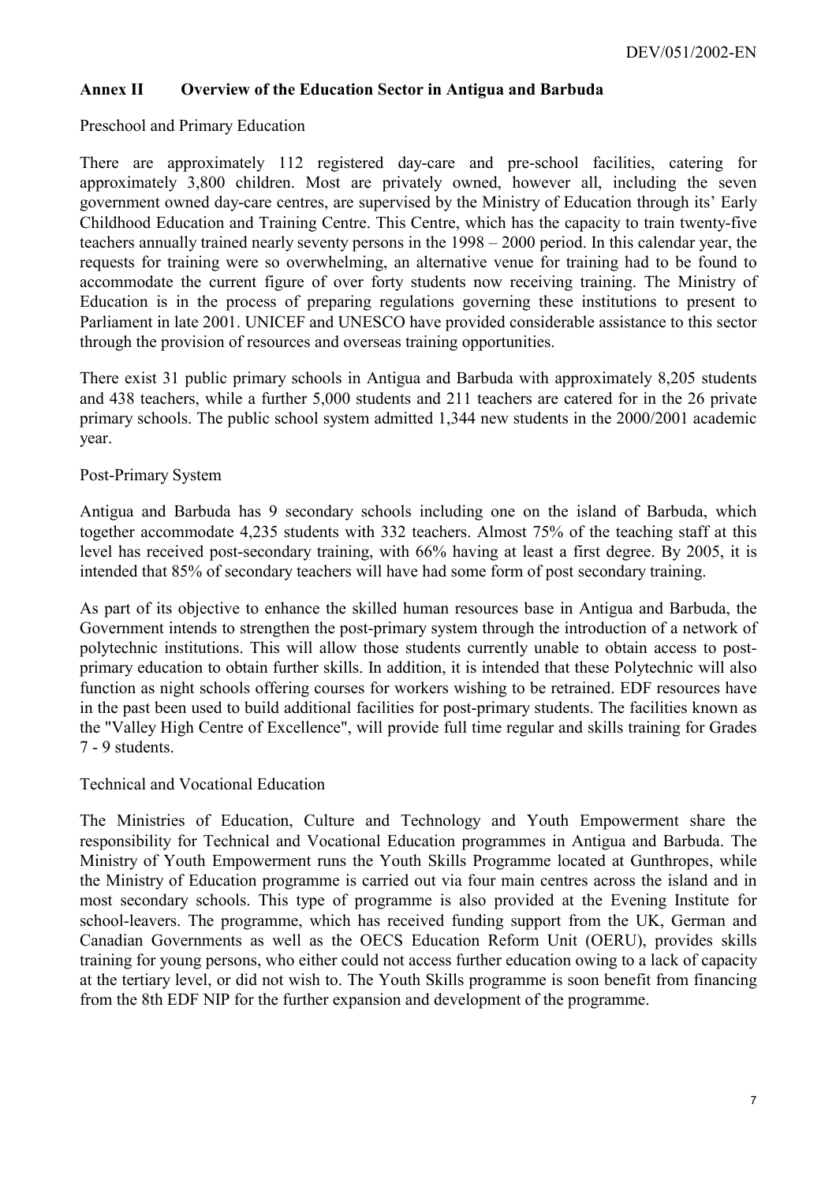## Annex II Overview of the Education Sector in Antigua and Barbuda

Preschool and Primary Education

There are approximately 112 registered day-care and pre-school facilities, catering for approximately 3,800 children. Most are privately owned, however all, including the seven government owned day-care centres, are supervised by the Ministry of Education through its' Early Childhood Education and Training Centre. This Centre, which has the capacity to train twenty-five teachers annually trained nearly seventy persons in the 1998 – 2000 period. In this calendar year, the requests for training were so overwhelming, an alternative venue for training had to be found to accommodate the current figure of over forty students now receiving training. The Ministry of Education is in the process of preparing regulations governing these institutions to present to Parliament in late 2001. UNICEF and UNESCO have provided considerable assistance to this sector through the provision of resources and overseas training opportunities.

There exist 31 public primary schools in Antigua and Barbuda with approximately 8,205 students and 438 teachers, while a further 5,000 students and 211 teachers are catered for in the 26 private primary schools. The public school system admitted 1,344 new students in the 2000/2001 academic year.

Post-Primary System

Antigua and Barbuda has 9 secondary schools including one on the island of Barbuda, which together accommodate 4,235 students with 332 teachers. Almost 75% of the teaching staff at this level has received post-secondary training, with 66% having at least a first degree. By 2005, it is intended that 85% of secondary teachers will have had some form of post secondary training.

As part of its objective to enhance the skilled human resources base in Antigua and Barbuda, the Government intends to strengthen the post-primary system through the introduction of a network of polytechnic institutions. This will allow those students currently unable to obtain access to post-primary education to obtain further skills. In addition, it is intended that these Polytechnic will also function as night schools offering courses for workers wishing to be retrained. EDF resources have in the past been used to build additional facilities for post-primary students. The facilities known as the "Valley High Centre of Excellence", will provide full time regular and skills training for Grades 7 - 9 students.

Technical and Vocational Education

The Ministries of Education, Culture and Technology and Youth Empowerment share the responsibility for Technical and Vocational Education programmes in Antigua and Barbuda. The Ministry of Youth Empowerment runs the Youth Skills Programme located at Gunthropes, while the Ministry of Education programme is carried out via four main centres across the island and in most secondary schools. This type of programme is also provided at the Evening Institute for school-leavers. The programme, which has received funding support from the UK, German and Canadian Governments as well as the OECS Education Reform Unit (OERU), provides skills training for young persons, who either could not access further education owing to a lack of capacity at the tertiary level, or did not wish to. The Youth Skills programme is soon benefit from financing from the 8th EDF NIP for the further expansion and development of the programme.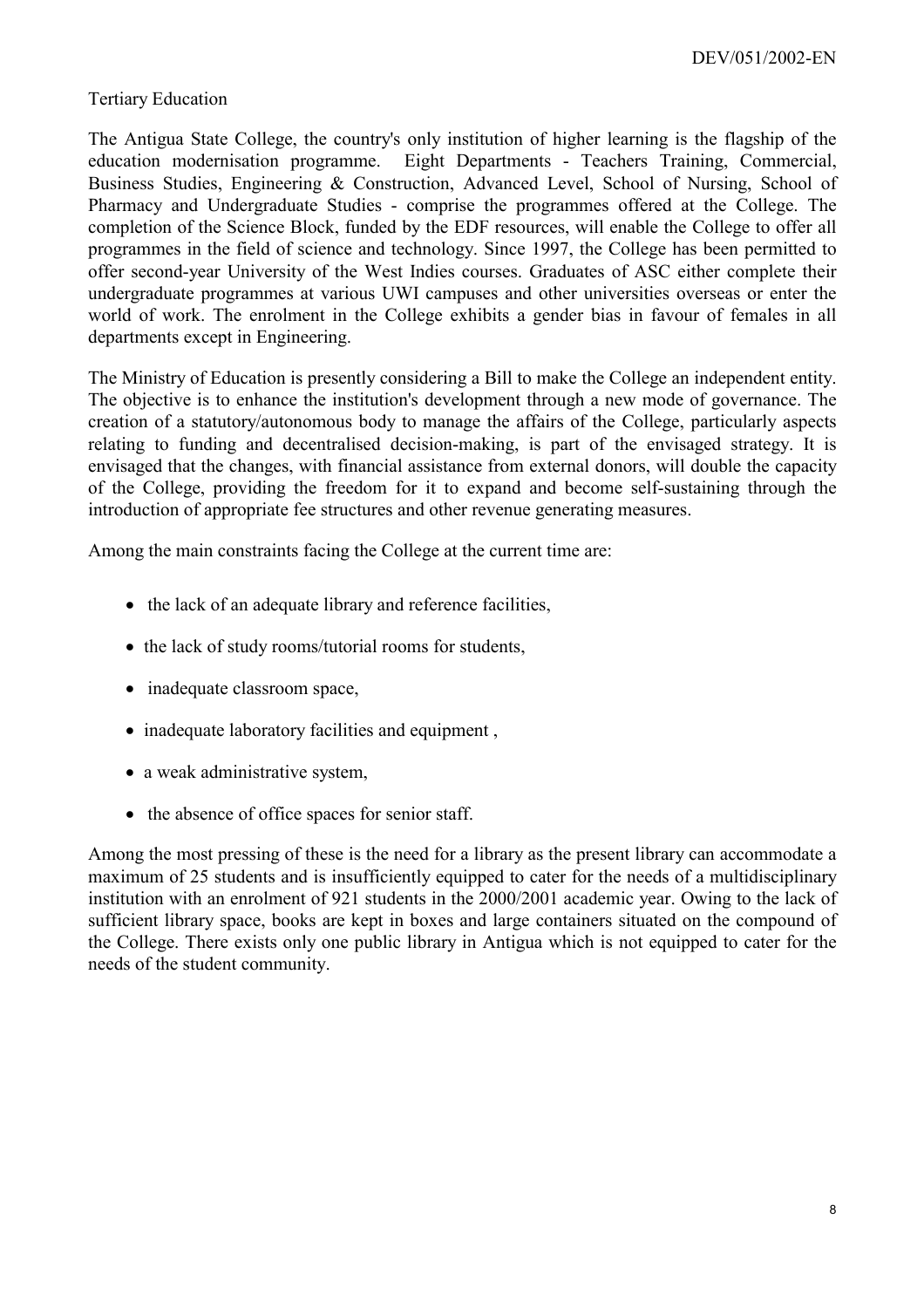Tertiary Education

The Antigua State College, the country's only institution of higher learning is the flagship of the education modernisation programme. Eight Departments - Teachers Training, Commercial, Business Studies, Engineering & Construction, Advanced Level, School of Nursing, School of Pharmacy and Undergraduate Studies - comprise the programmes offered at the College. The completion of the Science Block, funded by the EDF resources, will enable the College to offer all programmes in the field of science and technology. Since 1997, the College has been permitted to offer second-year University of the West Indies courses. Graduates of ASC either complete their undergraduate programmes at various UWI campuses and other universities overseas or enter the world of work. The enrolment in the College exhibits a gender bias in favour of females in all departments except in Engineering.

The Ministry of Education is presently considering a Bill to make the College an independent entity. The objective is to enhance the institution's development through a new mode of governance. The creation of a statutory/autonomous body to manage the affairs of the College, particularly aspects relating to funding and decentralised decision-making, is part of the envisaged strategy. It is envisaged that the changes, with financial assistance from external donors, will double the capacity of the College, providing the freedom for it to expand and become self-sustaining through the introduction of appropriate fee structures and other revenue generating measures.

Among the main constraints facing the College at the current time are:

- the lack of an adequate library and reference facilities,
- the lack of study rooms/tutorial rooms for students,
- inadequate classroom space,
- inadequate laboratory facilities and equipment ,
- a weak administrative system,
- the absence of office spaces for senior staff.

Among the most pressing of these is the need for a library as the present library can accommodate a maximum of 25 students and is insufficiently equipped to cater for the needs of a multidisciplinary institution with an enrolment of 921 students in the 2000/2001 academic year. Owing to the lack of sufficient library space, books are kept in boxes and large containers situated on the compound of the College. There exists only one public library in Antigua which is not equipped to cater for the needs of the student community.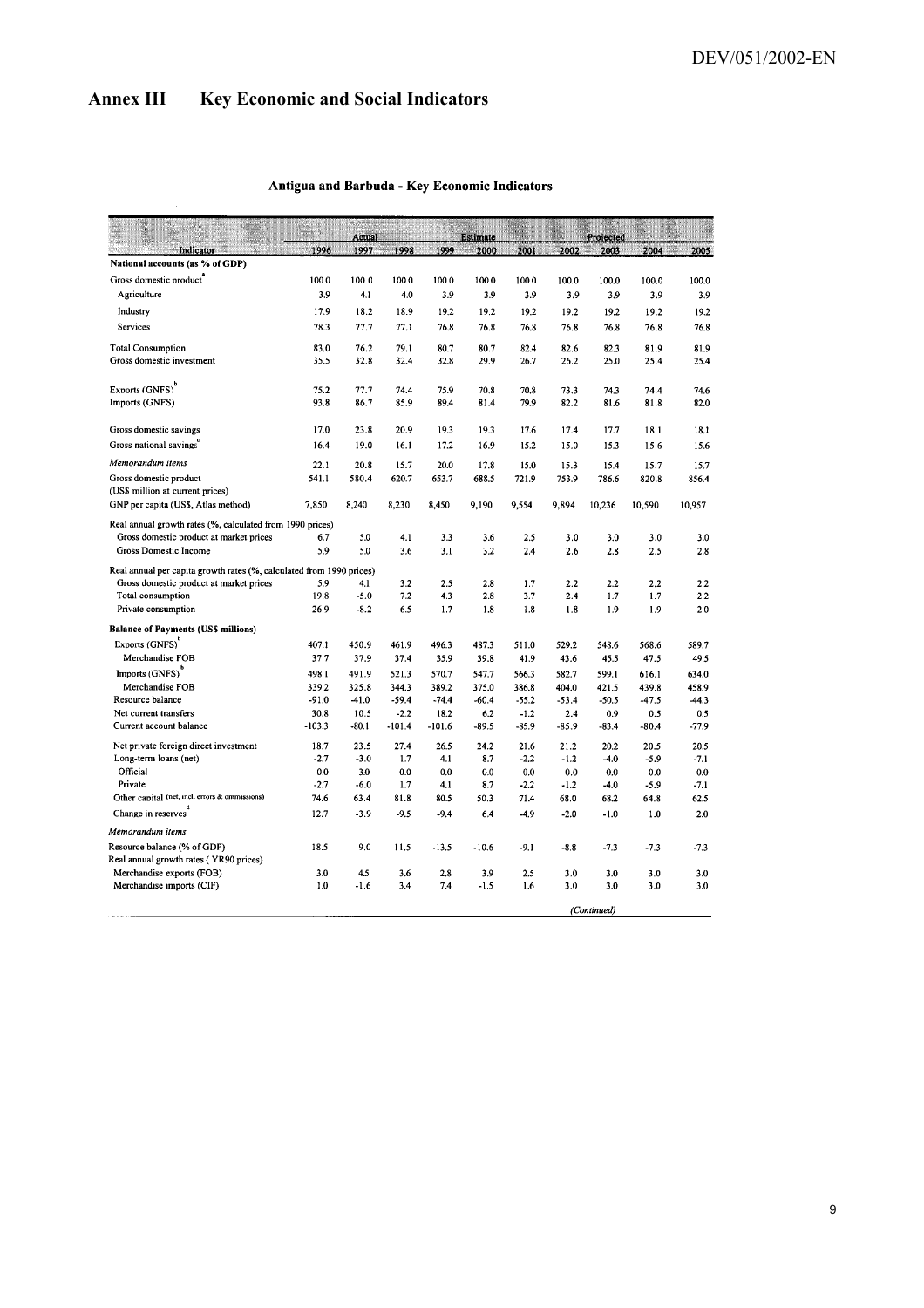# Annex III Key Economic and Social Indicators

**Antigua and Barbuda - Key Economic Indicators**

| Indicator | Actual | | | | Estimate | | | Projected | | |
|---|---|---|---|---|---|---|---|---|---|---|
| | 1996 | 1997 | 1998 | 1999 | 2000 | 2001 | 2002 | 2003 | 2004 | 2005 |
| **National accounts (as % of GDP)** | | | | | | | | | | |
| Gross domestic product[a] | 100.0 | 100.0 | 100.0 | 100.0 | 100.0 | 100.0 | 100.0 | 100.0 | 100.0 | 100.0 |
| Agriculture | 3.9 | 4.1 | 4.0 | 3.9 | 3.9 | 3.9 | 3.9 | 3.9 | 3.9 | 3.9 |
| Industry | 17.9 | 18.2 | 18.9 | 19.2 | 19.2 | 19.2 | 19.2 | 19.2 | 19.2 | 19.2 |
| Services | 78.3 | 77.7 | 77.1 | 76.8 | 76.8 | 76.8 | 76.8 | 76.8 | 76.8 | 76.8 |
| Total Consumption | 83.0 | 76.2 | 79.1 | 80.7 | 80.7 | 82.4 | 82.6 | 82.3 | 81.9 | 81.9 |
| Gross domestic investment | 35.5 | 32.8 | 32.4 | 32.8 | 29.9 | 26.7 | 26.2 | 25.0 | 25.4 | 25.4 |
| Exports (GNFS)[b] | 75.2 | 77.7 | 74.4 | 75.9 | 70.8 | 70.8 | 73.3 | 74.3 | 74.4 | 74.6 |
| Imports (GNFS) | 93.8 | 86.7 | 85.9 | 89.4 | 81.4 | 79.9 | 82.2 | 81.6 | 81.8 | 82.0 |
| Gross domestic savings | 17.0 | 23.8 | 20.9 | 19.3 | 19.3 | 17.6 | 17.4 | 17.7 | 18.1 | 18.1 |
| Gross national savings[c] | 16.4 | 19.0 | 16.1 | 17.2 | 16.9 | 15.2 | 15.0 | 15.3 | 15.6 | 15.6 |
| *Memorandum items* | 22.1 | 20.8 | 15.7 | 20.0 | 17.8 | 15.0 | 15.3 | 15.4 | 15.7 | 15.7 |
| Gross domestic product (US$ million at current prices) | 541.1 | 580.4 | 620.7 | 653.7 | 688.5 | 721.9 | 753.9 | 786.6 | 820.8 | 856.4 |
| GNP per capita (US$, Atlas method) | 7,850 | 8,240 | 8,230 | 8,450 | 9,190 | 9,554 | 9,894 | 10,236 | 10,590 | 10,957 |
| Real annual growth rates (%, calculated from 1990 prices) | | | | | | | | | | |
| Gross domestic product at market prices | 6.7 | 5.0 | 4.1 | 3.3 | 3.6 | 2.5 | 3.0 | 3.0 | 3.0 | 3.0 |
| Gross Domestic Income | 5.9 | 5.0 | 3.6 | 3.1 | 3.2 | 2.4 | 2.6 | 2.8 | 2.5 | 2.8 |
| Real annual per capita growth rates (%, calculated from 1990 prices) | | | | | | | | | | |
| Gross domestic product at market prices | 5.9 | 4.1 | 3.2 | 2.5 | 2.8 | 1.7 | 2.2 | 2.2 | 2.2 | 2.2 |
| Total consumption | 19.8 | -5.0 | 7.2 | 4.3 | 2.8 | 3.7 | 2.4 | 1.7 | 1.7 | 2.2 |
| Private consumption | 26.9 | -8.2 | 6.5 | 1.7 | 1.8 | 1.8 | 1.8 | 1.9 | 1.9 | 2.0 |
| **Balance of Payments (US$ millions)** | | | | | | | | | | |
| Exports (GNFS)[b] | 407.1 | 450.9 | 461.9 | 496.3 | 487.3 | 511.0 | 529.2 | 548.6 | 568.6 | 589.7 |
| Merchandise FOB | 37.7 | 37.9 | 37.4 | 35.9 | 39.8 | 41.9 | 43.6 | 45.5 | 47.5 | 49.5 |
| Imports (GNFS)[b] | 498.1 | 491.9 | 521.3 | 570.7 | 547.7 | 566.3 | 582.7 | 599.1 | 616.1 | 634.0 |
| Merchandise FOB | 339.2 | 325.8 | 344.3 | 389.2 | 375.0 | 386.8 | 404.0 | 421.5 | 439.8 | 458.9 |
| Resource balance | -91.0 | -41.0 | -59.4 | -74.4 | -60.4 | -55.2 | -53.4 | -50.5 | -47.5 | -44.3 |
| Net current transfers | 30.8 | 10.5 | -2.2 | 18.2 | 6.2 | -1.2 | 2.4 | 0.9 | 0.5 | 0.5 |
| Current account balance | -103.3 | -80.1 | -101.4 | -101.6 | -89.5 | -85.9 | -85.9 | -83.4 | -80.4 | -77.9 |
| Net private foreign direct investment | 18.7 | 23.5 | 27.4 | 26.5 | 24.2 | 21.6 | 21.2 | 20.2 | 20.5 | 20.5 |
| Long-term loans (net) | -2.7 | -3.0 | 1.7 | 4.1 | 8.7 | -2.2 | -1.2 | -4.0 | -5.9 | -7.1 |
| Official | 0.0 | 3.0 | 0.0 | 0.0 | 0.0 | 0.0 | 0.0 | 0.0 | 0.0 | 0.0 |
| Private | -2.7 | -6.0 | 1.7 | 4.1 | 8.7 | -2.2 | -1.2 | -4.0 | -5.9 | -7.1 |
| Other capital (net, incl. errors & ommissions) | 74.6 | 63.4 | 81.8 | 80.5 | 50.3 | 71.4 | 68.0 | 68.2 | 64.8 | 62.5 |
| Change in reserves[d] | 12.7 | -3.9 | -9.5 | -9.4 | 6.4 | -4.9 | -2.0 | -1.0 | 1.0 | 2.0 |
| *Memorandum items* | | | | | | | | | | |
| Resource balance (% of GDP) | -18.5 | -9.0 | -11.5 | -13.5 | -10.6 | -9.1 | -8.8 | -7.3 | -7.3 | -7.3 |
| Real annual growth rates ( YR90 prices) | | | | | | | | | | |
| Merchandise exports (FOB) | 3.0 | 4.5 | 3.6 | 2.8 | 3.9 | 2.5 | 3.0 | 3.0 | 3.0 | 3.0 |
| Merchandise imports (CIF) | 1.0 | -1.6 | 3.4 | 7.4 | -1.5 | 1.6 | 3.0 | 3.0 | 3.0 | 3.0 |

*(Continued)*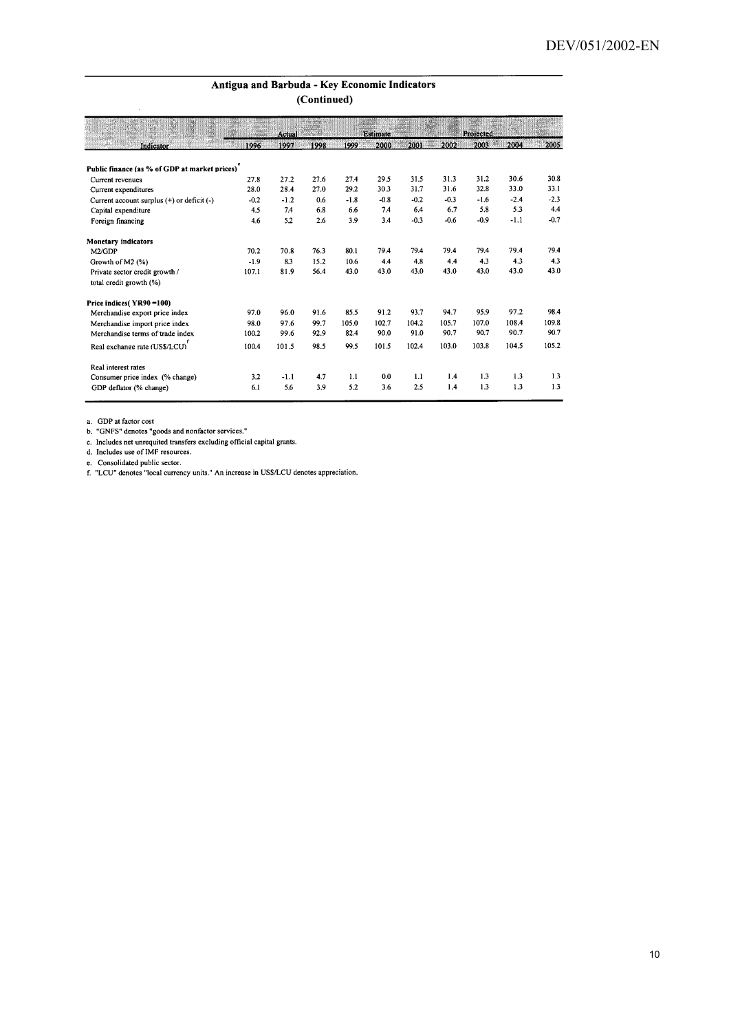## Antigua and Barbuda - Key Economic Indicators
### (Continued)

| Indicator | Actual | | | | Estimate | | | Projected | | |
|---|---|---|---|---|---|---|---|---|---|---|
| | 1996 | 1997 | 1998 | 1999 | 2000 | 2001 | 2002 | 2003 | 2004 | 2005 |
| **Public finance (as % of GDP at market prices)**[e] | | | | | | | | | | |
| Current revenues | 27.8 | 27.2 | 27.6 | 27.4 | 29.5 | 31.5 | 31.3 | 31.2 | 30.6 | 30.8 |
| Current expenditures | 28.0 | 28.4 | 27.0 | 29.2 | 30.3 | 31.7 | 31.6 | 32.8 | 33.0 | 33.1 |
| Current account surplus (+) or deficit (-) | -0.2 | -1.2 | 0.6 | -1.8 | -0.8 | -0.2 | -0.3 | -1.6 | -2.4 | -2.3 |
| Capital expenditure | 4.5 | 7.4 | 6.8 | 6.6 | 7.4 | 6.4 | 6.7 | 5.8 | 5.3 | 4.4 |
| Foreign financing | 4.6 | 5.2 | 2.6 | 3.9 | 3.4 | -0.3 | -0.6 | -0.9 | -1.1 | -0.7 |
| **Monetary indicators** | | | | | | | | | | |
| M2/GDP | 70.2 | 70.8 | 76.3 | 80.1 | 79.4 | 79.4 | 79.4 | 79.4 | 79.4 | 79.4 |
| Growth of M2 (%) | -1.9 | 8.3 | 15.2 | 10.6 | 4.4 | 4.8 | 4.4 | 4.3 | 4.3 | 4.3 |
| Private sector credit growth / total credit growth (%) | 107.1 | 81.9 | 56.4 | 43.0 | 43.0 | 43.0 | 43.0 | 43.0 | 43.0 | 43.0 |
| **Price indices( YR90 =100)** | | | | | | | | | | |
| Merchandise export price index | 97.0 | 96.0 | 91.6 | 85.5 | 91.2 | 93.7 | 94.7 | 95.9 | 97.2 | 98.4 |
| Merchandise import price index | 98.0 | 97.6 | 99.7 | 105.0 | 102.7 | 104.2 | 105.7 | 107.0 | 108.4 | 109.8 |
| Merchandise terms of trade index | 100.2 | 99.6 | 92.9 | 82.4 | 90.0 | 91.0 | 90.7 | 90.7 | 90.7 | 90.7 |
| Real exchange rate (US$/LCU)[f] | 100.4 | 101.5 | 98.5 | 99.5 | 101.5 | 102.4 | 103.0 | 103.8 | 104.5 | 105.2 |
| Real interest rates | | | | | | | | | | |
| Consumer price index (% change) | 3.2 | -1.1 | 4.7 | 1.1 | 0.0 | 1.1 | 1.4 | 1.3 | 1.3 | 1.3 |
| GDP deflator (% change) | 6.1 | 5.6 | 3.9 | 5.2 | 3.6 | 2.5 | 1.4 | 1.3 | 1.3 | 1.3 |

a. GDP at factor cost
b. "GNFS" denotes "goods and nonfactor services."
c. Includes net unrequited transfers excluding official capital grants.
d. Includes use of IMF resources.
e. Consolidated public sector.
f. "LCU" denotes "local currency units." An increase in US$/LCU denotes appreciation.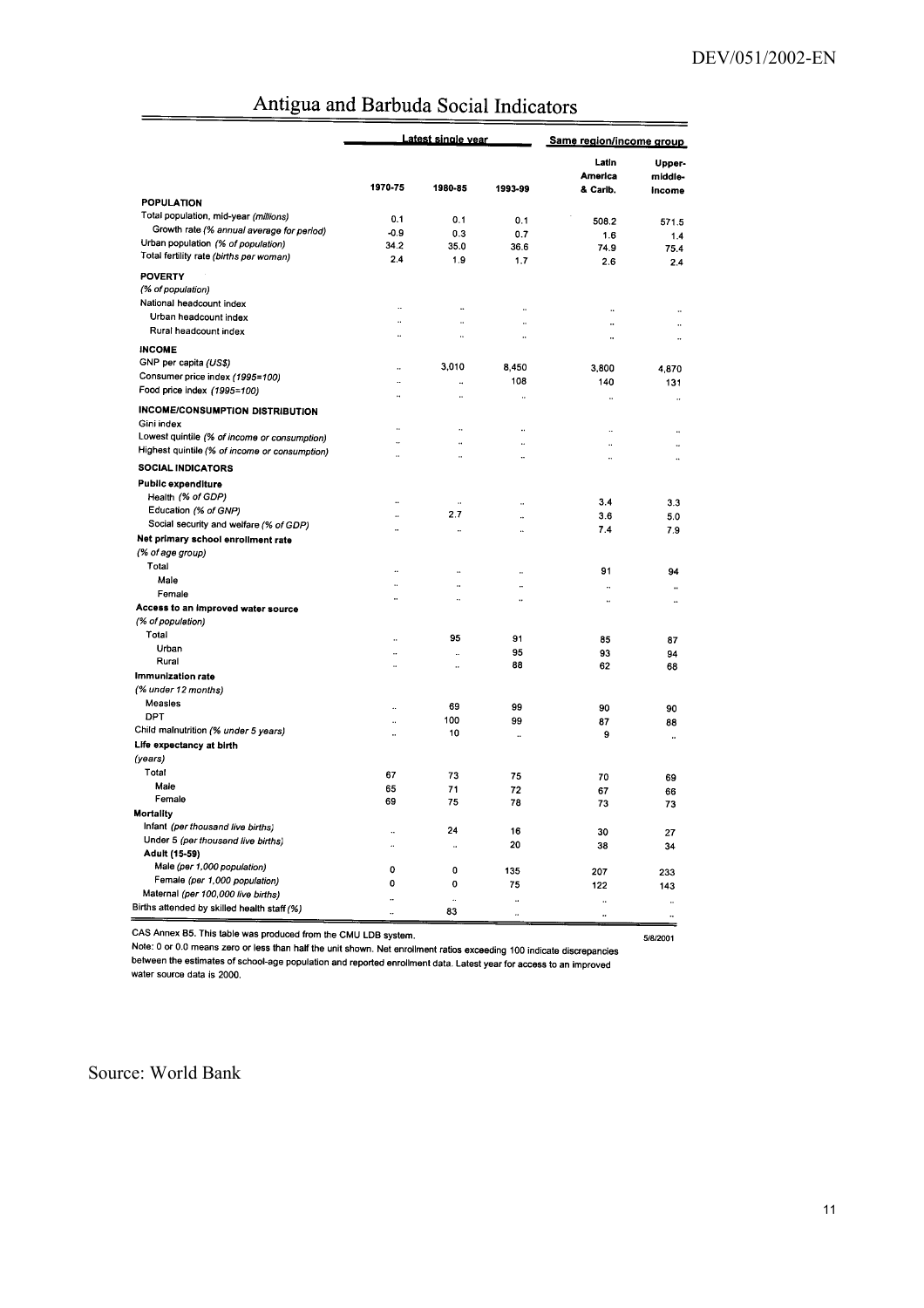# Antigua and Barbuda Social Indicators

| | Latest single year | | | Same region/income group | |
|---|---|---|---|---|---|
| | 1970-75 | 1980-85 | 1993-99 | Latin America & Carib. | Upper-middle-income |
| **POPULATION** | | | | | |
| Total population, mid-year *(millions)* | 0.1 | 0.1 | 0.1 | 508.2 | 571.5 |
| Growth rate *(% annual average for period)* | -0.9 | 0.3 | 0.7 | 1.6 | 1.4 |
| Urban population *(% of population)* | 34.2 | 35.0 | 36.6 | 74.9 | 75.4 |
| Total fertility rate *(births per woman)* | 2.4 | 1.9 | 1.7 | 2.6 | 2.4 |
| **POVERTY** | | | | | |
| *(% of population)* | | | | | |
| National headcount index | .. | .. | .. | .. | .. |
| Urban headcount index | .. | .. | .. | .. | .. |
| Rural headcount index | .. | .. | .. | .. | .. |
| **INCOME** | | | | | |
| GNP per capita *(US$)* | .. | 3,010 | 8,450 | 3,800 | 4,870 |
| Consumer price index *(1995=100)* | .. | .. | 108 | 140 | 131 |
| Food price index *(1995=100)* | .. | .. | .. | .. | .. |
| **INCOME/CONSUMPTION DISTRIBUTION** | | | | | |
| Gini index | .. | .. | .. | .. | .. |
| Lowest quintile *(% of income or consumption)* | .. | .. | .. | .. | .. |
| Highest quintile *(% of income or consumption)* | .. | .. | .. | .. | .. |
| **SOCIAL INDICATORS** | | | | | |
| **Public expenditure** | | | | | |
| Health *(% of GDP)* | .. | .. | .. | 3.4 | 3.3 |
| Education *(% of GNP)* | .. | 2.7 | .. | 3.6 | 5.0 |
| Social security and welfare *(% of GDP)* | .. | .. | .. | 7.4 | 7.9 |
| **Net primary school enrollment rate** | | | | | |
| *(% of age group)* | | | | | |
| Total | .. | .. | .. | 91 | 94 |
| Male | .. | .. | .. | .. | .. |
| Female | .. | .. | .. | .. | .. |
| **Access to an improved water source** | | | | | |
| *(% of population)* | | | | | |
| Total | .. | 95 | 91 | 85 | 87 |
| Urban | .. | .. | 95 | 93 | 94 |
| Rural | .. | .. | 88 | 62 | 68 |
| **Immunization rate** | | | | | |
| *(% under 12 months)* | | | | | |
| Measles | .. | 69 | 99 | 90 | 90 |
| DPT | .. | 100 | 99 | 87 | 88 |
| Child malnutrition *(% under 5 years)* | .. | 10 | .. | 9 | .. |
| **Life expectancy at birth** | | | | | |
| *(years)* | | | | | |
| Total | 67 | 73 | 75 | 70 | 69 |
| Male | 65 | 71 | 72 | 67 | 66 |
| Female | 69 | 75 | 78 | 73 | 73 |
| **Mortality** | | | | | |
| Infant *(per thousand live births)* | .. | 24 | 16 | 30 | 27 |
| Under 5 *(per thousand live births)* | .. | .. | 20 | 38 | 34 |
| **Adult (15-59)** | | | | | |
| Male *(per 1,000 population)* | 0 | 0 | 135 | 207 | 233 |
| Female *(per 1,000 population)* | 0 | 0 | 75 | 122 | 143 |
| Maternal *(per 100,000 live births)* | .. | .. | .. | .. | .. |
| Births attended by skilled health staff *(%)* | .. | 83 | .. | .. | .. |

CAS Annex B5. This table was produced from the CMU LDB system. 5/8/2001

Note: 0 or 0.0 means zero or less than half the unit shown. Net enrollment ratios exceeding 100 indicate discrepancies between the estimates of school-age population and reported enrollment data. Latest year for access to an improved water source data is 2000.

Source: World Bank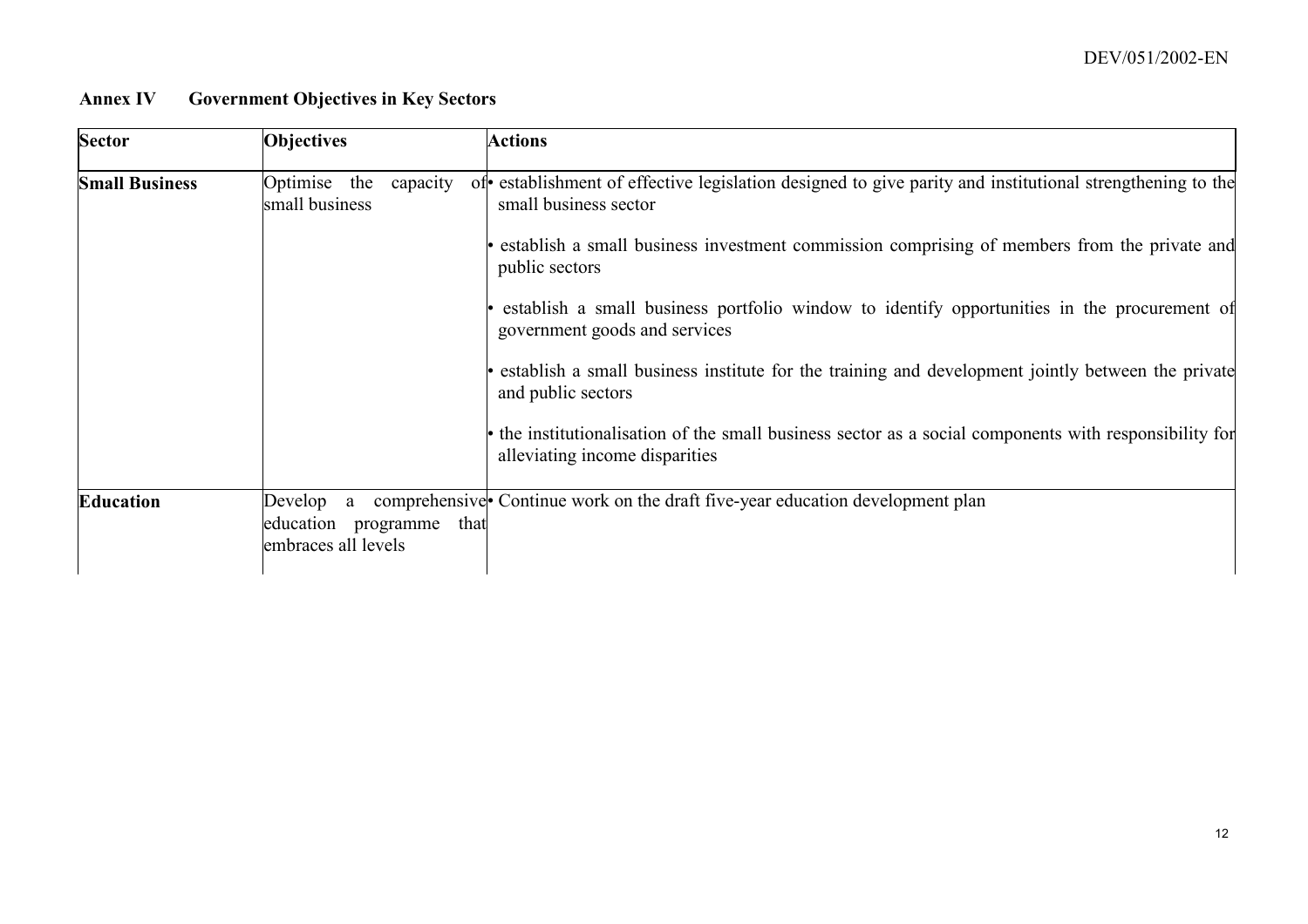**Annex IV Government Objectives in Key Sectors**

| Sector | Objectives | Actions |
|---|---|---|
| **Small Business** | Optimise the capacity of small business | • establishment of effective legislation designed to give parity and institutional strengthening to the small business sector<br><br>• establish a small business investment commission comprising of members from the private and public sectors<br><br>• establish a small business portfolio window to identify opportunities in the procurement of government goods and services<br><br>• establish a small business institute for the training and development jointly between the private and public sectors<br><br>• the institutionalisation of the small business sector as a social components with responsibility for alleviating income disparities |
| **Education** | Develop a comprehensive education programme that embraces all levels | • Continue work on the draft five-year education development plan |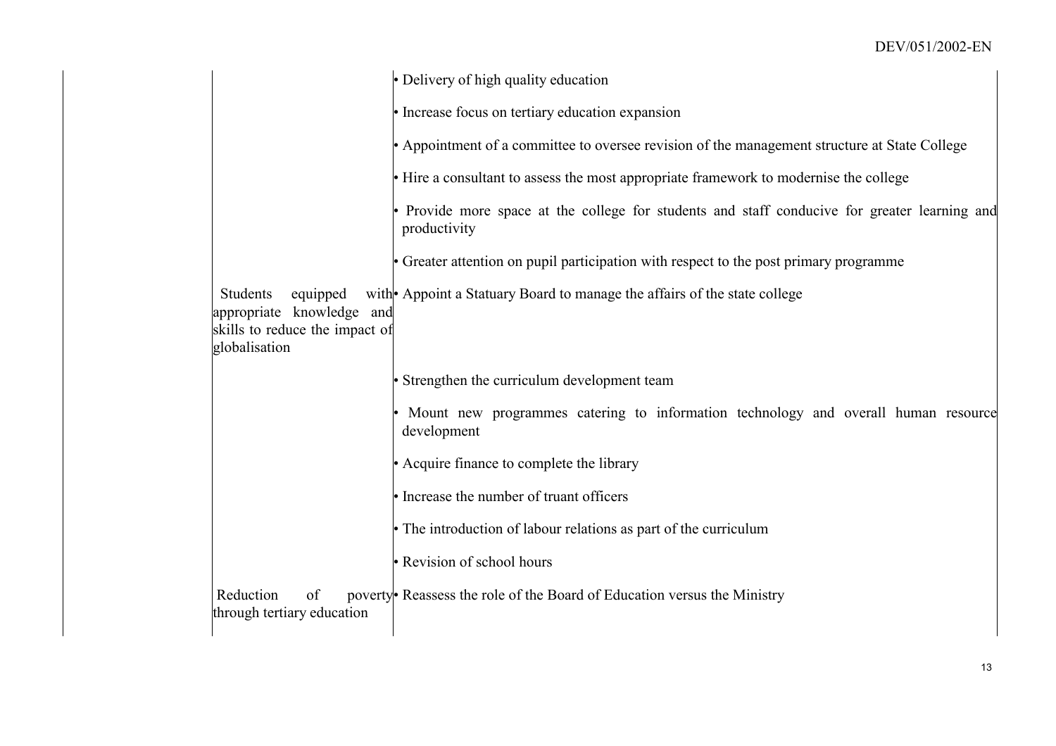| | | |
|---|---|---|
| | | • Delivery of high quality education |
| | | • Increase focus on tertiary education expansion |
| | | • Appointment of a committee to oversee revision of the management structure at State College |
| | | • Hire a consultant to assess the most appropriate framework to modernise the college |
| | | • Provide more space at the college for students and staff conducive for greater learning and productivity |
| | | • Greater attention on pupil participation with respect to the post primary programme |
| | Students equipped with appropriate knowledge and skills to reduce the impact of globalisation | • Appoint a Statuary Board to manage the affairs of the state college |
| | | • Strengthen the curriculum development team |
| | | • Mount new programmes catering to information technology and overall human resource development |
| | | • Acquire finance to complete the library |
| | | • Increase the number of truant officers |
| | | • The introduction of labour relations as part of the curriculum |
| | | • Revision of school hours |
| | Reduction of poverty through tertiary education | • Reassess the role of the Board of Education versus the Ministry |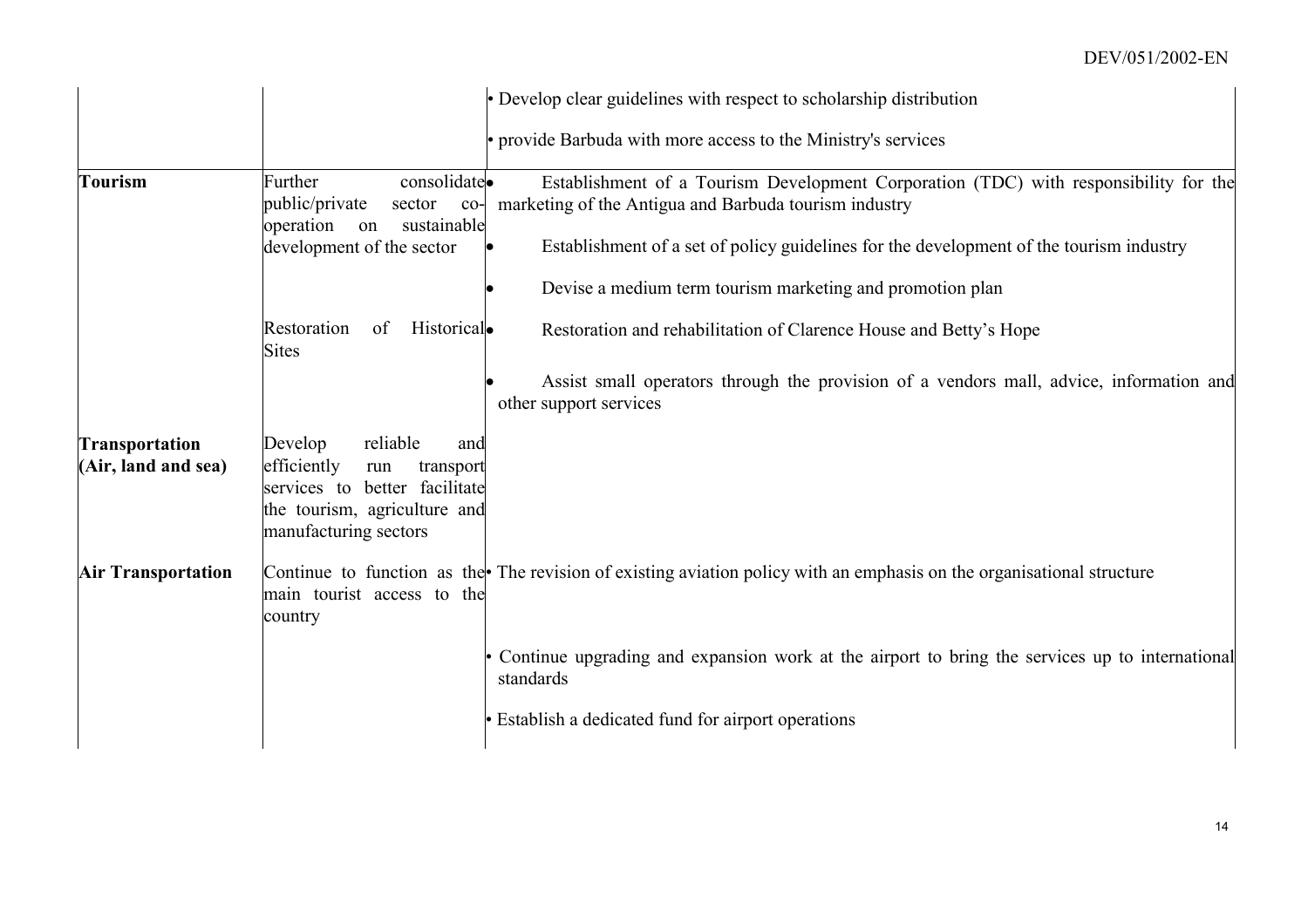| | | |
|---|---|---|
| | | • Develop clear guidelines with respect to scholarship distribution |
| | | • provide Barbuda with more access to the Ministry's services |
| **Tourism** | Further consolidate public/private sector co-operation on sustainable development of the sector | • Establishment of a Tourism Development Corporation (TDC) with responsibility for the marketing of the Antigua and Barbuda tourism industry |
| | | • Establishment of a set of policy guidelines for the development of the tourism industry |
| | | • Devise a medium term tourism marketing and promotion plan |
| | Restoration of Historical Sites | • Restoration and rehabilitation of Clarence House and Betty's Hope |
| | | • Assist small operators through the provision of a vendors mall, advice, information and other support services |
| **Transportation (Air, land and sea)** | Develop reliable and efficiently run transport services to better facilitate the tourism, agriculture and manufacturing sectors | |
| **Air Transportation** | Continue to function as the main tourist access to the country | • The revision of existing aviation policy with an emphasis on the organisational structure |
| | | • Continue upgrading and expansion work at the airport to bring the services up to international standards |
| | | • Establish a dedicated fund for airport operations |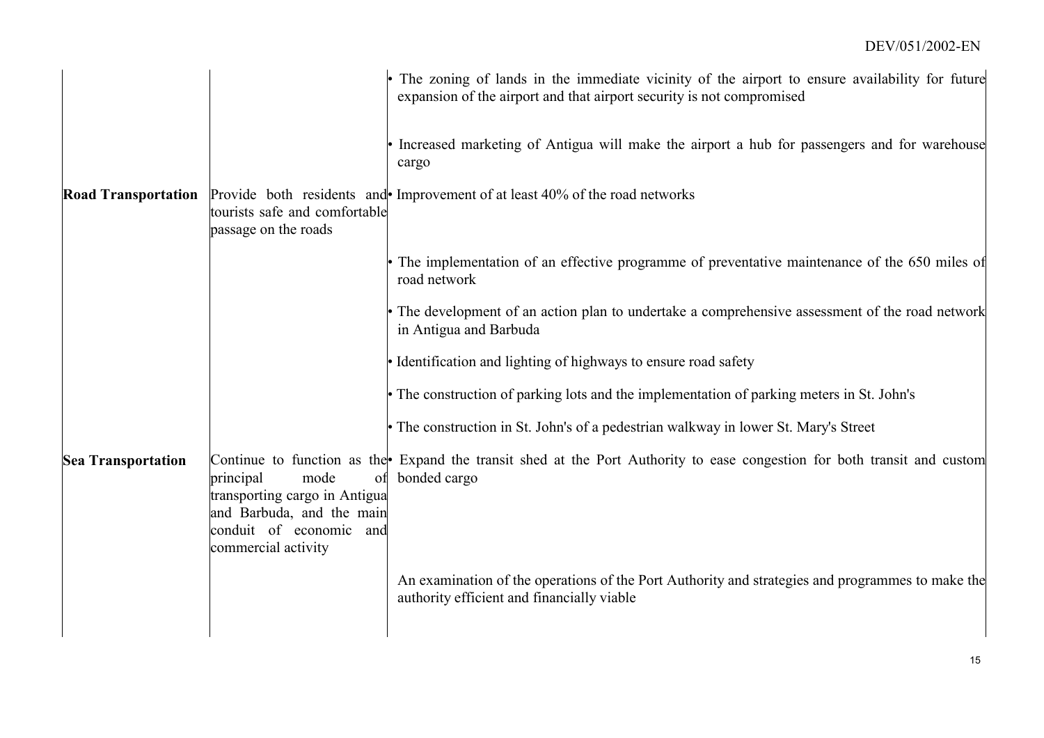| | | |
|---|---|---|
| | | • The zoning of lands in the immediate vicinity of the airport to ensure availability for future expansion of the airport and that airport security is not compromised |
| | | • Increased marketing of Antigua will make the airport a hub for passengers and for warehouse cargo |
| **Road Transportation** | Provide both residents and tourists safe and comfortable passage on the roads | • Improvement of at least 40% of the road networks |
| | | • The implementation of an effective programme of preventative maintenance of the 650 miles of road network |
| | | • The development of an action plan to undertake a comprehensive assessment of the road network in Antigua and Barbuda |
| | | • Identification and lighting of highways to ensure road safety |
| | | • The construction of parking lots and the implementation of parking meters in St. John's |
| | | • The construction in St. John's of a pedestrian walkway in lower St. Mary's Street |
| **Sea Transportation** | Continue to function as the principal mode of transporting cargo in Antigua and Barbuda, and the main conduit of economic and commercial activity | • Expand the transit shed at the Port Authority to ease congestion for both transit and custom bonded cargo |
| | | An examination of the operations of the Port Authority and strategies and programmes to make the authority efficient and financially viable |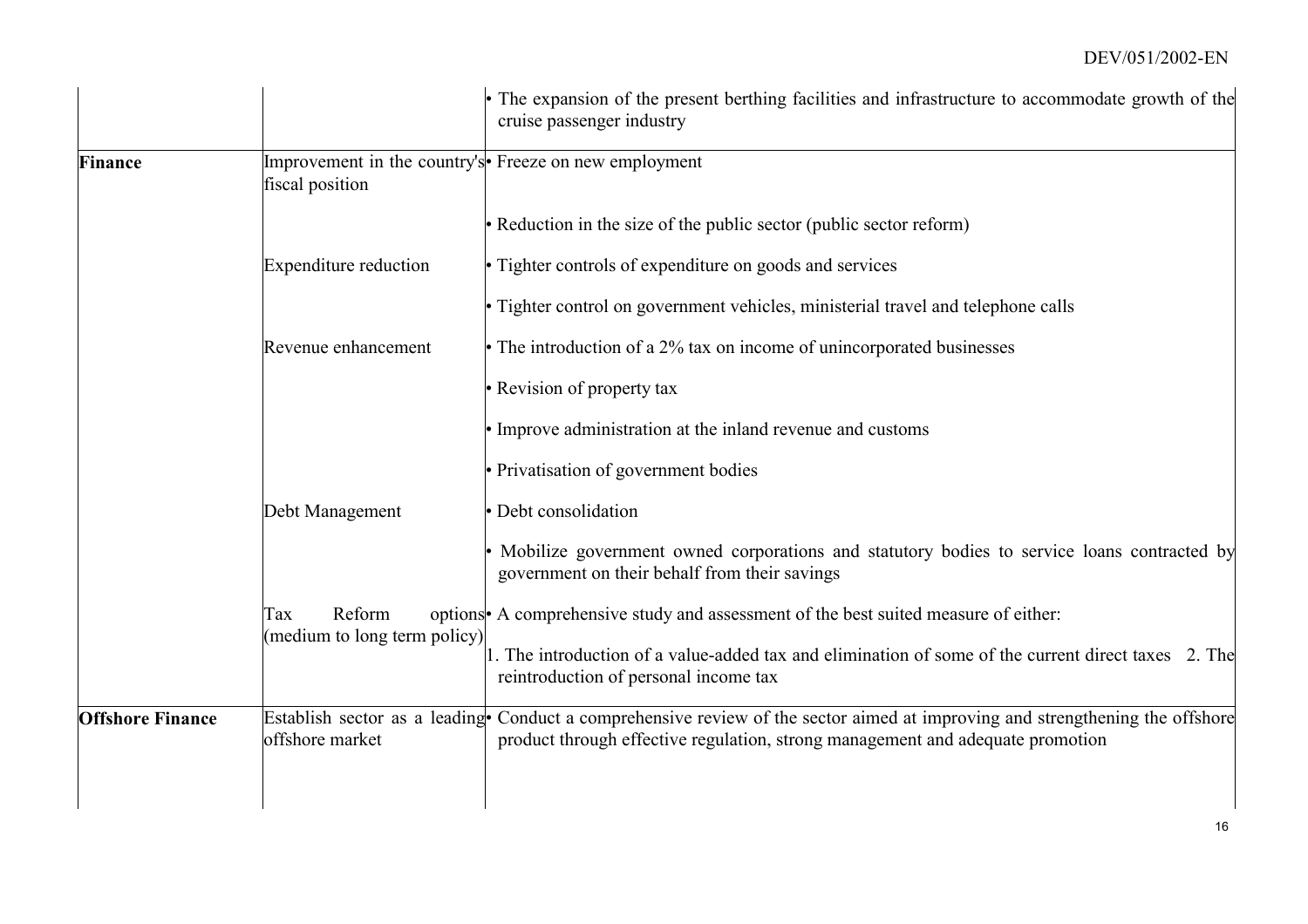| | | |
|---|---|---|
| | | • The expansion of the present berthing facilities and infrastructure to accommodate growth of the cruise passenger industry |
| **Finance** | Improvement in the country's fiscal position | • Freeze on new employment |
| | | • Reduction in the size of the public sector (public sector reform) |
| | Expenditure reduction | • Tighter controls of expenditure on goods and services |
| | | • Tighter control on government vehicles, ministerial travel and telephone calls |
| | Revenue enhancement | • The introduction of a 2% tax on income of unincorporated businesses |
| | | • Revision of property tax |
| | | • Improve administration at the inland revenue and customs |
| | | • Privatisation of government bodies |
| | Debt Management | • Debt consolidation |
| | | • Mobilize government owned corporations and statutory bodies to service loans contracted by government on their behalf from their savings |
| | Tax Reform options (medium to long term policy) | • A comprehensive study and assessment of the best suited measure of either: 1. The introduction of a value-added tax and elimination of some of the current direct taxes 2. The reintroduction of personal income tax |
| **Offshore Finance** | Establish sector as a leading offshore market | • Conduct a comprehensive review of the sector aimed at improving and strengthening the offshore product through effective regulation, strong management and adequate promotion |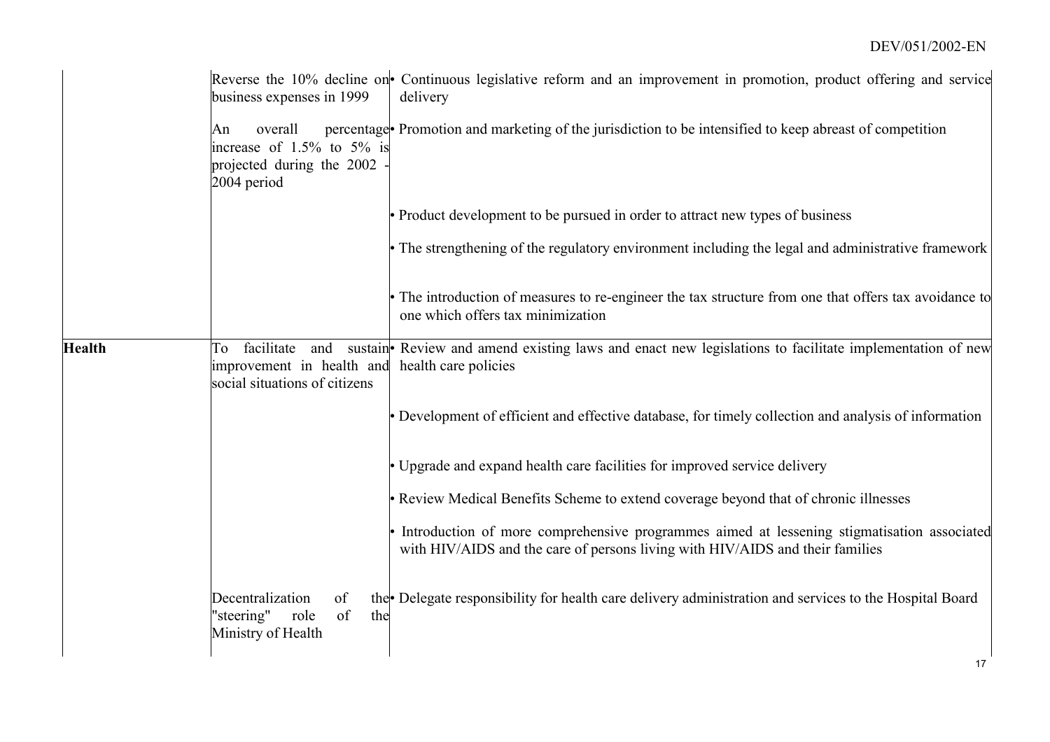| | | |
|---|---|---|
| | Reverse the 10% decline on business expenses in 1999 | • Continuous legislative reform and an improvement in promotion, product offering and service delivery |
| | An overall percentage increase of 1.5% to 5% is projected during the 2002 - 2004 period | • Promotion and marketing of the jurisdiction to be intensified to keep abreast of competition |
| | | • Product development to be pursued in order to attract new types of business |
| | | • The strengthening of the regulatory environment including the legal and administrative framework |
| | | • The introduction of measures to re-engineer the tax structure from one that offers tax avoidance to one which offers tax minimization |
| **Health** | To facilitate and sustain improvement in health and social situations of citizens | • Review and amend existing laws and enact new legislations to facilitate implementation of new health care policies |
| | | • Development of efficient and effective database, for timely collection and analysis of information |
| | | • Upgrade and expand health care facilities for improved service delivery |
| | | • Review Medical Benefits Scheme to extend coverage beyond that of chronic illnesses |
| | | • Introduction of more comprehensive programmes aimed at lessening stigmatisation associated with HIV/AIDS and the care of persons living with HIV/AIDS and their families |
| | Decentralization of the "steering" role of the Ministry of Health | • Delegate responsibility for health care delivery administration and services to the Hospital Board |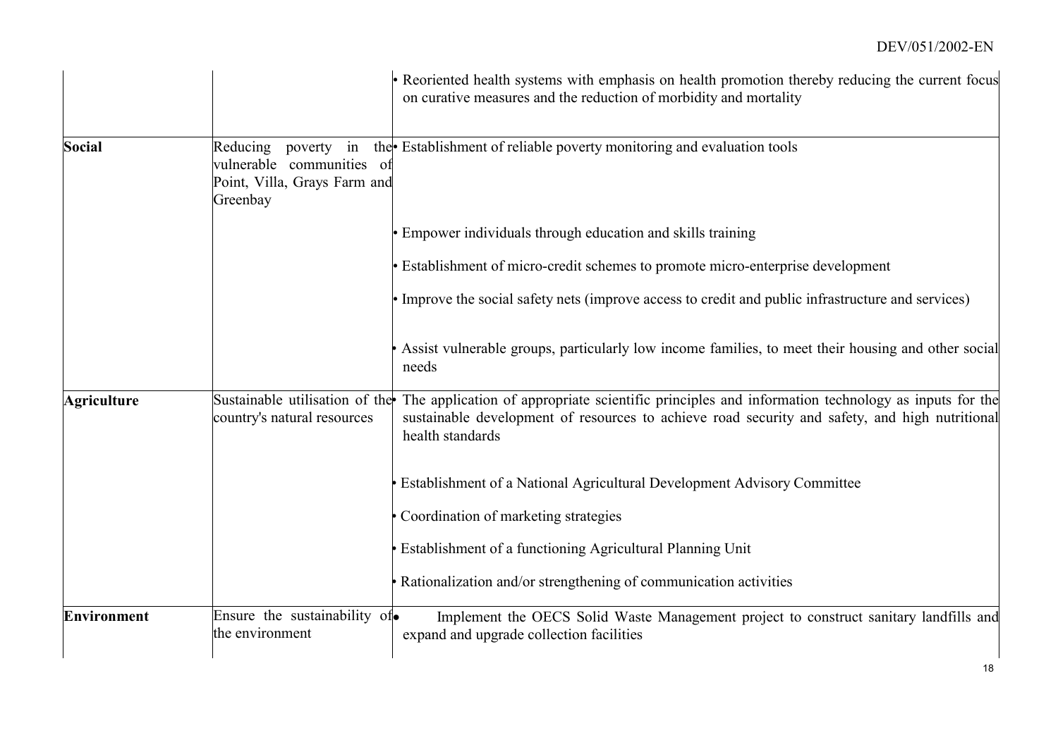| | | |
|---|---|---|
| | | • Reoriented health systems with emphasis on health promotion thereby reducing the current focus on curative measures and the reduction of morbidity and mortality |
| **Social** | Reducing poverty in the vulnerable communities of Point, Villa, Grays Farm and Greenbay | • Establishment of reliable poverty monitoring and evaluation tools |
| | | • Empower individuals through education and skills training |
| | | • Establishment of micro-credit schemes to promote micro-enterprise development |
| | | • Improve the social safety nets (improve access to credit and public infrastructure and services) |
| | | • Assist vulnerable groups, particularly low income families, to meet their housing and other social needs |
| **Agriculture** | Sustainable utilisation of the country's natural resources | • The application of appropriate scientific principles and information technology as inputs for the sustainable development of resources to achieve road security and safety, and high nutritional health standards |
| | | • Establishment of a National Agricultural Development Advisory Committee |
| | | • Coordination of marketing strategies |
| | | • Establishment of a functioning Agricultural Planning Unit |
| | | • Rationalization and/or strengthening of communication activities |
| **Environment** | Ensure the sustainability of the environment | • Implement the OECS Solid Waste Management project to construct sanitary landfills and expand and upgrade collection facilities |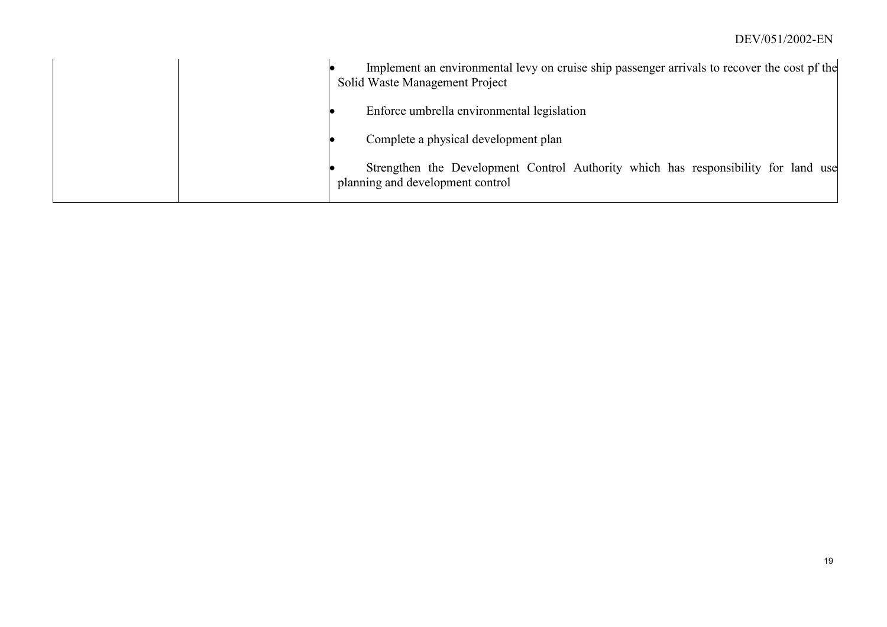| | | |
|---|---|---|
| | | • Implement an environmental levy on cruise ship passenger arrivals to recover the cost pf the Solid Waste Management Project<br><br>• Enforce umbrella environmental legislation<br><br>• Complete a physical development plan<br><br>• Strengthen the Development Control Authority which has responsibility for land use planning and development control |